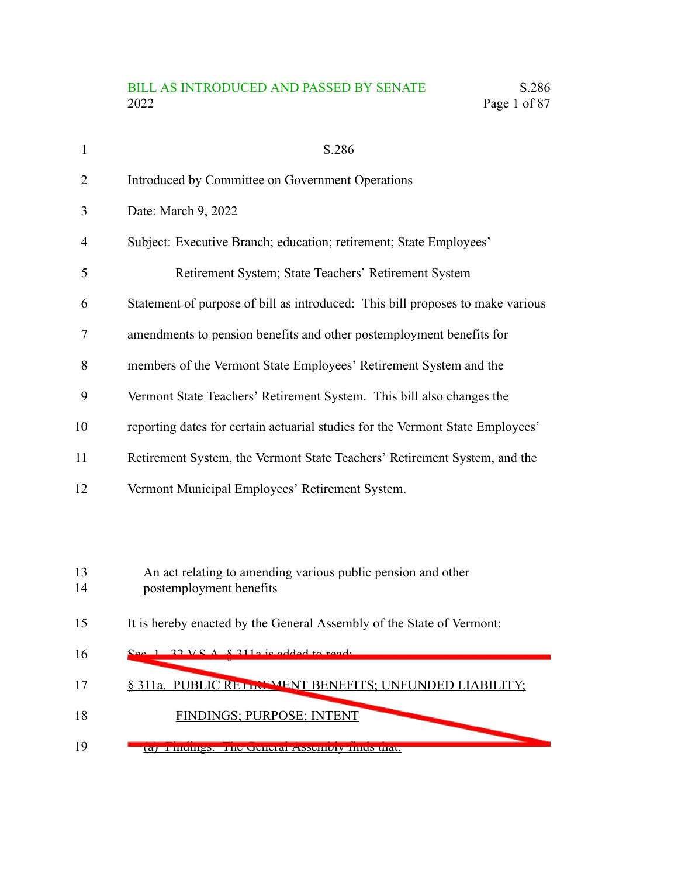S.286

Introduced by Committee on Government Operations

Date: March 9, 2022

Subject: Executive Branch; education; retirement; State Employees' Retirement System; State Teachers' Retirement System

Statement of purpose of bill as introduced: This bill proposes to make various amendments to pension benefits and other postemployment benefits for members of the Vermont State Employees' Retirement System and the Vermont State Teachers' Retirement System. This bill also changes the reporting dates for certain actuarial studies for the Vermont State Employees' Retirement System, the Vermont State Teachers' Retirement System, and the Vermont Municipal Employees' Retirement System.

An act relating to amending various public pension and other postemployment benefits

It is hereby enacted by the General Assembly of the State of Vermont:

~~Sec. 1. 32 V.S.A. § 311a is added to read:~~

~~§ 311a. PUBLIC RETIREMENT BENEFITS; UNFUNDED LIABILITY; FINDINGS; PURPOSE; INTENT~~

~~(a) Findings. The General Assembly finds that:~~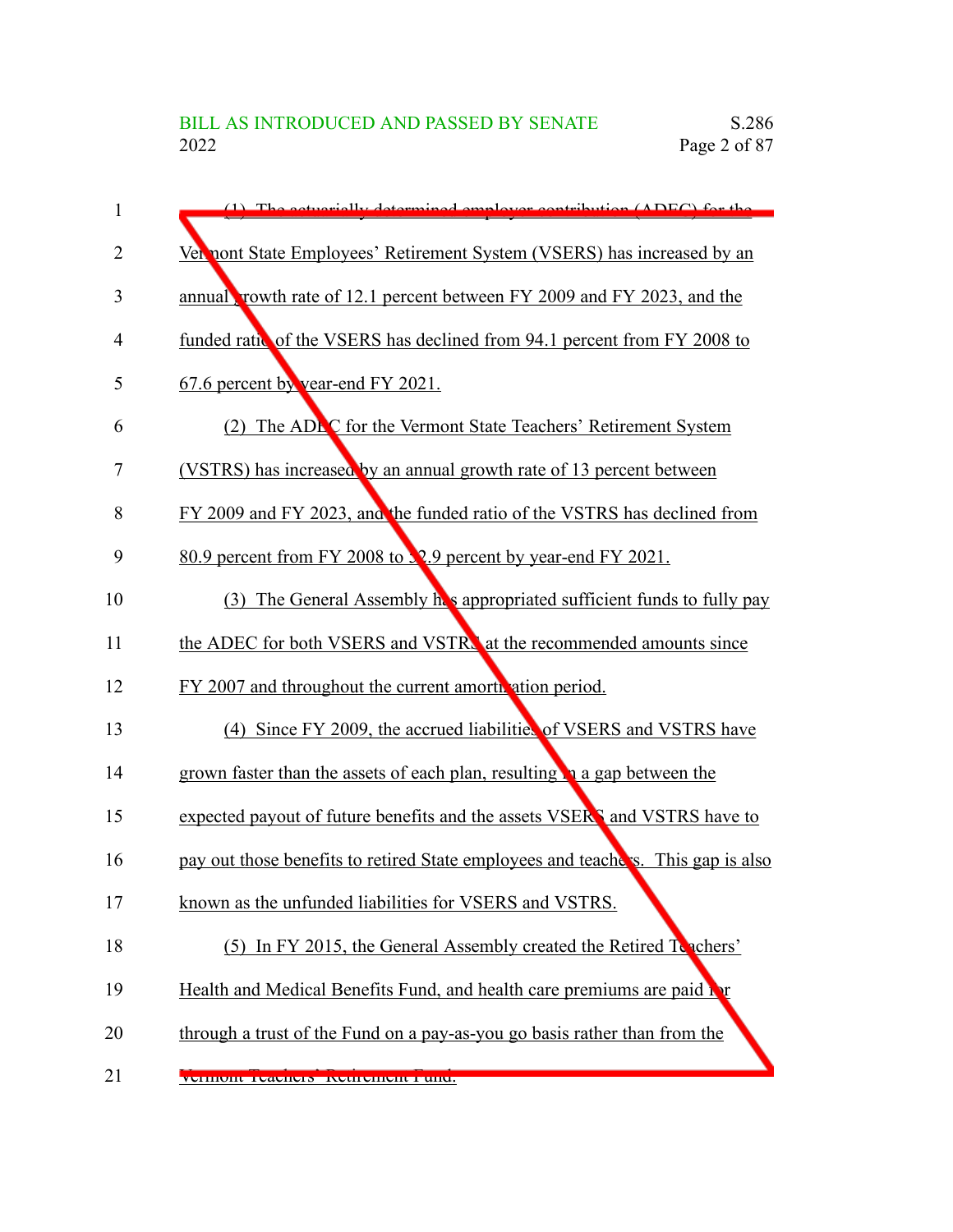(1) The actuarially determined employer contribution (ADEC) for the Vermont State Employees' Retirement System (VSERS) has increased by an annual growth rate of 12.1 percent between FY 2009 and FY 2023, and the funded ratio of the VSERS has declined from 94.1 percent from FY 2008 to 67.6 percent by year-end FY 2021.

(2) The ADEC for the Vermont State Teachers' Retirement System (VSTRS) has increased by an annual growth rate of 13 percent between FY 2009 and FY 2023, and the funded ratio of the VSTRS has declined from 80.9 percent from FY 2008 to 52.9 percent by year-end FY 2021.

(3) The General Assembly has appropriated sufficient funds to fully pay the ADEC for both VSERS and VSTRS at the recommended amounts since FY 2007 and throughout the current amortization period.

(4) Since FY 2009, the accrued liabilities of VSERS and VSTRS have grown faster than the assets of each plan, resulting in a gap between the expected payout of future benefits and the assets VSERS and VSTRS have to pay out those benefits to retired State employees and teachers. This gap is also known as the unfunded liabilities for VSERS and VSTRS.

(5) In FY 2015, the General Assembly created the Retired Teachers' Health and Medical Benefits Fund, and health care premiums are paid for through a trust of the Fund on a pay-as-you go basis rather than from the Vermont Teachers' Retirement Fund.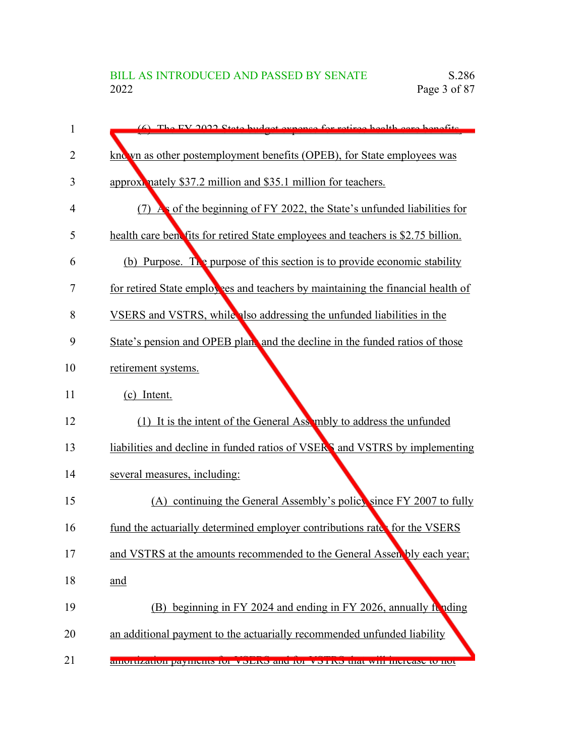(6) The FY 2022 State budget expense for retiree health care benefits, known as other postemployment benefits (OPEB), for State employees was approximately $37.2 million and $35.1 million for teachers.

(7) As of the beginning of FY 2022, the State's unfunded liabilities for health care benefits for retired State employees and teachers is $2.75 billion.

(b) Purpose. The purpose of this section is to provide economic stability for retired State employees and teachers by maintaining the financial health of VSERS and VSTRS, while also addressing the unfunded liabilities in the State's pension and OPEB plans and the decline in the funded ratios of those retirement systems.

(c) Intent.

(1) It is the intent of the General Assembly to address the unfunded liabilities and decline in funded ratios of VSERS and VSTRS by implementing several measures, including:

(A) continuing the General Assembly's policy since FY 2007 to fully fund the actuarially determined employer contributions rates for the VSERS and VSTRS at the amounts recommended to the General Assembly each year; and

(B) beginning in FY 2024 and ending in FY 2026, annually funding an additional payment to the actuarially recommended unfunded liability amortization payments for VSERS and for VSTRS that will increase to not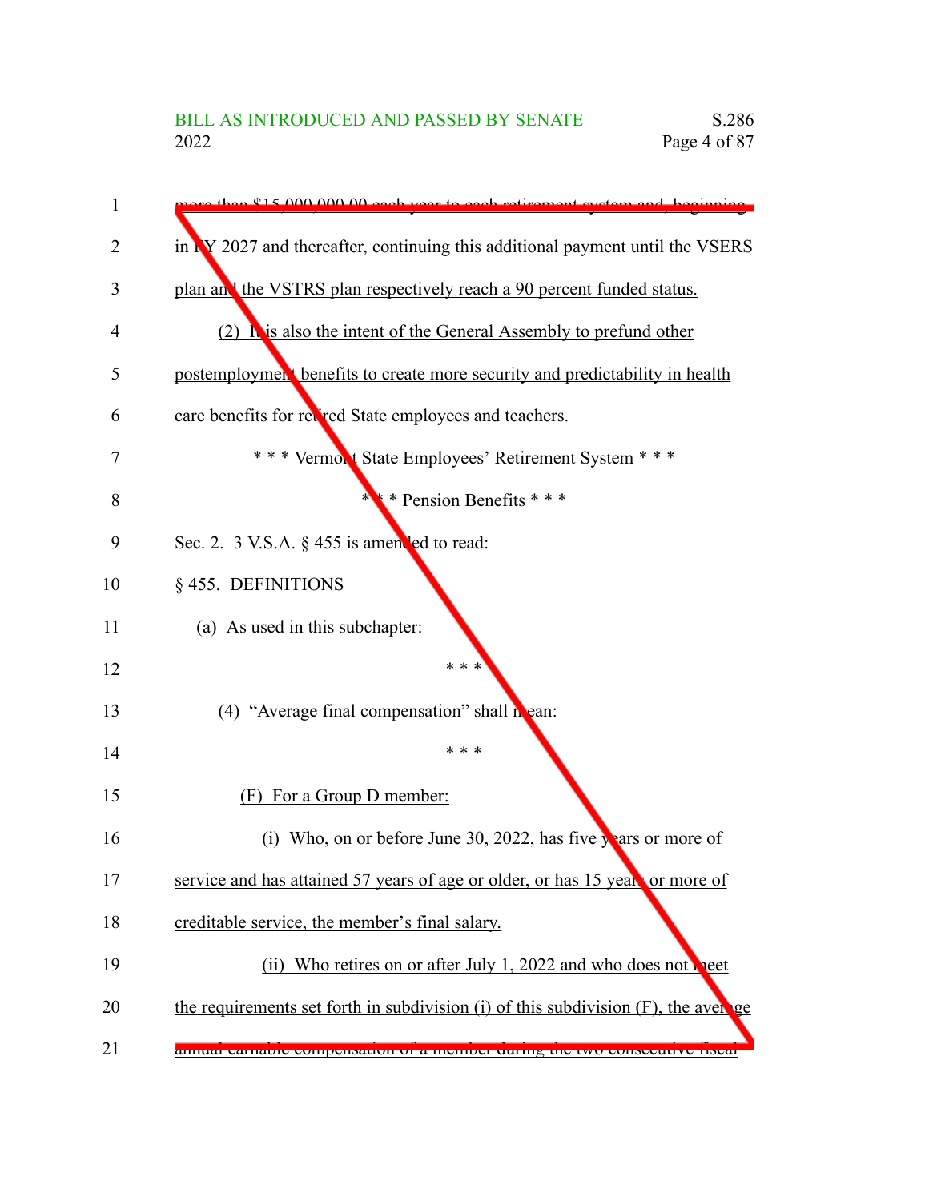more than $15,000,000.00 each year to each retirement system and, beginning in FY 2027 and thereafter, continuing this additional payment until the VSERS plan and the VSTRS plan respectively reach a 90 percent funded status.

(2) It is also the intent of the General Assembly to prefund other postemployment benefits to create more security and predictability in health care benefits for retired State employees and teachers.

\* \* \* Vermont State Employees' Retirement System \* \* \*

\* \* \* Pension Benefits \* \* \*

Sec. 2. 3 V.S.A. § 455 is amended to read:

§ 455. DEFINITIONS

(a) As used in this subchapter:

\* \* \*

(4) "Average final compensation" shall mean:

\* \* \*

(F) For a Group D member:

(i) Who, on or before June 30, 2022, has five years or more of service and has attained 57 years of age or older, or has 15 years or more of creditable service, the member's final salary.

(ii) Who retires on or after July 1, 2022 and who does not meet the requirements set forth in subdivision (i) of this subdivision (F), the average annual earnable compensation of a member during the two consecutive fiscal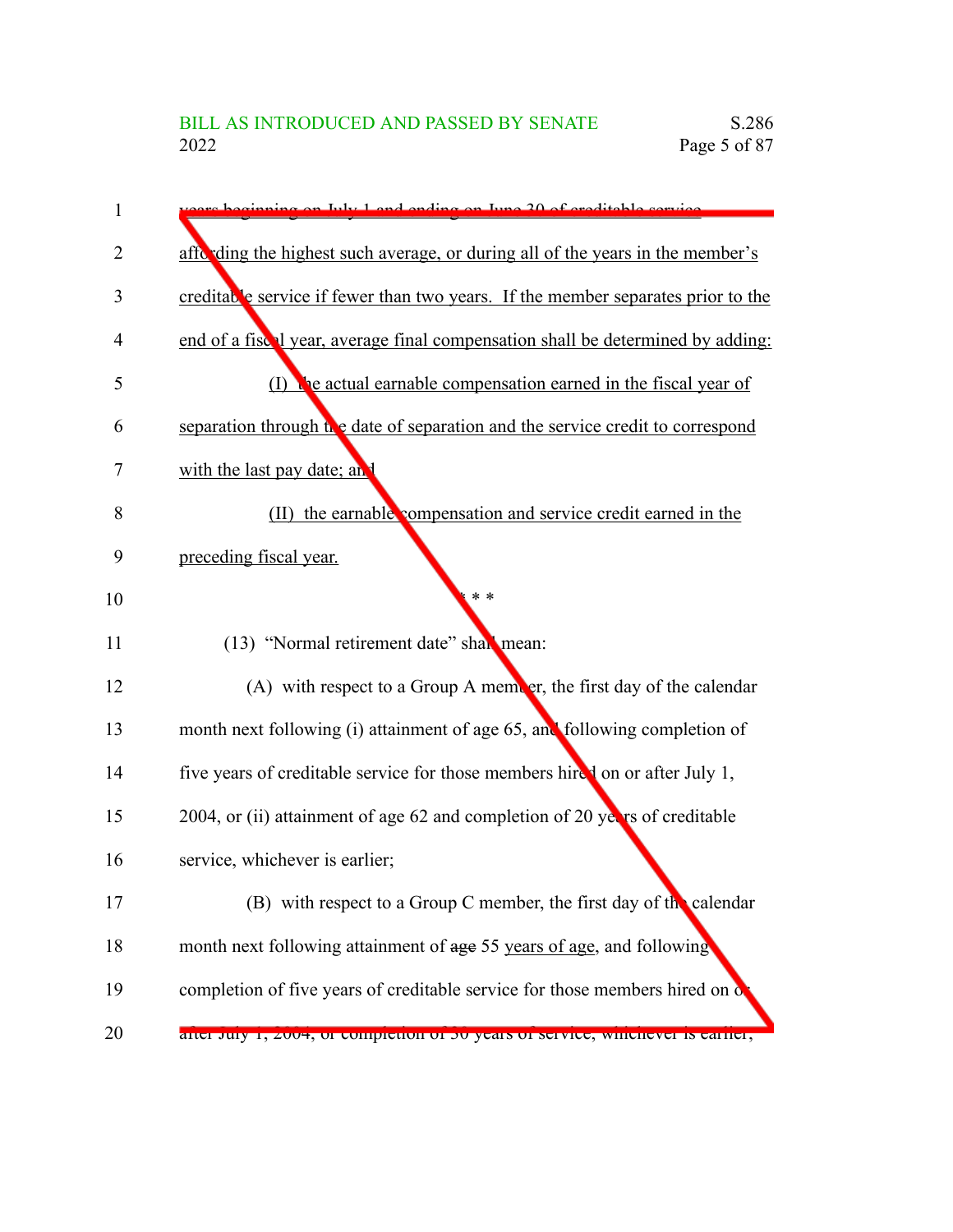years beginning on July 1 and ending on June 30 of creditable service affording the highest such average, or during all of the years in the member's creditable service if fewer than two years. If the member separates prior to the end of a fiscal year, average final compensation shall be determined by adding:

(I) the actual earnable compensation earned in the fiscal year of separation through the date of separation and the service credit to correspond with the last pay date; and

(II) the earnable compensation and service credit earned in the preceding fiscal year.

\* \* \*

(13) "Normal retirement date" shall mean:

(A) with respect to a Group A member, the first day of the calendar month next following (i) attainment of age 65, and following completion of five years of creditable service for those members hired on or after July 1, 2004, or (ii) attainment of age 62 and completion of 20 years of creditable service, whichever is earlier;

(B) with respect to a Group C member, the first day of the calendar month next following attainment of ~~age~~ 55 years of age, and following completion of five years of creditable service for those members hired on or after July 1, 2004, or completion of 30 years of service, whichever is earlier;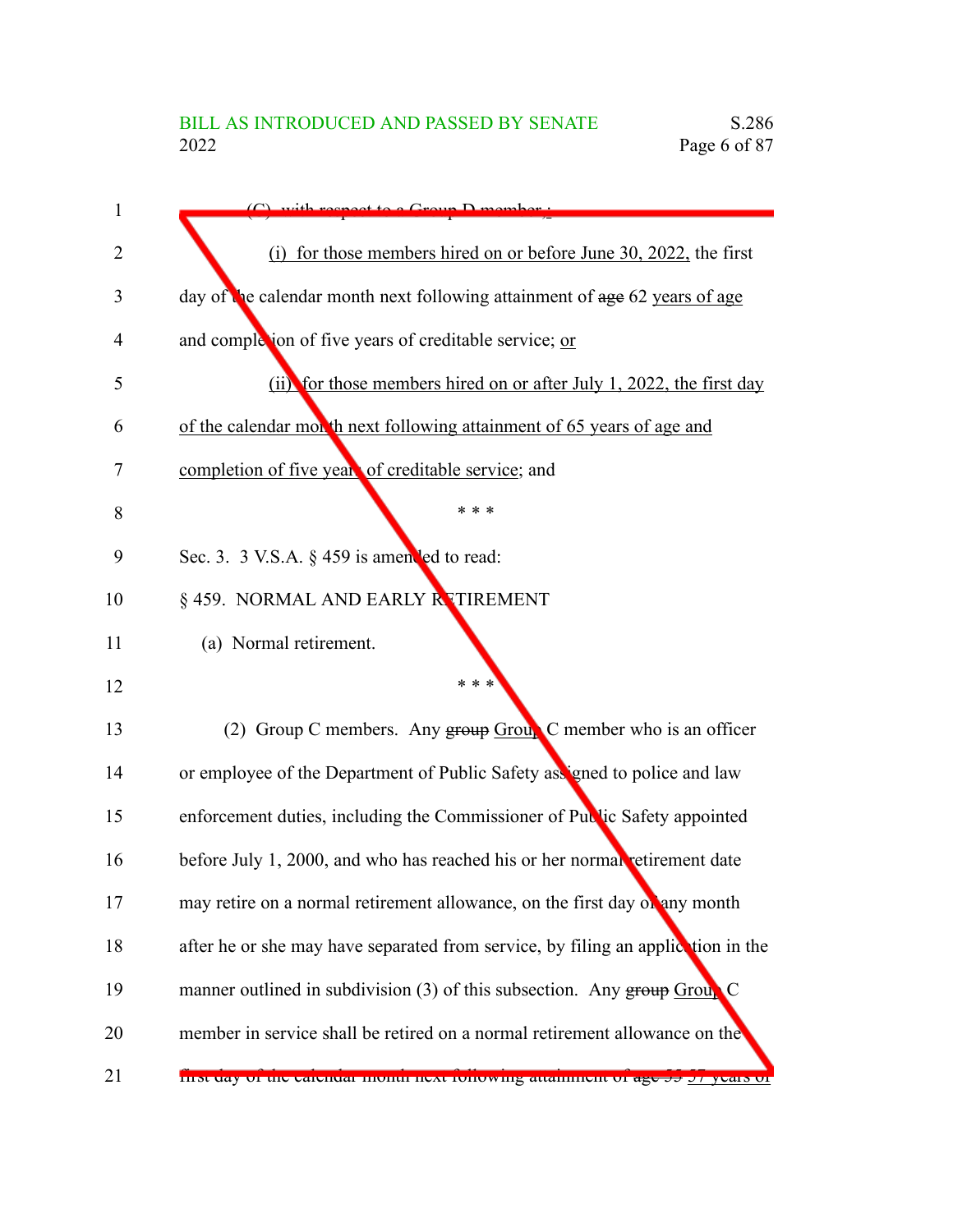(C) with respect to a Group D member,:

(i) for those members hired on or before June 30, 2022, the first day of the calendar month next following attainment of ~~age~~ 62 years of age and completion of five years of creditable service; or

(ii) for those members hired on or after July 1, 2022, the first day of the calendar month next following attainment of 65 years of age and completion of five years of creditable service; and

\* \* \*

Sec. 3. 3 V.S.A. § 459 is amended to read:

§ 459. NORMAL AND EARLY RETIREMENT

(a) Normal retirement.

\* \* \*

(2) Group C members. Any ~~group~~ Group C member who is an officer or employee of the Department of Public Safety assigned to police and law enforcement duties, including the Commissioner of Public Safety appointed before July 1, 2000, and who has reached his or her normal retirement date may retire on a normal retirement allowance, on the first day of any month after he or she may have separated from service, by filing an application in the manner outlined in subdivision (3) of this subsection. Any ~~group~~ Group C member in service shall be retired on a normal retirement allowance on the first day of the calendar month next following attainment of ~~age 55~~ 57 years of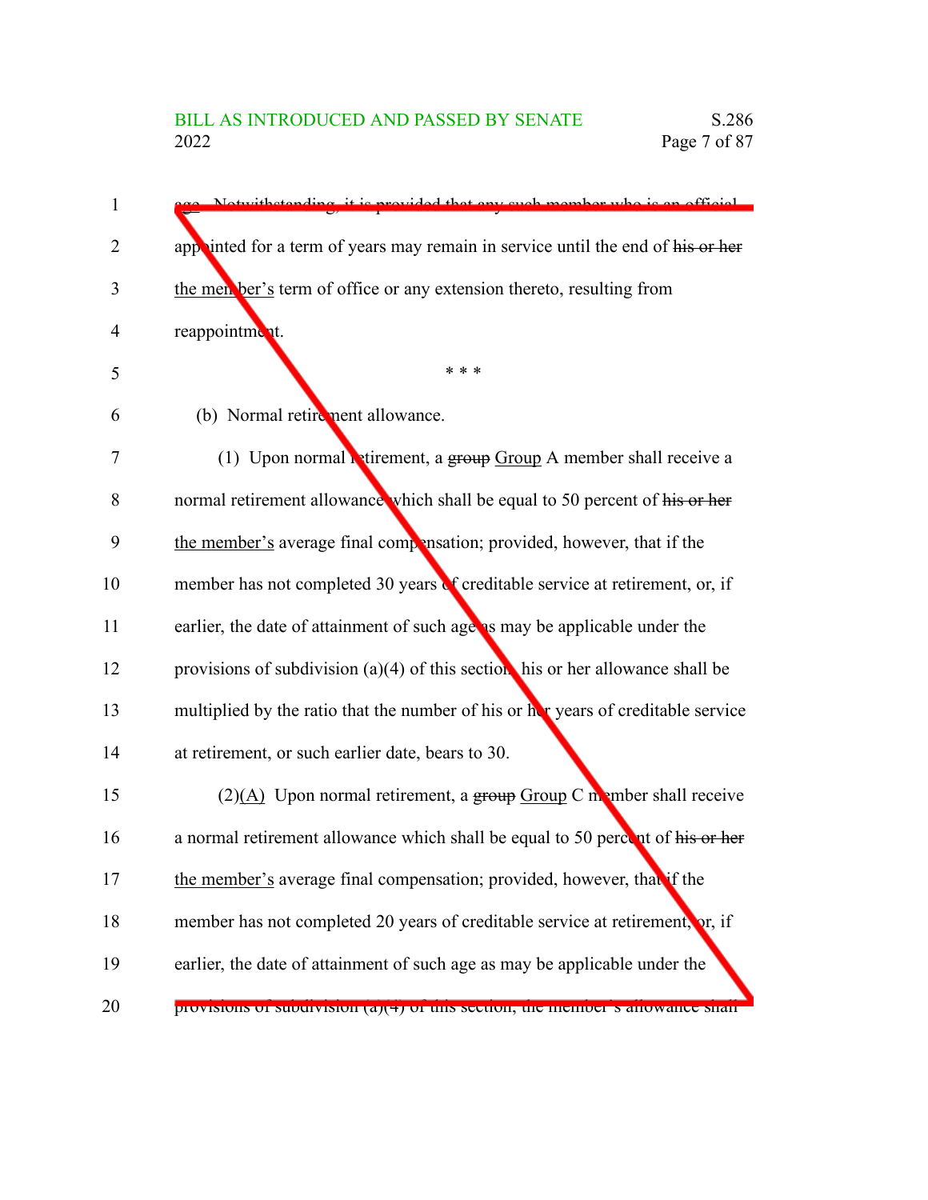age. Notwithstanding, it is provided that any such member who is an official appointed for a term of years may remain in service until the end of ~~his or her~~ the member's term of office or any extension thereto, resulting from reappointment.

\* \* \*

(b) Normal retirement allowance.

(1) Upon normal retirement, a ~~group~~ Group A member shall receive a normal retirement allowance which shall be equal to 50 percent of ~~his or her~~ the member's average final compensation; provided, however, that if the member has not completed 30 years of creditable service at retirement, or, if earlier, the date of attainment of such age as may be applicable under the provisions of subdivision (a)(4) of this section, his or her allowance shall be multiplied by the ratio that the number of his or her years of creditable service at retirement, or such earlier date, bears to 30.

(2)(A) Upon normal retirement, a ~~group~~ Group C member shall receive a normal retirement allowance which shall be equal to 50 percent of ~~his or her~~ the member's average final compensation; provided, however, that if the member has not completed 20 years of creditable service at retirement, or, if earlier, the date of attainment of such age as may be applicable under the provisions of subdivision (a)(4) of this section, the member's allowance shall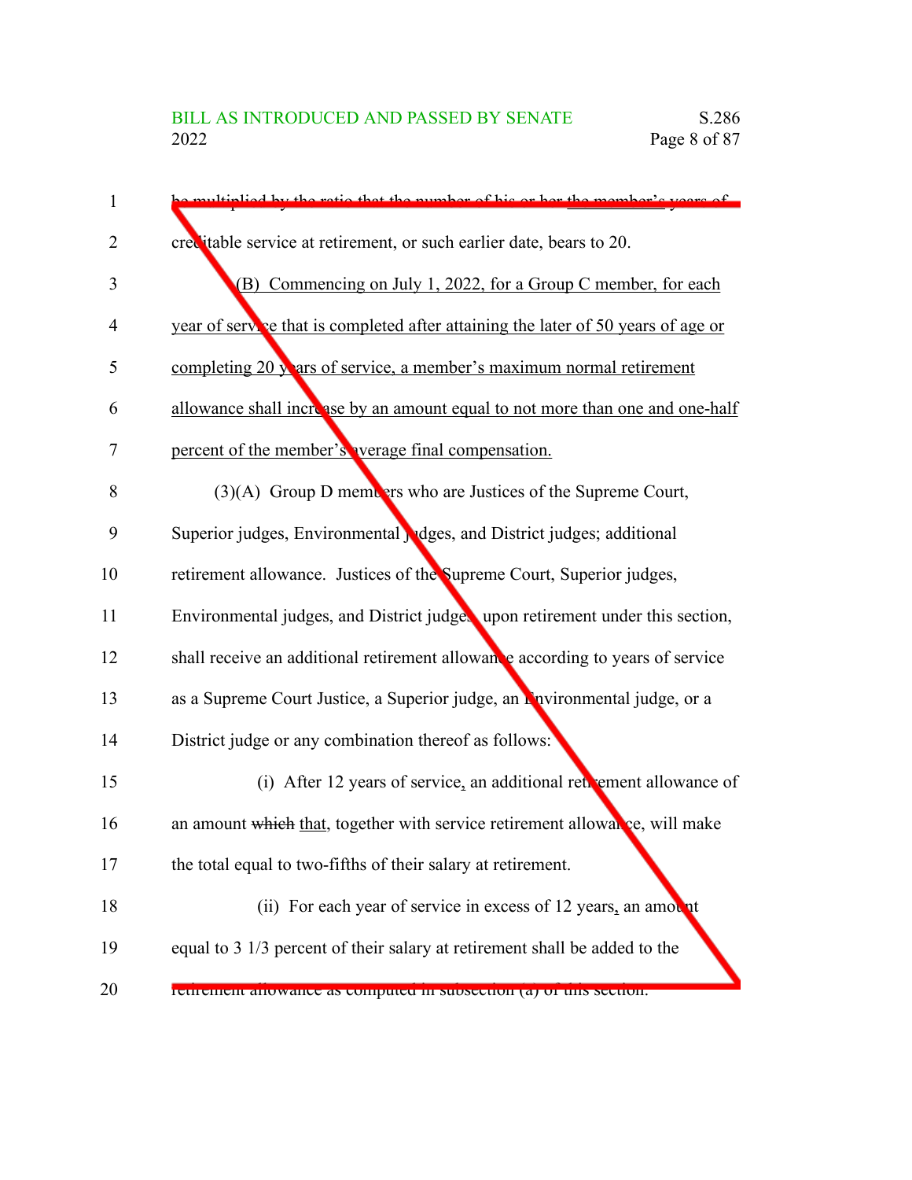be multiplied by the ratio that the number of his or her the member's years of creditable service at retirement, or such earlier date, bears to 20.

(B) Commencing on July 1, 2022, for a Group C member, for each year of service that is completed after attaining the later of 50 years of age or completing 20 years of service, a member's maximum normal retirement allowance shall increase by an amount equal to not more than one and one-half percent of the member's average final compensation.

(3)(A) Group D members who are Justices of the Supreme Court, Superior judges, Environmental judges, and District judges; additional retirement allowance. Justices of the Supreme Court, Superior judges, Environmental judges, and District judges, upon retirement under this section, shall receive an additional retirement allowance according to years of service as a Supreme Court Justice, a Superior judge, an Environmental judge, or a District judge or any combination thereof as follows:

(i) After 12 years of service, an additional retirement allowance of an amount which that, together with service retirement allowance, will make the total equal to two-fifths of their salary at retirement.

(ii) For each year of service in excess of 12 years, an amount equal to 3 1/3 percent of their salary at retirement shall be added to the retirement allowance as computed in subsection (a) of this section.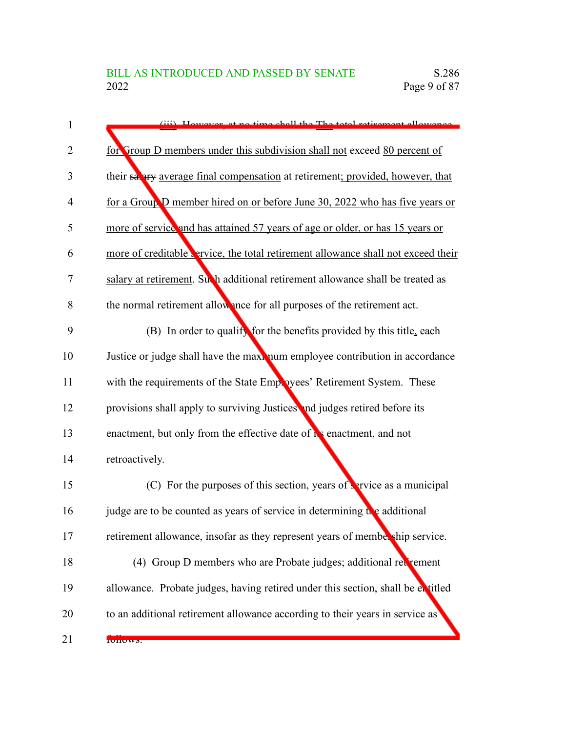(iii) However, at no time shall the The total retirement allowance for Group D members under this subdivision shall not exceed 80 percent of their salary average final compensation at retirement; provided, however, that for a Group D member hired on or before June 30, 2022 who has five years or more of service and has attained 57 years of age or older, or has 15 years or more of creditable service, the total retirement allowance shall not exceed their salary at retirement. Such additional retirement allowance shall be treated as the normal retirement allowance for all purposes of the retirement act.

(B) In order to qualify for the benefits provided by this title, each Justice or judge shall have the maximum employee contribution in accordance with the requirements of the State Employees' Retirement System. These provisions shall apply to surviving Justices and judges retired before its enactment, but only from the effective date of its enactment, and not retroactively.

(C) For the purposes of this section, years of service as a municipal judge are to be counted as years of service in determining the additional retirement allowance, insofar as they represent years of membership service.

(4) Group D members who are Probate judges; additional retirement allowance. Probate judges, having retired under this section, shall be entitled to an additional retirement allowance according to their years in service as follows: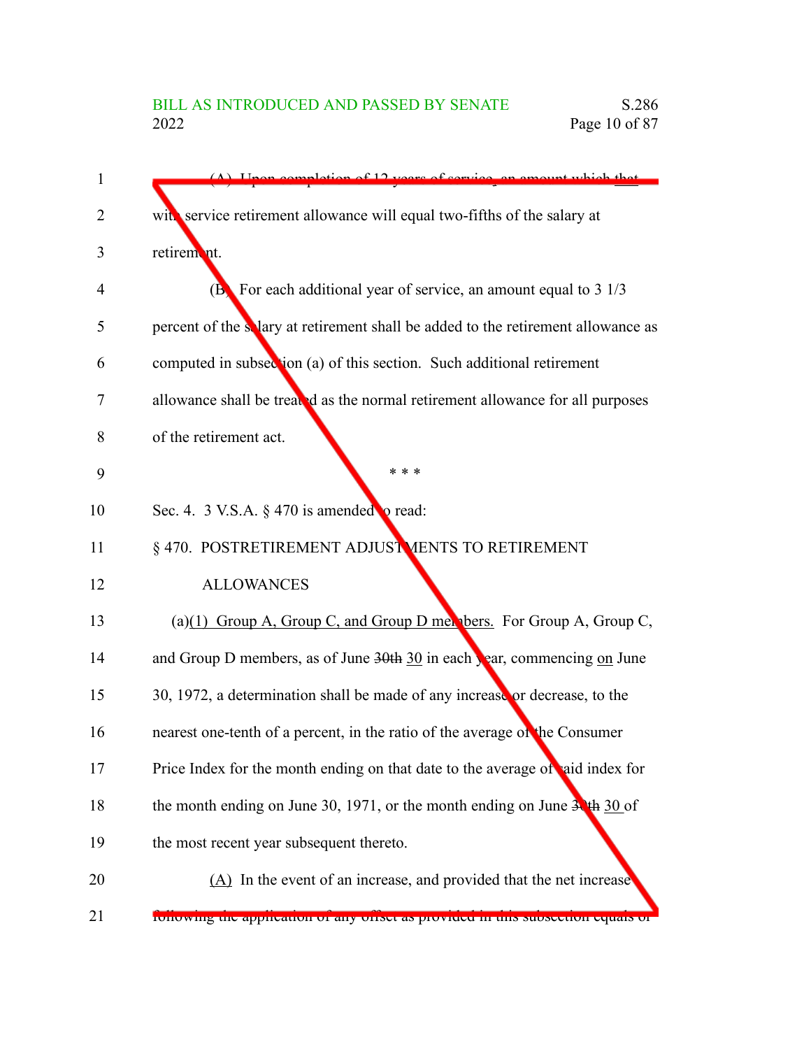(A) Upon completion of 12 years of service, an amount which that with service retirement allowance will equal two-fifths of the salary at retirement.

(B) For each additional year of service, an amount equal to 3 1/3 percent of the salary at retirement shall be added to the retirement allowance as computed in subsection (a) of this section. Such additional retirement allowance shall be treated as the normal retirement allowance for all purposes of the retirement act.

\* \* \*

Sec. 4. 3 V.S.A. § 470 is amended to read:

§ 470. POSTRETIREMENT ADJUSTMENTS TO RETIREMENT ALLOWANCES

(a)(1) Group A, Group C, and Group D members. For Group A, Group C, and Group D members, as of June ~~30th~~ 30 in each year, commencing on June 30, 1972, a determination shall be made of any increase or decrease, to the nearest one-tenth of a percent, in the ratio of the average of the Consumer Price Index for the month ending on that date to the average of said index for the month ending on June 30, 1971, or the month ending on June ~~30th~~ 30 of the most recent year subsequent thereto.

(A) In the event of an increase, and provided that the net increase following the application of any offset as provided in this subsection equals or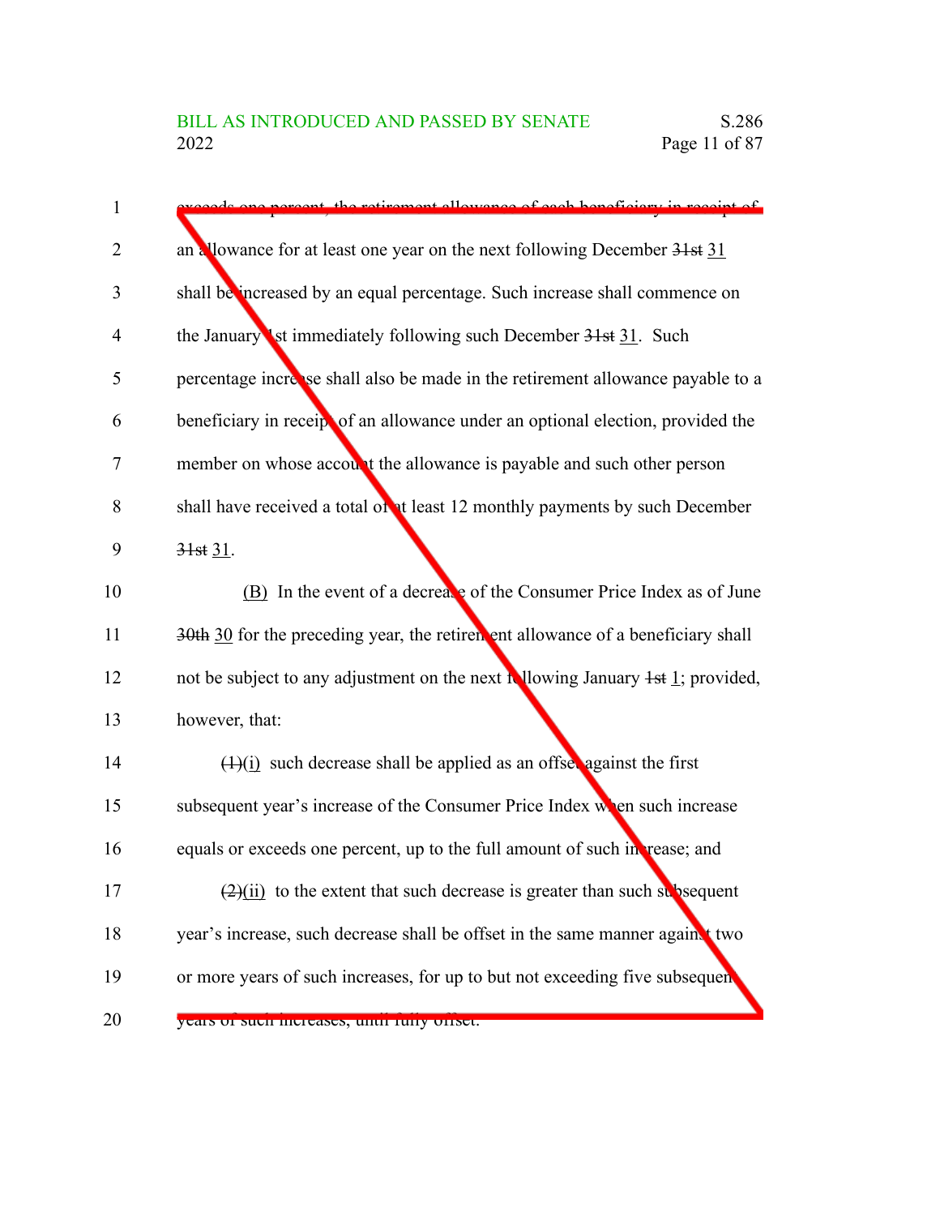exceeds one percent, the retirement allowance of each beneficiary in receipt of an allowance for at least one year on the next following December ~~31st~~ 31 shall be increased by an equal percentage. Such increase shall commence on the January 1st immediately following such December ~~31st~~ 31. Such percentage increase shall also be made in the retirement allowance payable to a beneficiary in receipt of an allowance under an optional election, provided the member on whose account the allowance is payable and such other person shall have received a total of at least 12 monthly payments by such December ~~31st~~ 31.

(B) In the event of a decrease of the Consumer Price Index as of June ~~30th~~ 30 for the preceding year, the retirement allowance of a beneficiary shall not be subject to any adjustment on the next following January ~~1st~~ 1; provided, however, that:

~~(1)~~(i) such decrease shall be applied as an offset against the first subsequent year's increase of the Consumer Price Index when such increase equals or exceeds one percent, up to the full amount of such increase; and

~~(2)~~(ii) to the extent that such decrease is greater than such subsequent year's increase, such decrease shall be offset in the same manner against two or more years of such increases, for up to but not exceeding five subsequent years of such increases, until fully offset.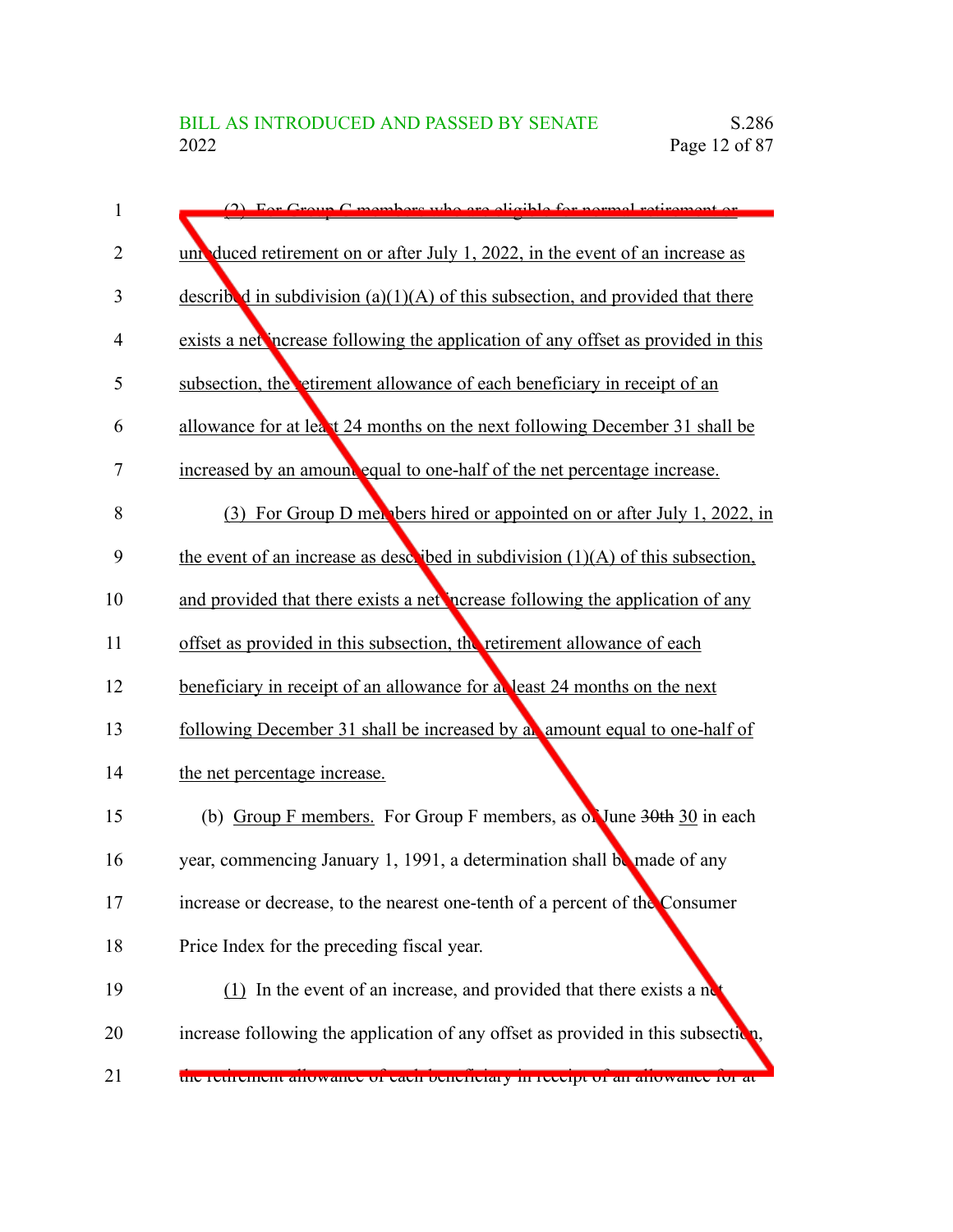(2) For Group C members who are eligible for normal retirement or unreduced retirement on or after July 1, 2022, in the event of an increase as described in subdivision (a)(1)(A) of this subsection, and provided that there exists a net increase following the application of any offset as provided in this subsection, the retirement allowance of each beneficiary in receipt of an allowance for at least 24 months on the next following December 31 shall be increased by an amount equal to one-half of the net percentage increase.

(3) For Group D members hired or appointed on or after July 1, 2022, in the event of an increase as described in subdivision (1)(A) of this subsection, and provided that there exists a net increase following the application of any offset as provided in this subsection, the retirement allowance of each beneficiary in receipt of an allowance for at least 24 months on the next following December 31 shall be increased by an amount equal to one-half of the net percentage increase.

(b) Group F members. For Group F members, as of June ~~30th~~ 30 in each year, commencing January 1, 1991, a determination shall be made of any increase or decrease, to the nearest one-tenth of a percent of the Consumer Price Index for the preceding fiscal year.

(1) In the event of an increase, and provided that there exists a net increase following the application of any offset as provided in this subsection, the retirement allowance of each beneficiary in receipt of an allowance for at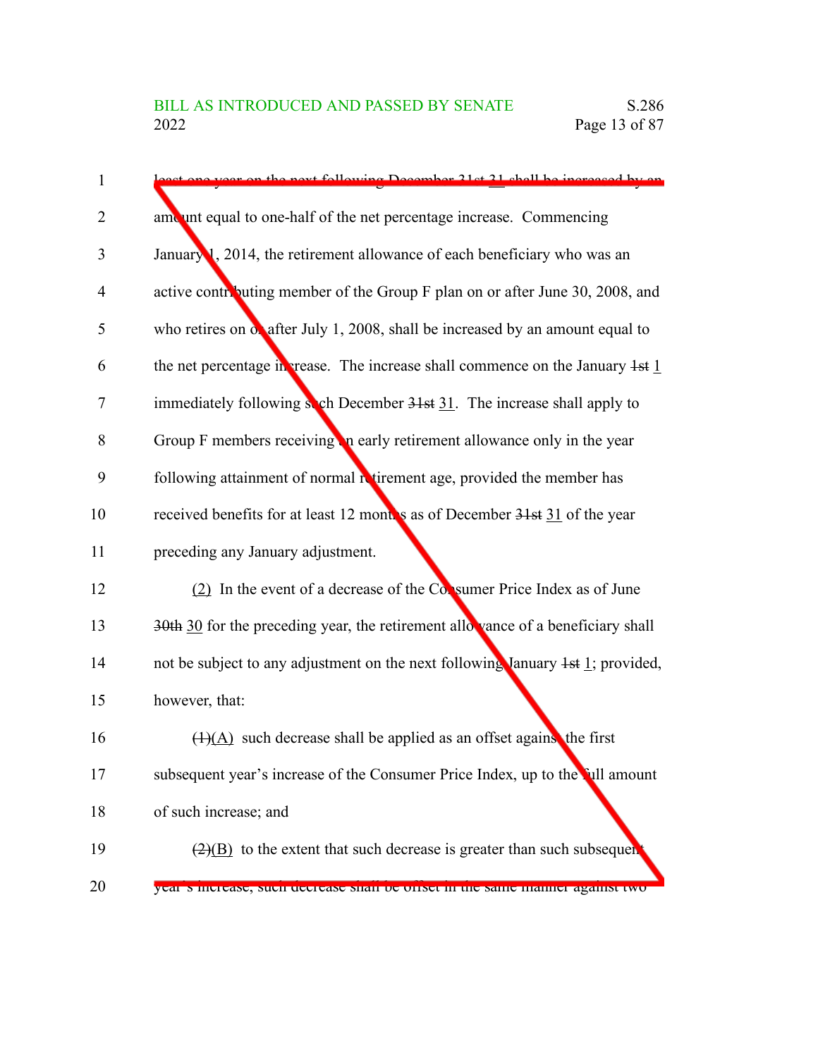least one year on the next following December ~~31st~~ 31 shall be increased by an amount equal to one-half of the net percentage increase. Commencing January 1, 2014, the retirement allowance of each beneficiary who was an active contributing member of the Group F plan on or after June 30, 2008, and who retires on or after July 1, 2008, shall be increased by an amount equal to the net percentage increase. The increase shall commence on the January ~~1st~~ 1 immediately following such December ~~31st~~ 31. The increase shall apply to Group F members receiving an early retirement allowance only in the year following attainment of normal retirement age, provided the member has received benefits for at least 12 months as of December ~~31st~~ 31 of the year preceding any January adjustment.

(2) In the event of a decrease of the Consumer Price Index as of June ~~30th~~ 30 for the preceding year, the retirement allowance of a beneficiary shall not be subject to any adjustment on the next following January ~~1st~~ 1; provided, however, that:

~~(1)~~(A) such decrease shall be applied as an offset against the first subsequent year's increase of the Consumer Price Index, up to the full amount of such increase; and

~~(2)~~(B) to the extent that such decrease is greater than such subsequent year's increase, such decrease shall be offset in the same manner against two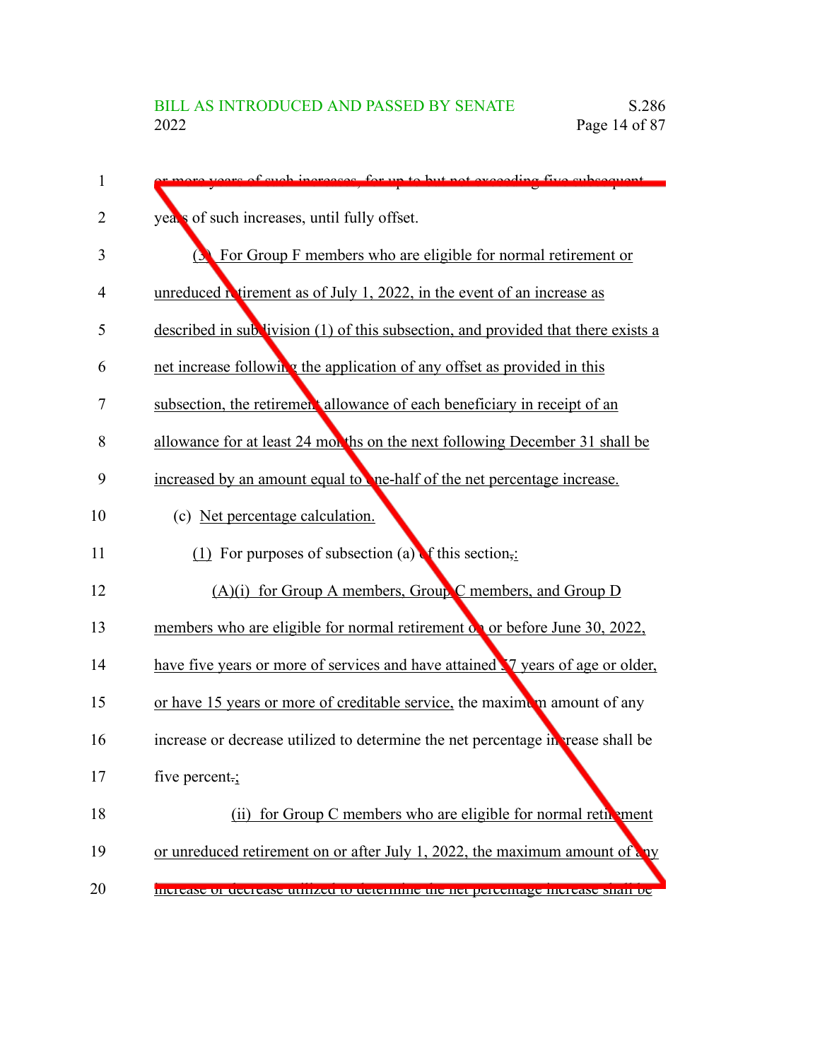or more years of such increases, for up to but not exceeding five subsequent years of such increases, until fully offset.

(3) For Group F members who are eligible for normal retirement or unreduced retirement as of July 1, 2022, in the event of an increase as described in subdivision (1) of this subsection, and provided that there exists a net increase following the application of any offset as provided in this subsection, the retirement allowance of each beneficiary in receipt of an allowance for at least 24 months on the next following December 31 shall be increased by an amount equal to one-half of the net percentage increase.

(c) Net percentage calculation.

(1) For purposes of subsection (a) of this section,:

(A)(i) for Group A members, Group C members, and Group D members who are eligible for normal retirement on or before June 30, 2022, have five years or more of services and have attained 57 years of age or older, or have 15 years or more of creditable service, the maximum amount of any increase or decrease utilized to determine the net percentage increase shall be five percent.;

(ii) for Group C members who are eligible for normal retirement or unreduced retirement on or after July 1, 2022, the maximum amount of any increase or decrease utilized to determine the net percentage increase shall be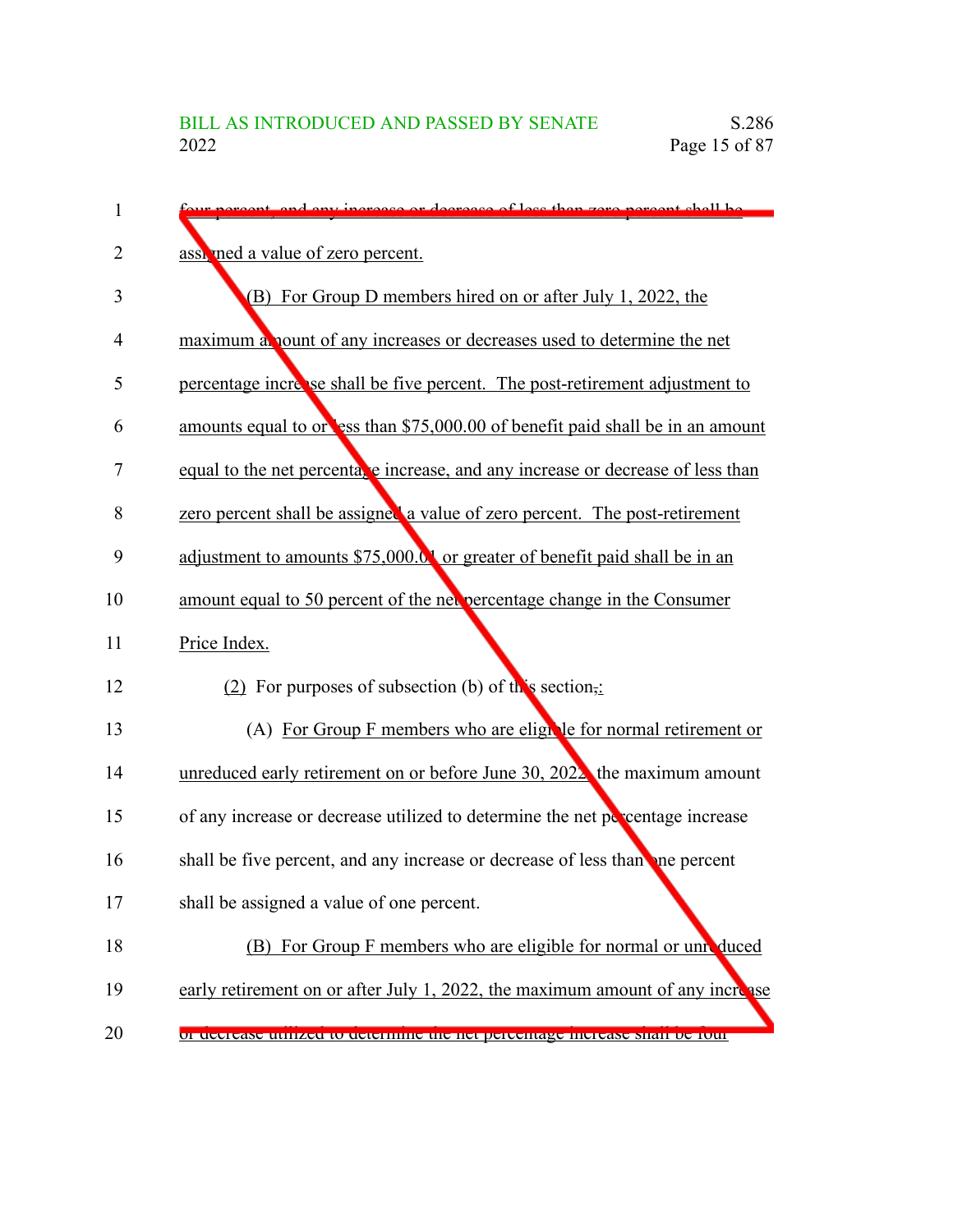four percent, and any increase or decrease of less than zero percent shall be assigned a value of zero percent.

(B) For Group D members hired on or after July 1, 2022, the maximum amount of any increases or decreases used to determine the net percentage increase shall be five percent. The post-retirement adjustment to amounts equal to or less than $75,000.00 of benefit paid shall be in an amount equal to the net percentage increase, and any increase or decrease of less than zero percent shall be assigned a value of zero percent. The post-retirement adjustment to amounts $75,000.01 or greater of benefit paid shall be in an amount equal to 50 percent of the net percentage change in the Consumer Price Index.

(2) For purposes of subsection (b) of this section,:

(A) For Group F members who are eligible for normal retirement or unreduced early retirement on or before June 30, 2022, the maximum amount of any increase or decrease utilized to determine the net percentage increase shall be five percent, and any increase or decrease of less than one percent shall be assigned a value of one percent.

(B) For Group F members who are eligible for normal or unreduced early retirement on or after July 1, 2022, the maximum amount of any increase or decrease utilized to determine the net percentage increase shall be four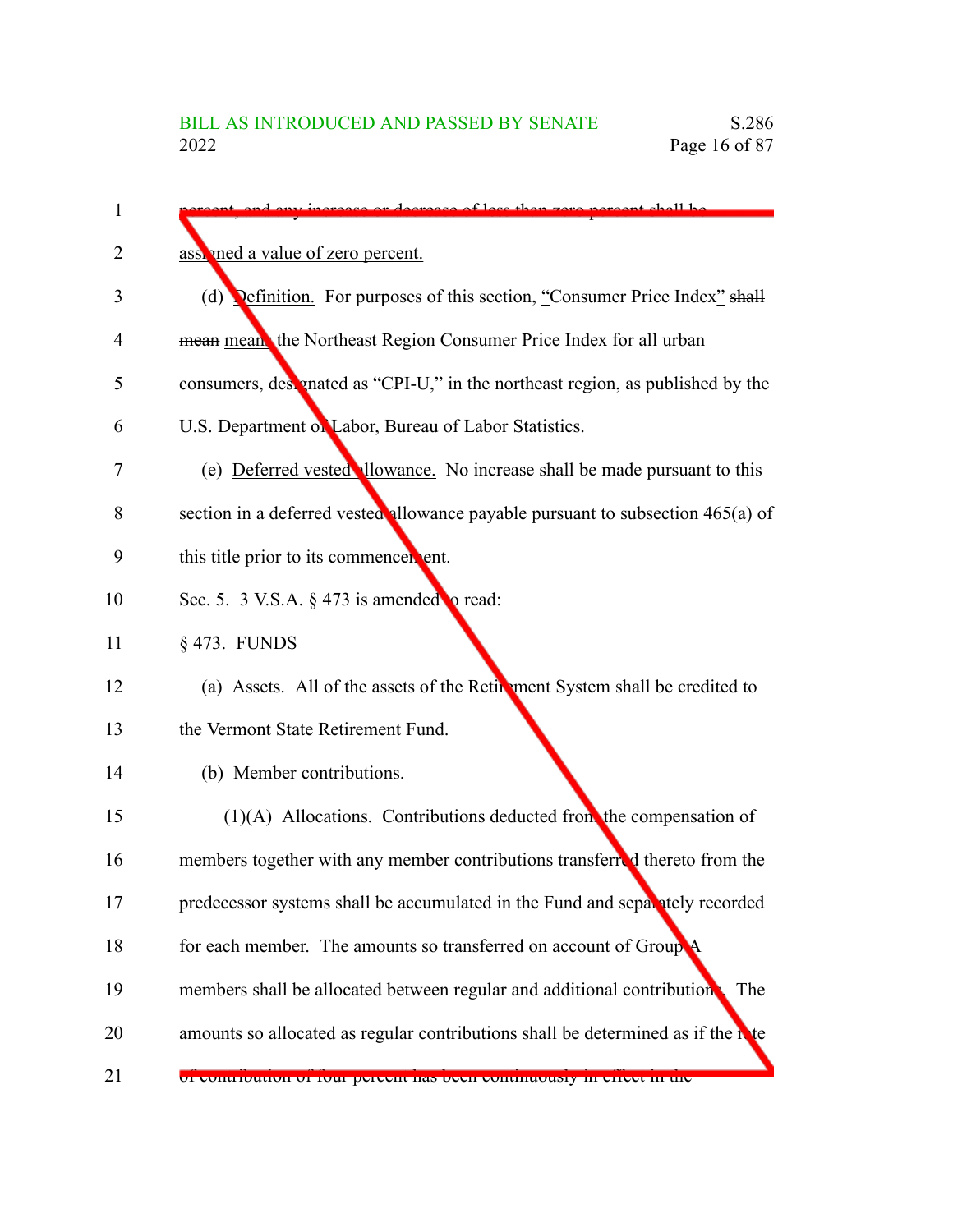percent, and any increase or decrease of less than zero percent shall be assigned a value of zero percent.

(d) Definition. For purposes of this section, "Consumer Price Index" ~~shall mean~~ means the Northeast Region Consumer Price Index for all urban consumers, designated as "CPI-U," in the northeast region, as published by the U.S. Department of Labor, Bureau of Labor Statistics.

(e) Deferred vested allowance. No increase shall be made pursuant to this section in a deferred vested allowance payable pursuant to subsection 465(a) of this title prior to its commencement.

Sec. 5. 3 V.S.A. § 473 is amended to read:

§ 473. FUNDS

(a) Assets. All of the assets of the Retirement System shall be credited to the Vermont State Retirement Fund.

(b) Member contributions.

(1)(A) Allocations. Contributions deducted from the compensation of members together with any member contributions transferred thereto from the predecessor systems shall be accumulated in the Fund and separately recorded for each member. The amounts so transferred on account of Group A members shall be allocated between regular and additional contributions. The amounts so allocated as regular contributions shall be determined as if the rate of contribution of four percent has been continuously in effect in the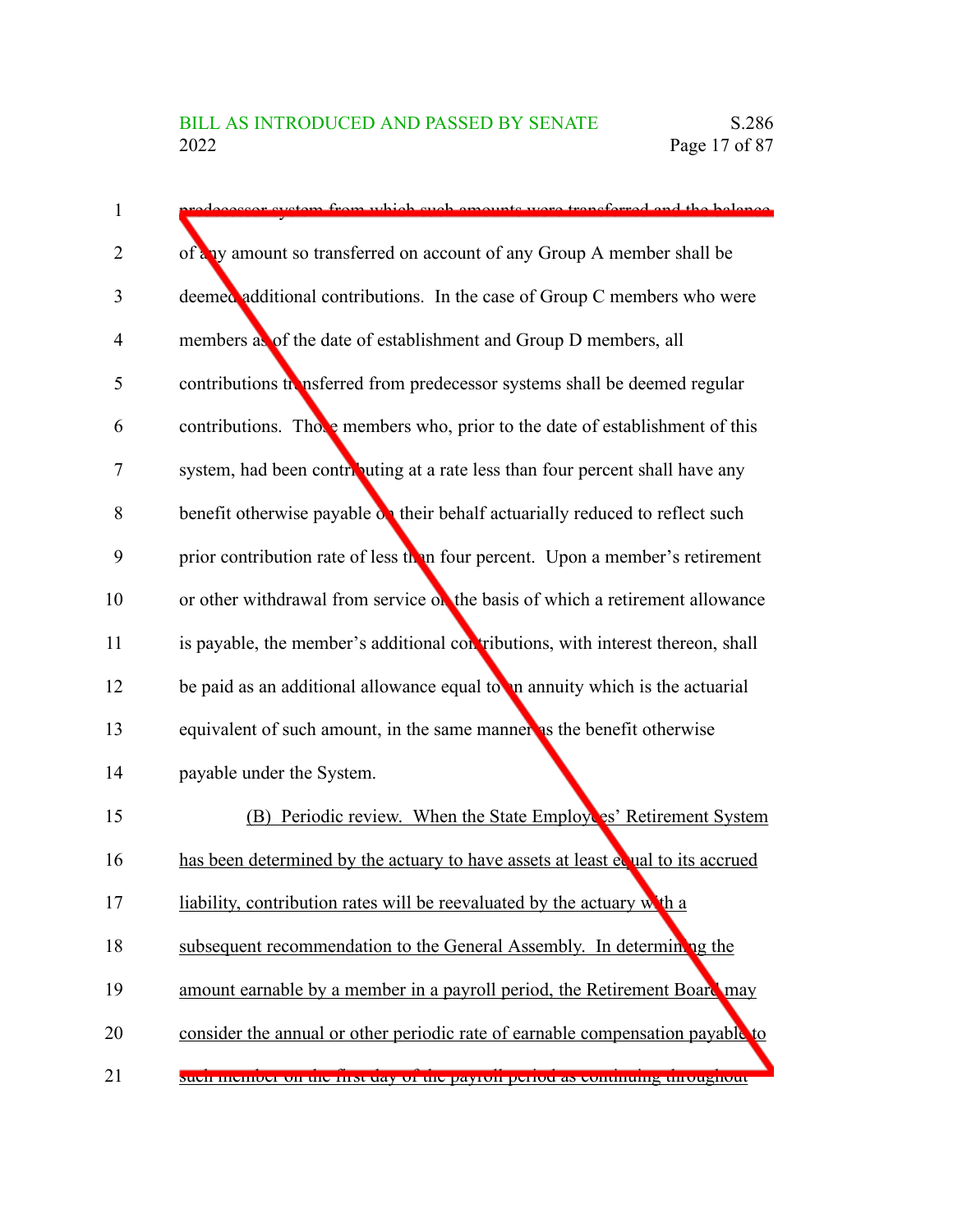predecessor system from which such amounts were transferred and the balance of any amount so transferred on account of any Group A member shall be deemed additional contributions. In the case of Group C members who were members as of the date of establishment and Group D members, all contributions transferred from predecessor systems shall be deemed regular contributions. Those members who, prior to the date of establishment of this system, had been contributing at a rate less than four percent shall have any benefit otherwise payable on their behalf actuarially reduced to reflect such prior contribution rate of less than four percent. Upon a member's retirement or other withdrawal from service on the basis of which a retirement allowance is payable, the member's additional contributions, with interest thereon, shall be paid as an additional allowance equal to an annuity which is the actuarial equivalent of such amount, in the same manner as the benefit otherwise payable under the System.

(B) Periodic review. When the State Employees' Retirement System has been determined by the actuary to have assets at least equal to its accrued liability, contribution rates will be reevaluated by the actuary with a subsequent recommendation to the General Assembly. In determining the amount earnable by a member in a payroll period, the Retirement Board may consider the annual or other periodic rate of earnable compensation payable to such member on the first day of the payroll period as continuing throughout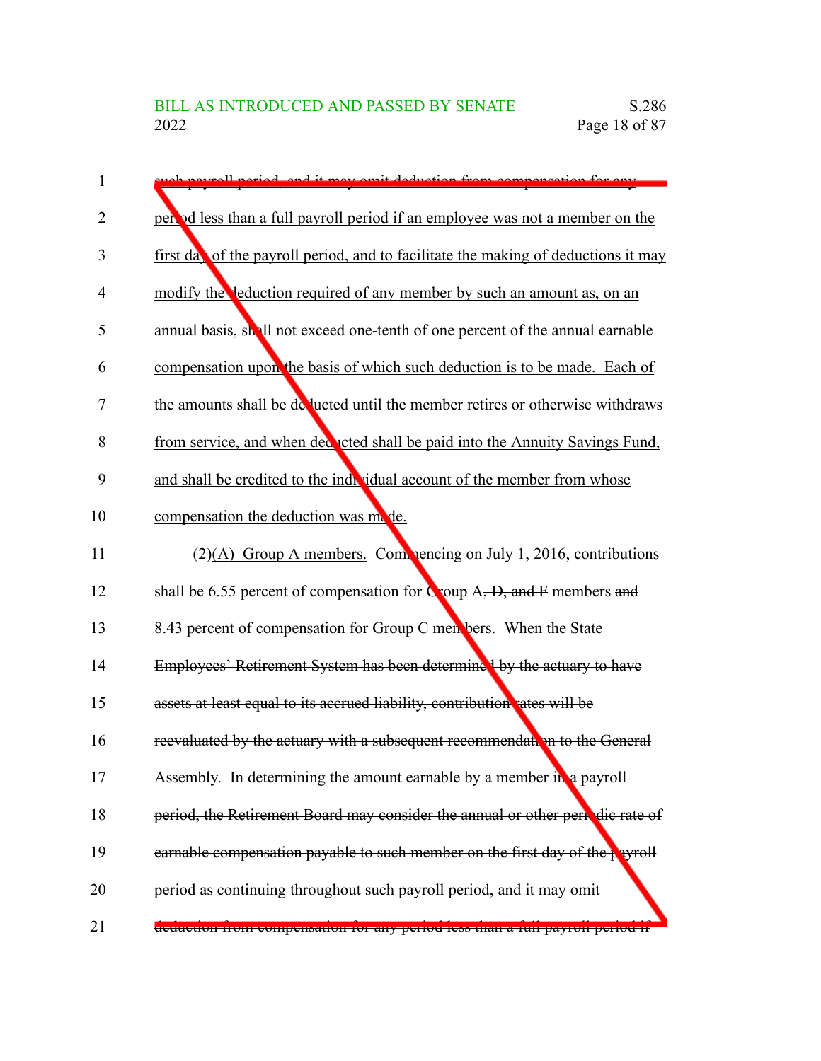~~such payroll period, and it may omit deduction from compensation for any~~ period less than a full payroll period if an employee was not a member on the first day of the payroll period, and to facilitate the making of deductions it may modify the deduction required of any member by such an amount as, on an annual basis, shall not exceed one-tenth of one percent of the annual earnable compensation upon the basis of which such deduction is to be made. Each of the amounts shall be deducted until the member retires or otherwise withdraws from service, and when deducted shall be paid into the Annuity Savings Fund, and shall be credited to the individual account of the member from whose compensation the deduction was made.

(2)(A) Group A members. Commencing on July 1, 2016, contributions shall be 6.55 percent of compensation for Group A~~, D, and F~~ members ~~and 8.43 percent of compensation for Group C members. When the State Employees' Retirement System has been determined by the actuary to have assets at least equal to its accrued liability, contribution rates will be reevaluated by the actuary with a subsequent recommendation to the General Assembly. In determining the amount earnable by a member in a payroll period, the Retirement Board may consider the annual or other periodic rate of earnable compensation payable to such member on the first day of the payroll period as continuing throughout such payroll period, and it may omit deduction from compensation for any period less than a full payroll period if~~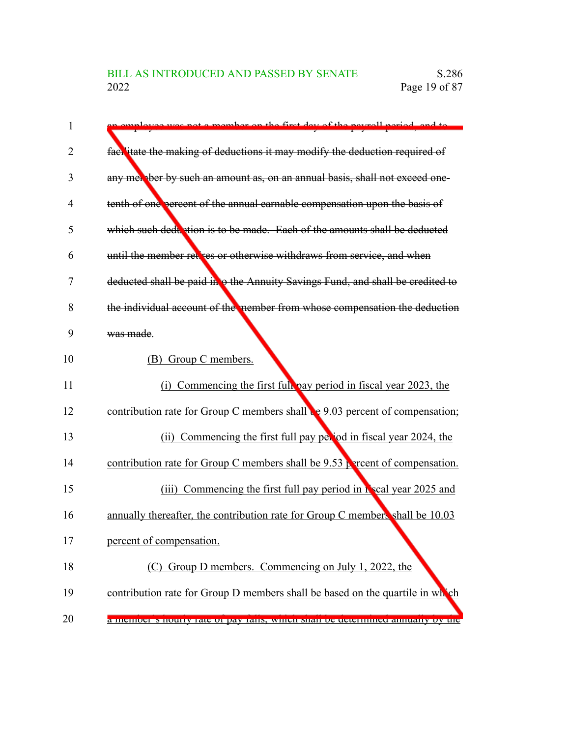~~an employee was not a member on the first day of the payroll period, and to facilitate the making of deductions it may modify the deduction required of any member by such an amount as, on an annual basis, shall not exceed one-tenth of one percent of the annual earnable compensation upon the basis of which such deduction is to be made. Each of the amounts shall be deducted until the member retires or otherwise withdraws from service, and when deducted shall be paid into the Annuity Savings Fund, and shall be credited to the individual account of the member from whose compensation the deduction was made~~.

(B) Group C members.

(i) Commencing the first full pay period in fiscal year 2023, the contribution rate for Group C members shall be 9.03 percent of compensation;

(ii) Commencing the first full pay period in fiscal year 2024, the contribution rate for Group C members shall be 9.53 percent of compensation.

(iii) Commencing the first full pay period in fiscal year 2025 and annually thereafter, the contribution rate for Group C members shall be 10.03 percent of compensation.

(C) Group D members. Commencing on July 1, 2022, the contribution rate for Group D members shall be based on the quartile in which a member's hourly rate of pay falls, which shall be determined annually by the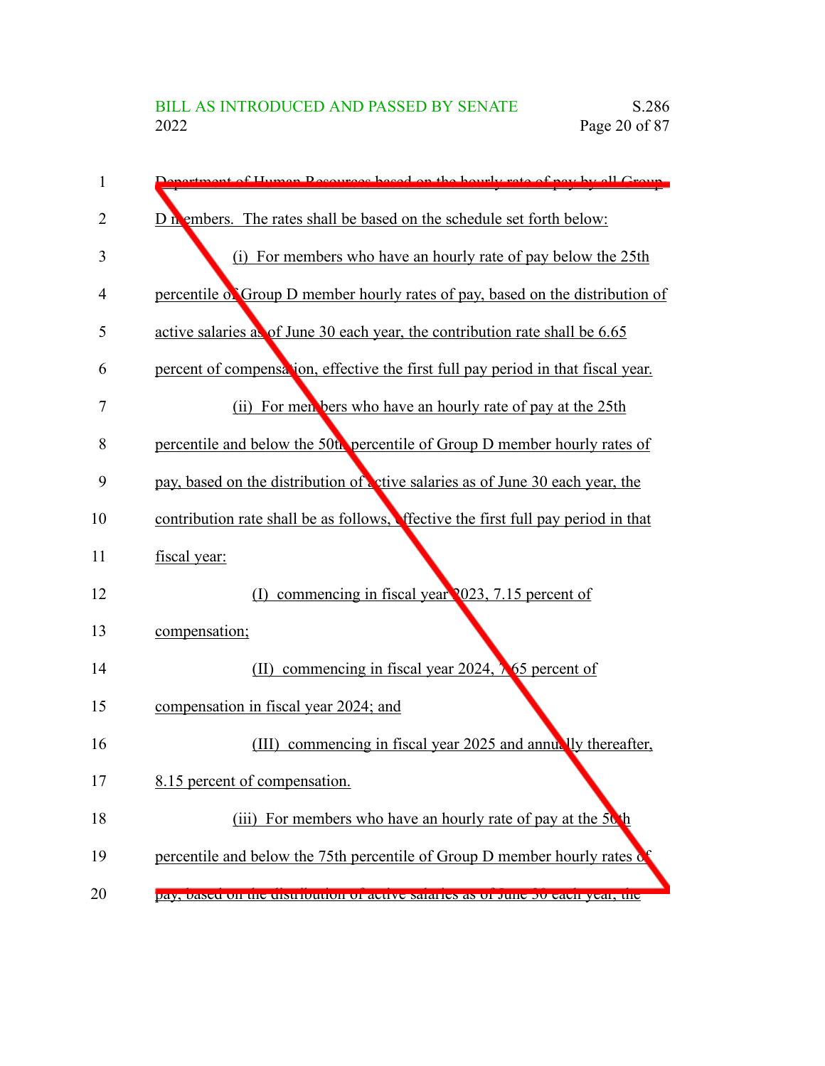Department of Human Resources based on the hourly rate of pay by all Group D members. The rates shall be based on the schedule set forth below:

(i) For members who have an hourly rate of pay below the 25th percentile of Group D member hourly rates of pay, based on the distribution of active salaries as of June 30 each year, the contribution rate shall be 6.65 percent of compensation, effective the first full pay period in that fiscal year.

(ii) For members who have an hourly rate of pay at the 25th percentile and below the 50th percentile of Group D member hourly rates of pay, based on the distribution of active salaries as of June 30 each year, the contribution rate shall be as follows, effective the first full pay period in that fiscal year:

(I) commencing in fiscal year 2023, 7.15 percent of compensation;

(II) commencing in fiscal year 2024, 7.65 percent of compensation in fiscal year 2024; and

(III) commencing in fiscal year 2025 and annually thereafter, 8.15 percent of compensation.

(iii) For members who have an hourly rate of pay at the 50th percentile and below the 75th percentile of Group D member hourly rates of pay, based on the distribution of active salaries as of June 30 each year, the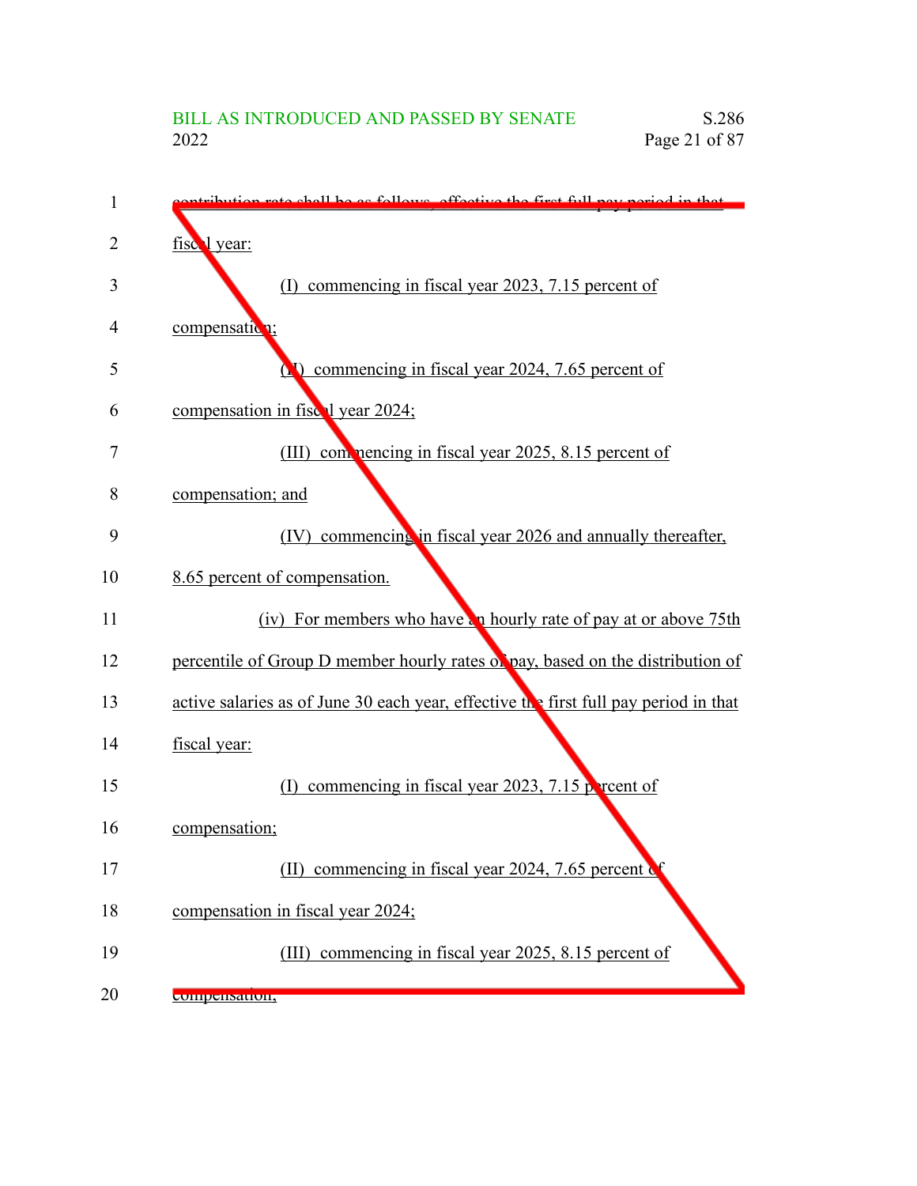contribution rate shall be as follows, effective the first full pay period in that fiscal year:

(I) commencing in fiscal year 2023, 7.15 percent of compensation;

(II) commencing in fiscal year 2024, 7.65 percent of compensation in fiscal year 2024;

(III) commencing in fiscal year 2025, 8.15 percent of compensation; and

(IV) commencing in fiscal year 2026 and annually thereafter, 8.65 percent of compensation.

(iv) For members who have an hourly rate of pay at or above 75th percentile of Group D member hourly rates of pay, based on the distribution of active salaries as of June 30 each year, effective the first full pay period in that fiscal year:

(I) commencing in fiscal year 2023, 7.15 percent of compensation;

(II) commencing in fiscal year 2024, 7.65 percent of compensation in fiscal year 2024;

(III) commencing in fiscal year 2025, 8.15 percent of compensation;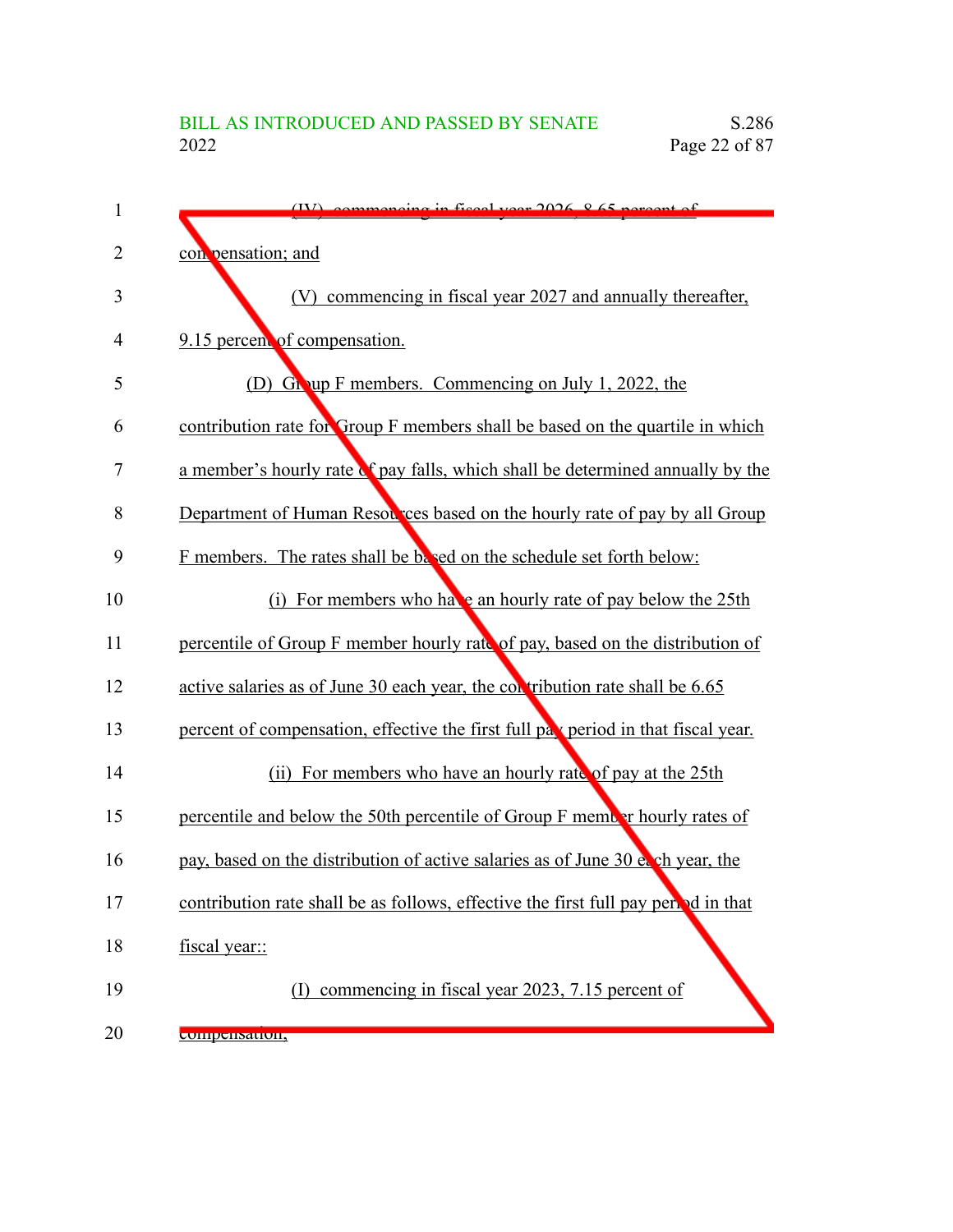(IV) commencing in fiscal year 2026, 8.65 percent of compensation; and

(V) commencing in fiscal year 2027 and annually thereafter, 9.15 percent of compensation.

(D) Group F members. Commencing on July 1, 2022, the contribution rate for Group F members shall be based on the quartile in which a member's hourly rate of pay falls, which shall be determined annually by the Department of Human Resources based on the hourly rate of pay by all Group F members. The rates shall be based on the schedule set forth below:

(i) For members who have an hourly rate of pay below the 25th percentile of Group F member hourly rate of pay, based on the distribution of active salaries as of June 30 each year, the contribution rate shall be 6.65 percent of compensation, effective the first full pay period in that fiscal year.

(ii) For members who have an hourly rate of pay at the 25th percentile and below the 50th percentile of Group F member hourly rates of pay, based on the distribution of active salaries as of June 30 each year, the contribution rate shall be as follows, effective the first full pay period in that fiscal year::

(I) commencing in fiscal year 2023, 7.15 percent of compensation;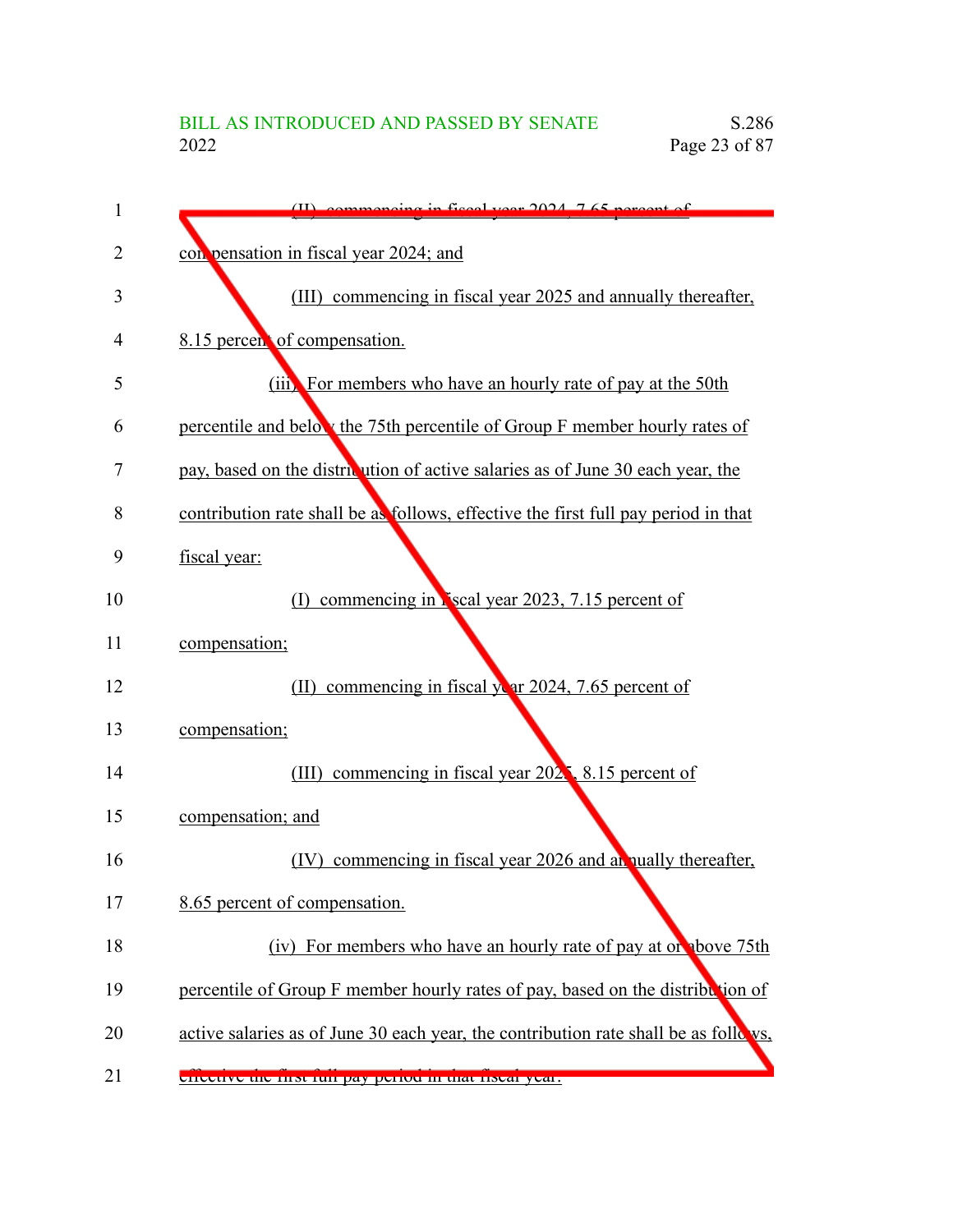(II) commencing in fiscal year 2024, 7.65 percent of compensation in fiscal year 2024; and

(III) commencing in fiscal year 2025 and annually thereafter, 8.15 percent of compensation.

(iii) For members who have an hourly rate of pay at the 50th percentile and below the 75th percentile of Group F member hourly rates of pay, based on the distribution of active salaries as of June 30 each year, the contribution rate shall be as follows, effective the first full pay period in that fiscal year:

(I) commencing in fiscal year 2023, 7.15 percent of compensation;

(II) commencing in fiscal year 2024, 7.65 percent of compensation;

(III) commencing in fiscal year 2025, 8.15 percent of compensation; and

(IV) commencing in fiscal year 2026 and annually thereafter, 8.65 percent of compensation.

(iv) For members who have an hourly rate of pay at or above 75th percentile of Group F member hourly rates of pay, based on the distribution of active salaries as of June 30 each year, the contribution rate shall be as follows, effective the first full pay period in that fiscal year: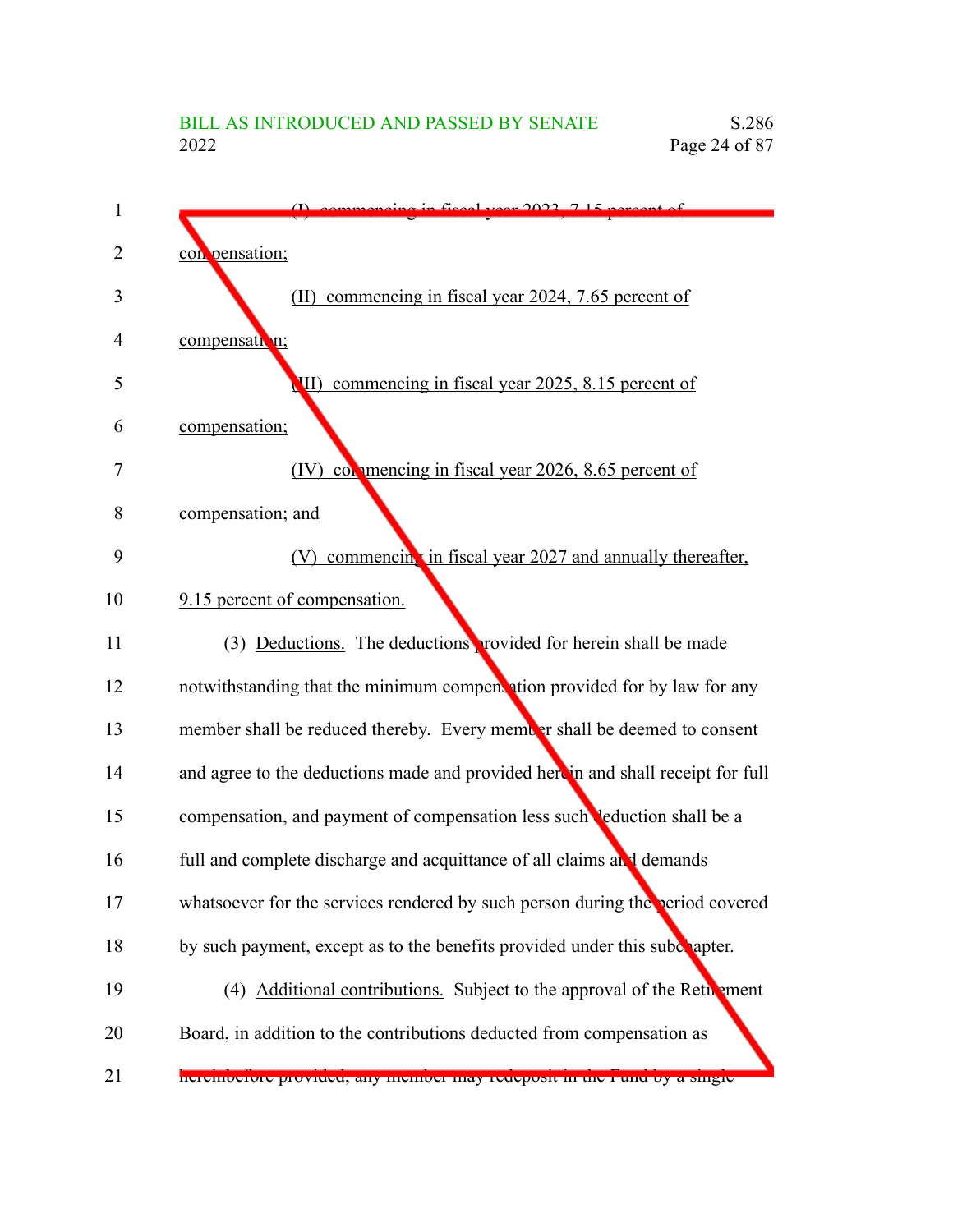(I) commencing in fiscal year 2023, 7.15 percent of compensation;

(II) commencing in fiscal year 2024, 7.65 percent of compensation;

(III) commencing in fiscal year 2025, 8.15 percent of compensation;

(IV) commencing in fiscal year 2026, 8.65 percent of compensation; and

(V) commencing in fiscal year 2027 and annually thereafter, 9.15 percent of compensation.

(3) Deductions. The deductions provided for herein shall be made notwithstanding that the minimum compensation provided for by law for any member shall be reduced thereby. Every member shall be deemed to consent and agree to the deductions made and provided herein and shall receipt for full compensation, and payment of compensation less such deduction shall be a full and complete discharge and acquittance of all claims and demands whatsoever for the services rendered by such person during the period covered by such payment, except as to the benefits provided under this subchapter.

(4) Additional contributions. Subject to the approval of the Retirement Board, in addition to the contributions deducted from compensation as hereinbefore provided, any member may redeposit in the Fund by a single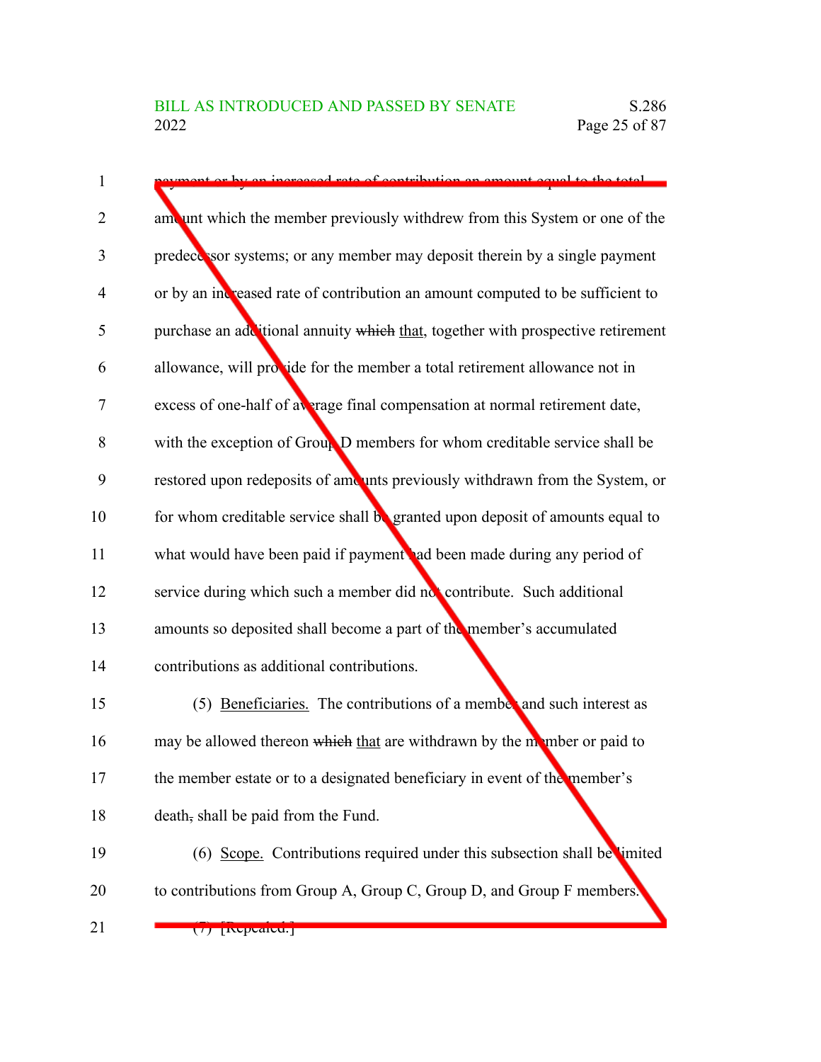payment or by an increased rate of contribution an amount equal to the total amount which the member previously withdrew from this System or one of the predecessor systems; or any member may deposit therein by a single payment or by an increased rate of contribution an amount computed to be sufficient to purchase an additional annuity ~~which~~ that, together with prospective retirement allowance, will provide for the member a total retirement allowance not in excess of one-half of average final compensation at normal retirement date, with the exception of Group D members for whom creditable service shall be restored upon redeposits of amounts previously withdrawn from the System, or for whom creditable service shall be granted upon deposit of amounts equal to what would have been paid if payment had been made during any period of service during which such a member did not contribute. Such additional amounts so deposited shall become a part of the member's accumulated contributions as additional contributions.

(5) Beneficiaries. The contributions of a member and such interest as may be allowed thereon ~~which~~ that are withdrawn by the member or paid to the member estate or to a designated beneficiary in event of the member's death~~,~~ shall be paid from the Fund.

(6) Scope. Contributions required under this subsection shall be limited to contributions from Group A, Group C, Group D, and Group F members.

(7) [Repealed.]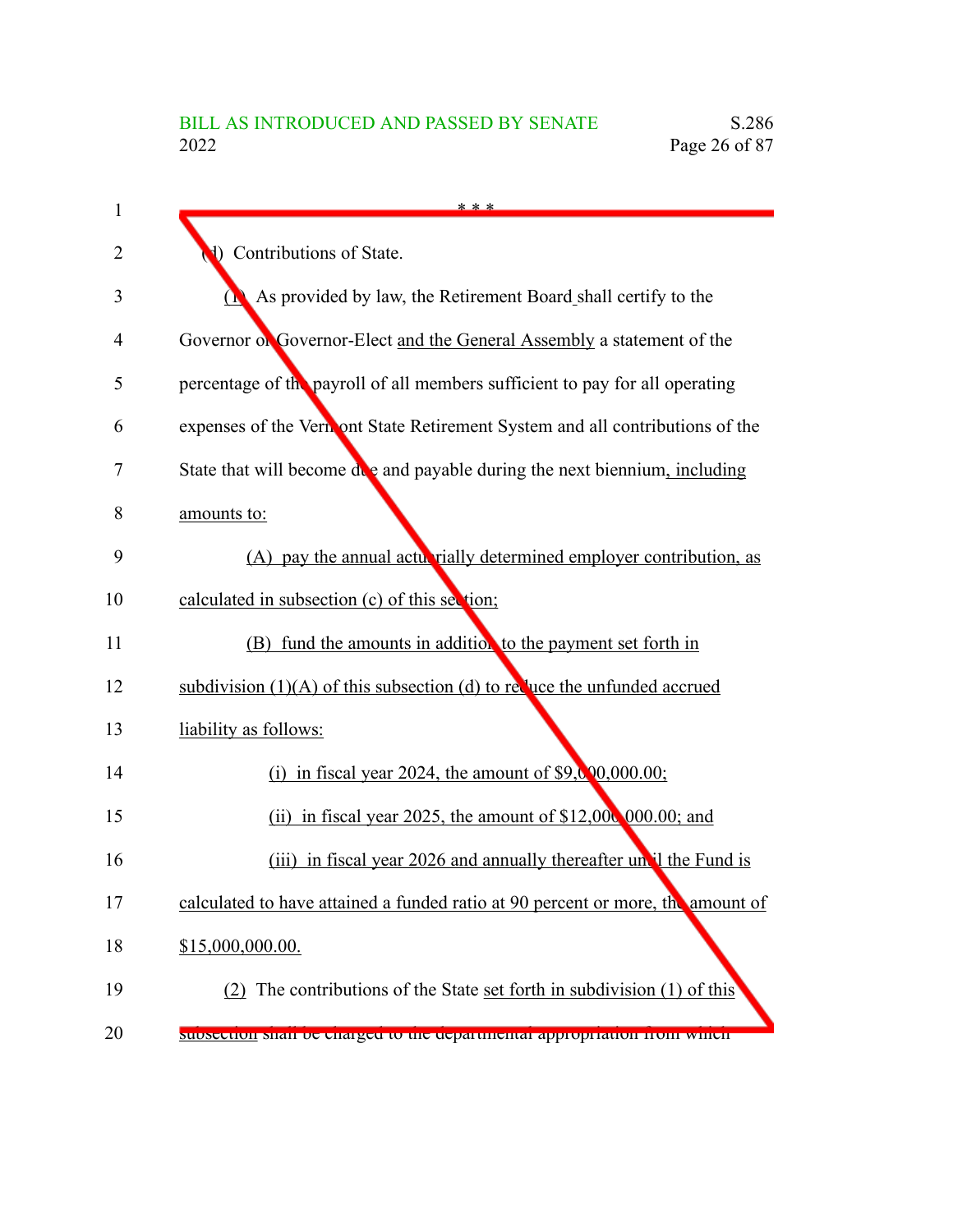\* \* \*

(d) Contributions of State.

(1) As provided by law, the Retirement Board shall certify to the Governor or Governor-Elect and the General Assembly a statement of the percentage of the payroll of all members sufficient to pay for all operating expenses of the Vermont State Retirement System and all contributions of the State that will become due and payable during the next biennium, including amounts to:

(A) pay the annual actuarially determined employer contribution, as calculated in subsection (c) of this section;

(B) fund the amounts in addition to the payment set forth in subdivision (1)(A) of this subsection (d) to reduce the unfunded accrued liability as follows:

(i) in fiscal year 2024, the amount of $9,000,000.00;

(ii) in fiscal year 2025, the amount of $12,000,000.00; and

(iii) in fiscal year 2026 and annually thereafter until the Fund is calculated to have attained a funded ratio at 90 percent or more, the amount of $15,000,000.00.

(2) The contributions of the State set forth in subdivision (1) of this subsection shall be charged to the departmental appropriation from which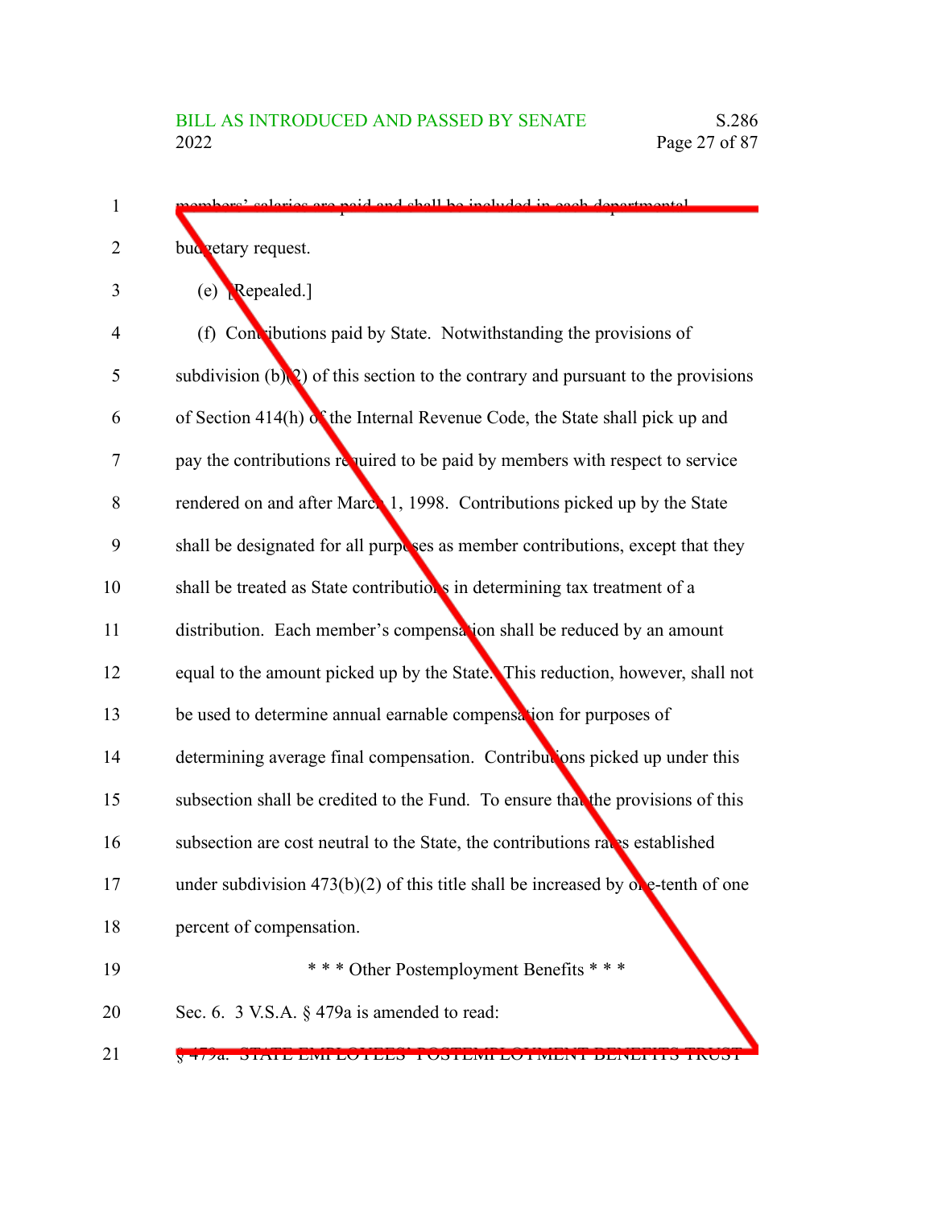members' salaries are paid and shall be included in each departmental budgetary request.

(e) [Repealed.]

(f) Contributions paid by State. Notwithstanding the provisions of subdivision (b)(2) of this section to the contrary and pursuant to the provisions of Section 414(h) of the Internal Revenue Code, the State shall pick up and pay the contributions required to be paid by members with respect to service rendered on and after March 1, 1998. Contributions picked up by the State shall be designated for all purposes as member contributions, except that they shall be treated as State contributions in determining tax treatment of a distribution. Each member's compensation shall be reduced by an amount equal to the amount picked up by the State. This reduction, however, shall not be used to determine annual earnable compensation for purposes of determining average final compensation. Contributions picked up under this subsection shall be credited to the Fund. To ensure that the provisions of this subsection are cost neutral to the State, the contributions rates established under subdivision 473(b)(2) of this title shall be increased by one-tenth of one percent of compensation.

\* \* \* Other Postemployment Benefits \* \* \*

Sec. 6. 3 V.S.A. § 479a is amended to read:

§ 479a. STATE EMPLOYEES' POSTEMPLOYMENT BENEFITS TRUST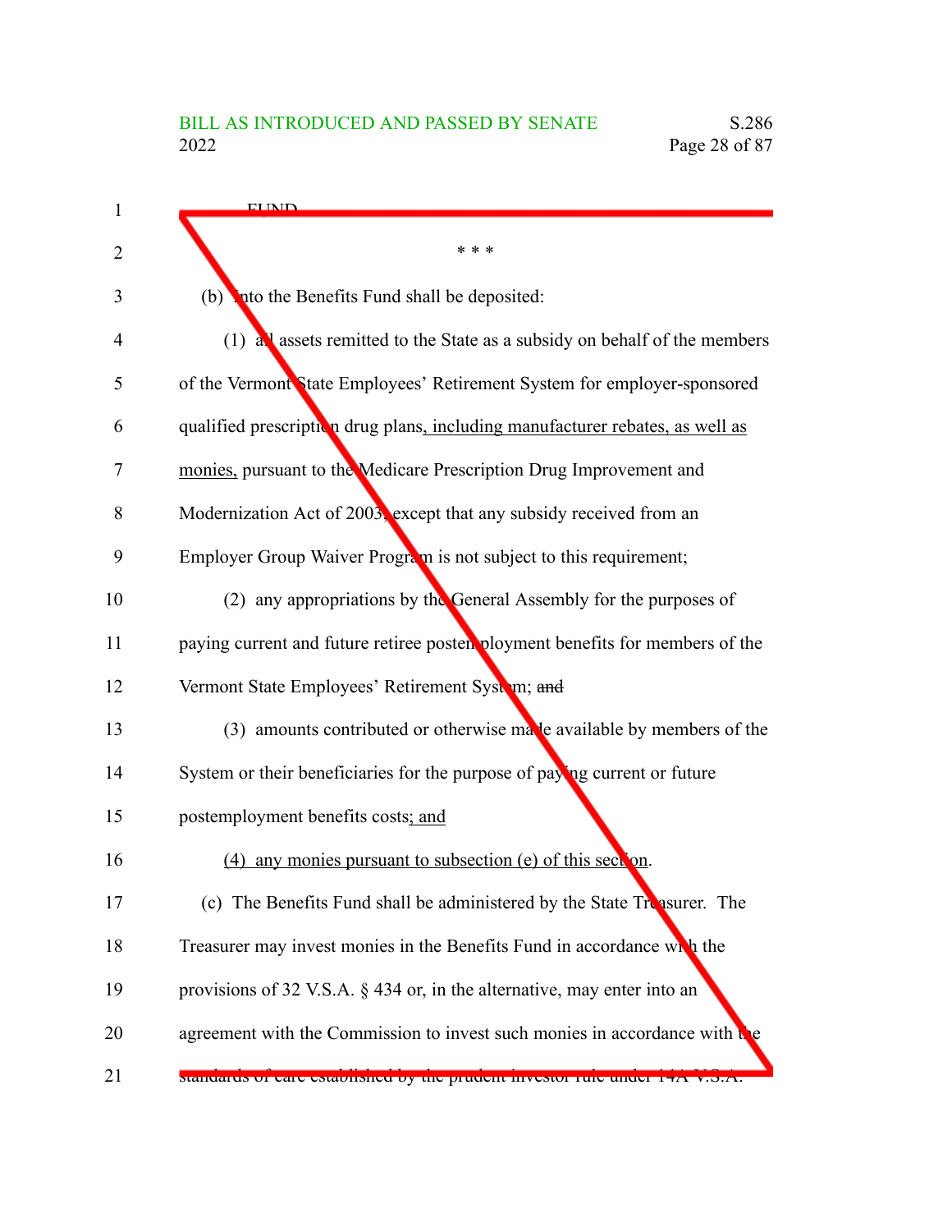FUND

\* \* \*

(b) Into the Benefits Fund shall be deposited:

(1) all assets remitted to the State as a subsidy on behalf of the members of the Vermont State Employees' Retirement System for employer-sponsored qualified prescription drug plans, including manufacturer rebates, as well as monies, pursuant to the Medicare Prescription Drug Improvement and Modernization Act of 2003, except that any subsidy received from an Employer Group Waiver Program is not subject to this requirement;

(2) any appropriations by the General Assembly for the purposes of paying current and future retiree postemployment benefits for members of the Vermont State Employees' Retirement System; ~~and~~

(3) amounts contributed or otherwise made available by members of the System or their beneficiaries for the purpose of paying current or future postemployment benefits costs; and

(4) any monies pursuant to subsection (e) of this section.

(c) The Benefits Fund shall be administered by the State Treasurer. The Treasurer may invest monies in the Benefits Fund in accordance with the provisions of 32 V.S.A. § 434 or, in the alternative, may enter into an agreement with the Commission to invest such monies in accordance with the standards of care established by the prudent investor rule under 14A V.S.A.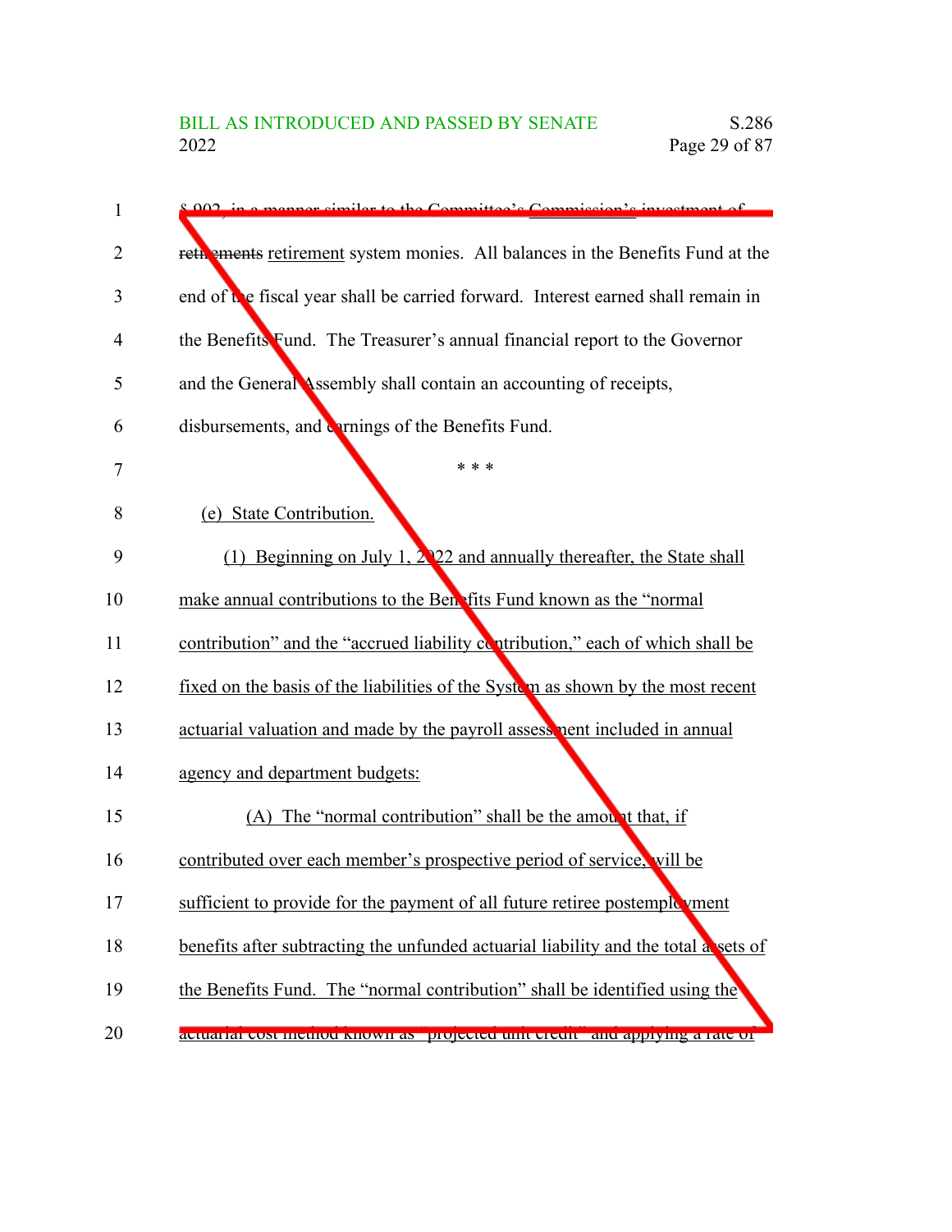§ 902, in a manner similar to the Committee's Commission's investment of retirements retirement system monies. All balances in the Benefits Fund at the end of the fiscal year shall be carried forward. Interest earned shall remain in the Benefits Fund. The Treasurer's annual financial report to the Governor and the General Assembly shall contain an accounting of receipts, disbursements, and earnings of the Benefits Fund.

\* \* \*

(e) State Contribution.

(1) Beginning on July 1, 2022 and annually thereafter, the State shall make annual contributions to the Benefits Fund known as the "normal contribution" and the "accrued liability contribution," each of which shall be fixed on the basis of the liabilities of the System as shown by the most recent actuarial valuation and made by the payroll assessment included in annual agency and department budgets:

(A) The "normal contribution" shall be the amount that, if contributed over each member's prospective period of service, will be sufficient to provide for the payment of all future retiree postemployment benefits after subtracting the unfunded actuarial liability and the total assets of the Benefits Fund. The "normal contribution" shall be identified using the actuarial cost method known as "projected unit credit" and applying a rate of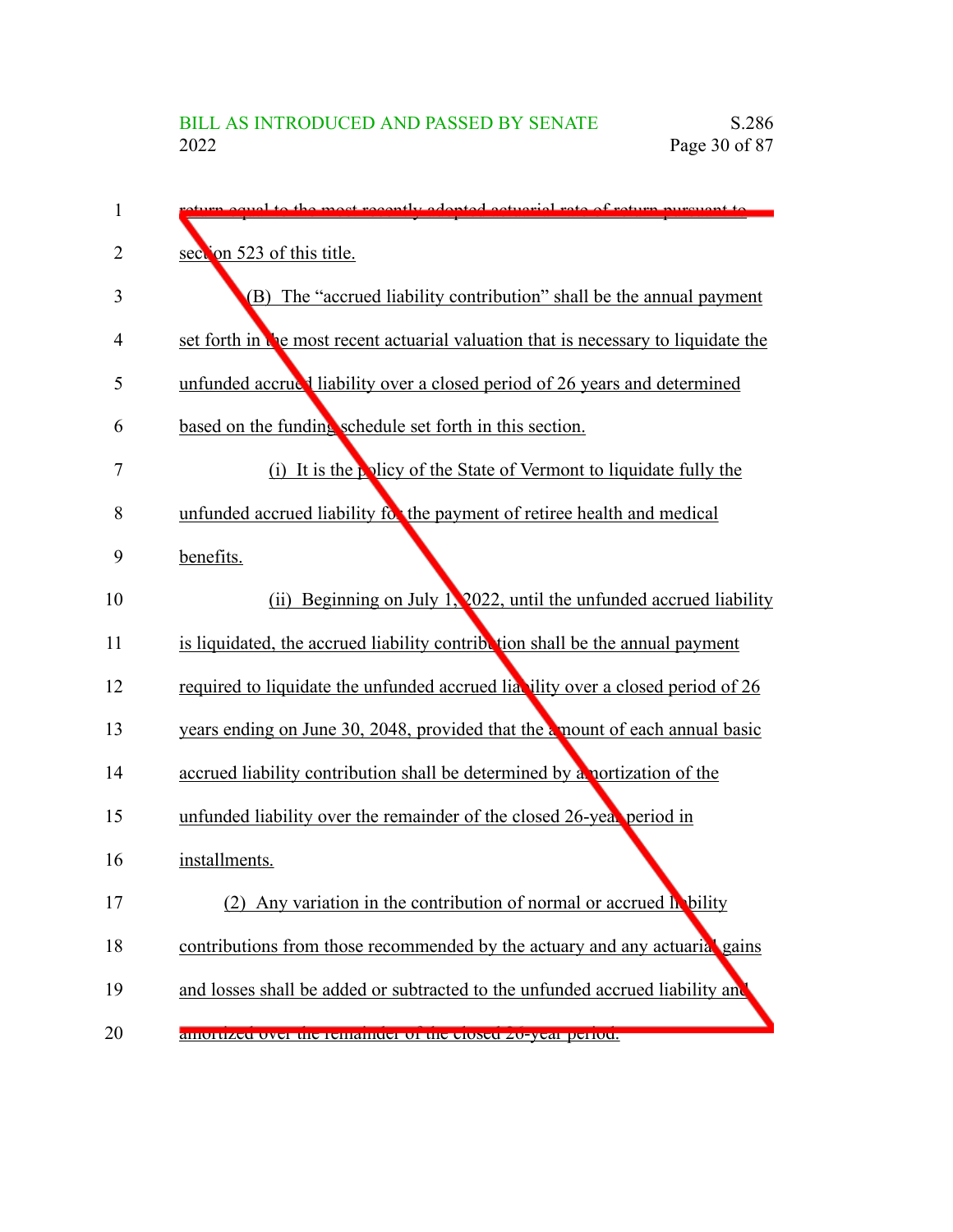return equal to the most recently adopted actuarial rate of return pursuant to section 523 of this title.

(B) The "accrued liability contribution" shall be the annual payment set forth in the most recent actuarial valuation that is necessary to liquidate the unfunded accrued liability over a closed period of 26 years and determined based on the funding schedule set forth in this section.

(i) It is the policy of the State of Vermont to liquidate fully the unfunded accrued liability for the payment of retiree health and medical benefits.

(ii) Beginning on July 1, 2022, until the unfunded accrued liability is liquidated, the accrued liability contribution shall be the annual payment required to liquidate the unfunded accrued liability over a closed period of 26 years ending on June 30, 2048, provided that the amount of each annual basic accrued liability contribution shall be determined by amortization of the unfunded liability over the remainder of the closed 26-year period in installments.

(2) Any variation in the contribution of normal or accrued liability contributions from those recommended by the actuary and any actuarial gains and losses shall be added or subtracted to the unfunded accrued liability and amortized over the remainder of the closed 26-year period.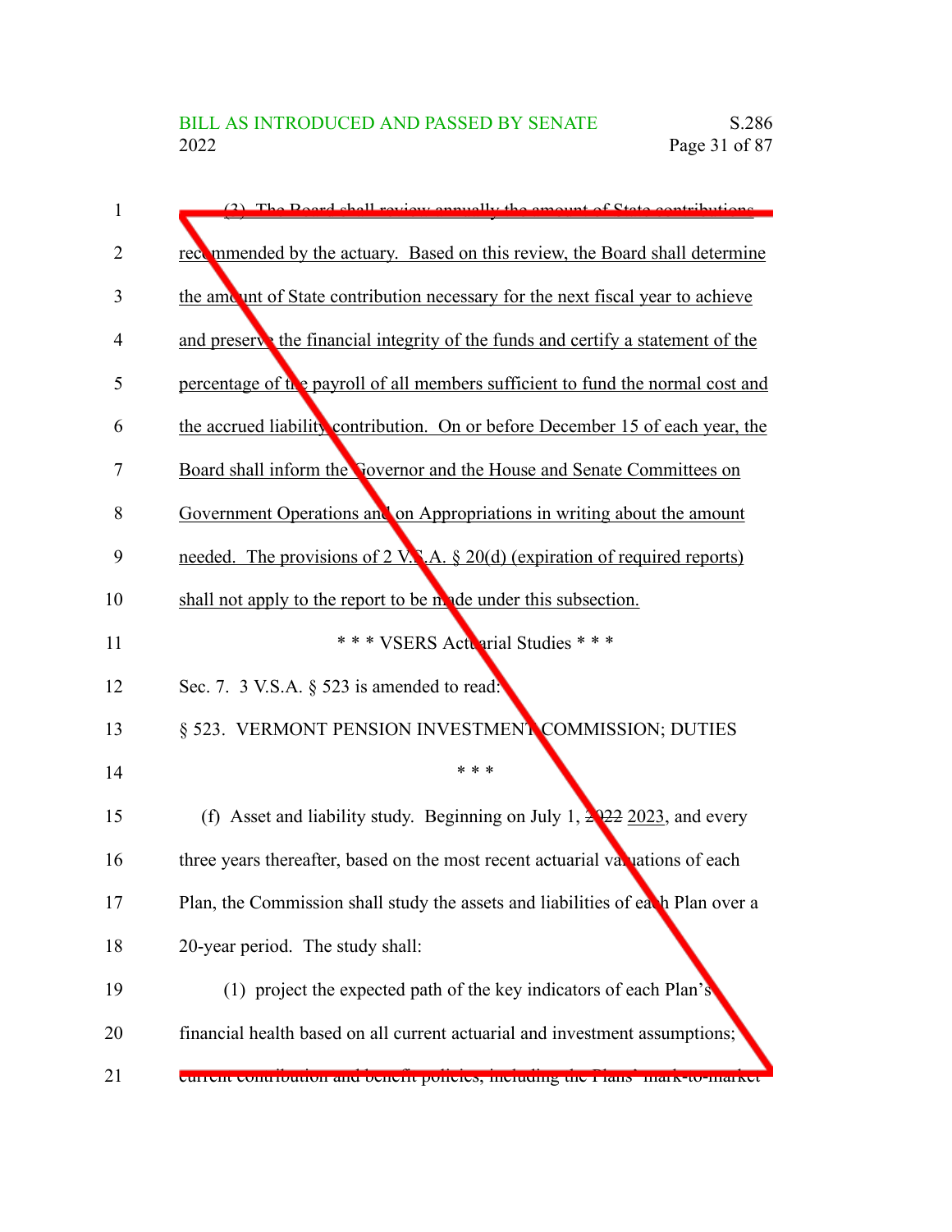(3) The Board shall review annually the amount of State contributions recommended by the actuary. Based on this review, the Board shall determine the amount of State contribution necessary for the next fiscal year to achieve and preserve the financial integrity of the funds and certify a statement of the percentage of the payroll of all members sufficient to fund the normal cost and the accrued liability contribution. On or before December 15 of each year, the Board shall inform the Governor and the House and Senate Committees on Government Operations and on Appropriations in writing about the amount needed. The provisions of 2 V.S.A. § 20(d) (expiration of required reports) shall not apply to the report to be made under this subsection.

\* \* \* VSERS Actuarial Studies \* \* \*

Sec. 7. 3 V.S.A. § 523 is amended to read:

§ 523. VERMONT PENSION INVESTMENT COMMISSION; DUTIES

\* \* \*

(f) Asset and liability study. Beginning on July 1, ~~2022~~ 2023, and every three years thereafter, based on the most recent actuarial valuations of each Plan, the Commission shall study the assets and liabilities of each Plan over a 20-year period. The study shall:

(1) project the expected path of the key indicators of each Plan's financial health based on all current actuarial and investment assumptions; current contribution and benefit policies, including the Plans' mark-to-market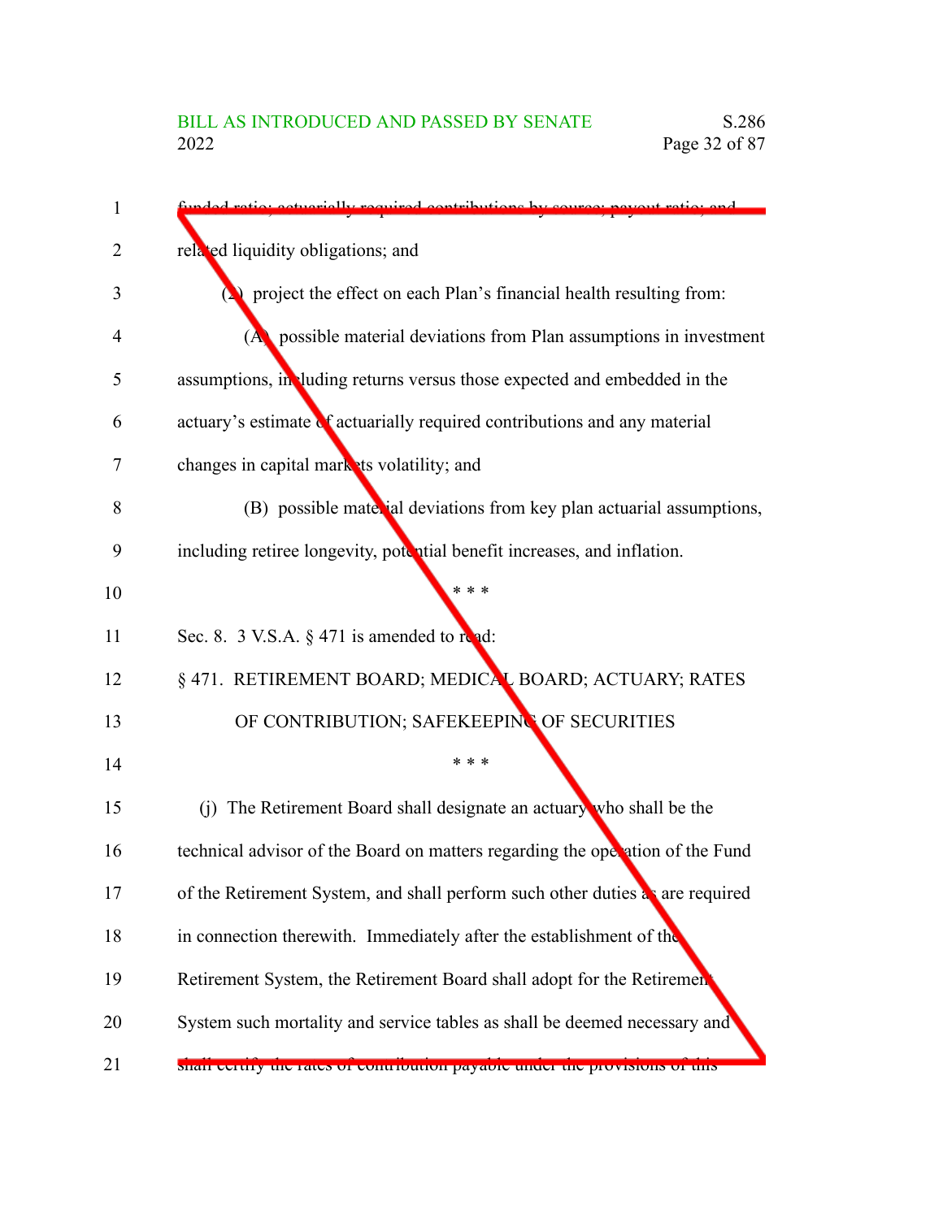funded ratio; actuarially required contributions by source; payout ratio; and related liquidity obligations; and

(2) project the effect on each Plan's financial health resulting from:

(A) possible material deviations from Plan assumptions in investment assumptions, including returns versus those expected and embedded in the actuary's estimate of actuarially required contributions and any material changes in capital markets volatility; and

(B) possible material deviations from key plan actuarial assumptions, including retiree longevity, potential benefit increases, and inflation.

\* \* \*

Sec. 8. 3 V.S.A. § 471 is amended to read:

§ 471. RETIREMENT BOARD; MEDICAL BOARD; ACTUARY; RATES OF CONTRIBUTION; SAFEKEEPING OF SECURITIES

\* \* \*

(j) The Retirement Board shall designate an actuary who shall be the technical advisor of the Board on matters regarding the operation of the Fund of the Retirement System, and shall perform such other duties as are required in connection therewith. Immediately after the establishment of the Retirement System, the Retirement Board shall adopt for the Retirement System such mortality and service tables as shall be deemed necessary and shall certify the rates of contribution payable under the provisions of this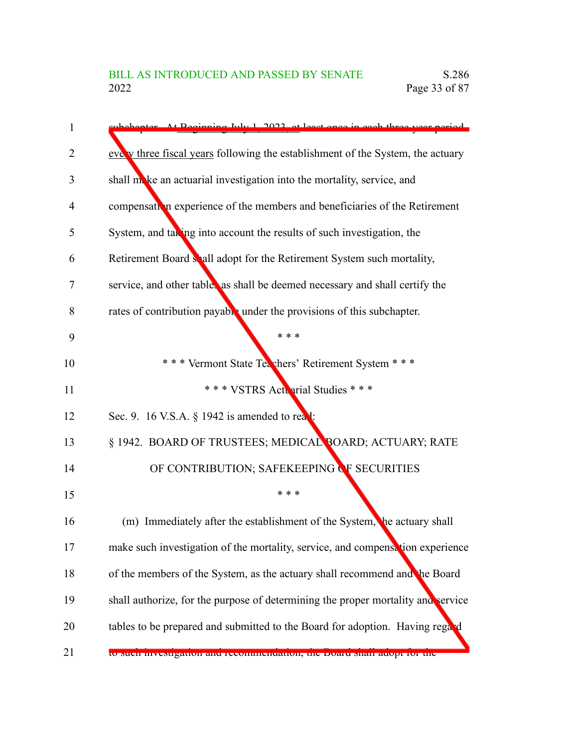subchapter. At Beginning July 1, 2023, at least once in each three-year period every three fiscal years following the establishment of the System, the actuary shall make an actuarial investigation into the mortality, service, and compensation experience of the members and beneficiaries of the Retirement System, and taking into account the results of such investigation, the Retirement Board shall adopt for the Retirement System such mortality, service, and other tables as shall be deemed necessary and shall certify the rates of contribution payable under the provisions of this subchapter.

\* \* \*

\* \* \* Vermont State Teachers' Retirement System \* \* \*

\* \* \* VSTRS Actuarial Studies \* \* \*

Sec. 9. 16 V.S.A. § 1942 is amended to read:

§ 1942. BOARD OF TRUSTEES; MEDICAL BOARD; ACTUARY; RATE OF CONTRIBUTION; SAFEKEEPING OF SECURITIES

\* \* \*

(m) Immediately after the establishment of the System, the actuary shall make such investigation of the mortality, service, and compensation experience of the members of the System, as the actuary shall recommend and the Board shall authorize, for the purpose of determining the proper mortality and service tables to be prepared and submitted to the Board for adoption. Having regard to such investigation and recommendation, the Board shall adopt for the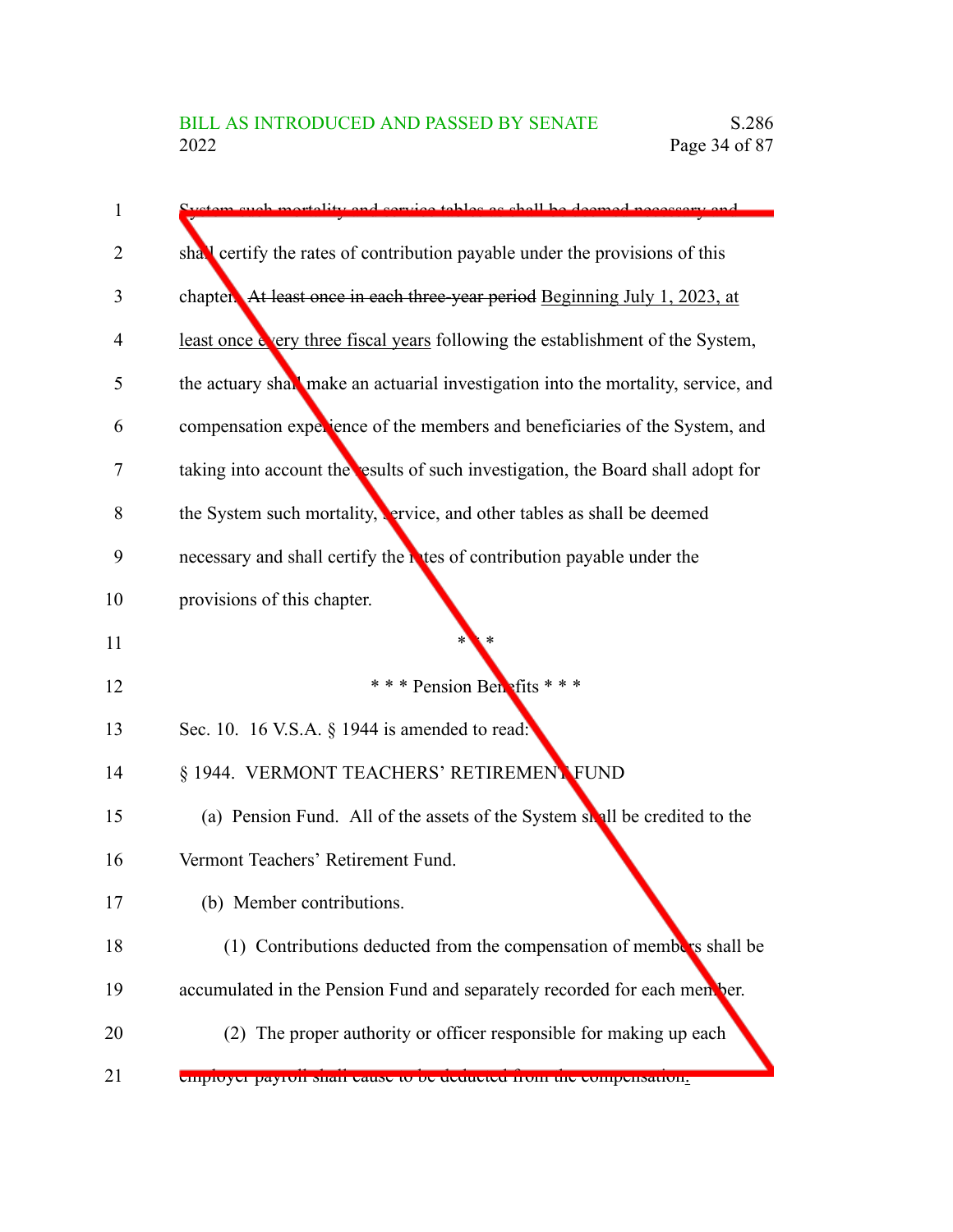System such mortality and service tables as shall be deemed necessary and shall certify the rates of contribution payable under the provisions of this chapter. ~~At least once in each three-year period~~ Beginning July 1, 2023, at least once every three fiscal years following the establishment of the System, the actuary shall make an actuarial investigation into the mortality, service, and compensation experience of the members and beneficiaries of the System, and taking into account the results of such investigation, the Board shall adopt for the System such mortality, service, and other tables as shall be deemed necessary and shall certify the rates of contribution payable under the provisions of this chapter.

\* \* \*

\* \* \* Pension Benefits \* \* \*

Sec. 10. 16 V.S.A. § 1944 is amended to read:

§ 1944. VERMONT TEACHERS' RETIREMENT FUND

(a) Pension Fund. All of the assets of the System shall be credited to the Vermont Teachers' Retirement Fund.

(b) Member contributions.

(1) Contributions deducted from the compensation of members shall be accumulated in the Pension Fund and separately recorded for each member.

(2) The proper authority or officer responsible for making up each employer payroll shall cause to be deducted from the compensation.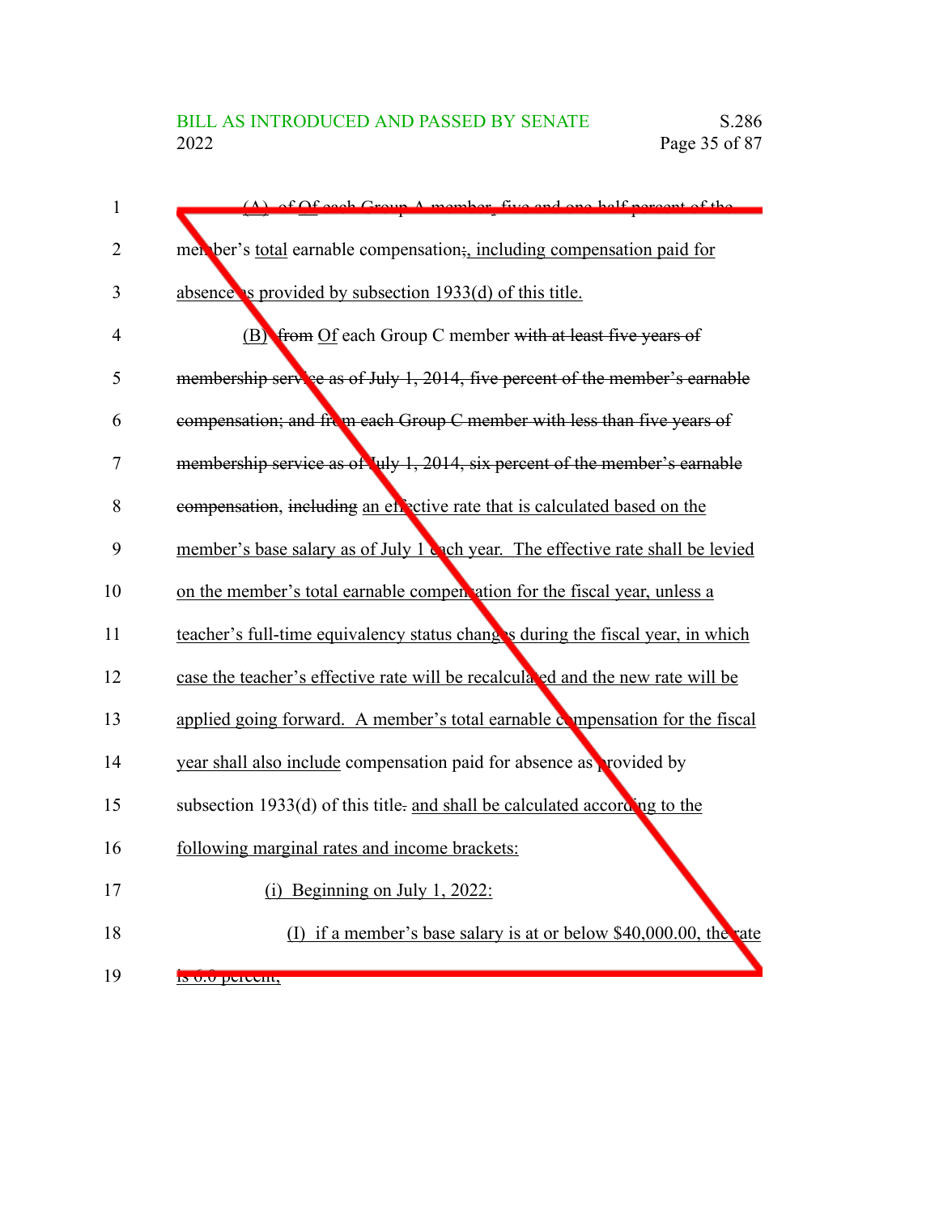(A) of Of each Group A member, five and one-half percent of the member's total earnable compensation;, including compensation paid for absence as provided by subsection 1933(d) of this title.

(B) from Of each Group C member with at least five years of membership service as of July 1, 2014, five percent of the member's earnable compensation; and from each Group C member with less than five years of membership service as of July 1, 2014, six percent of the member's earnable compensation, including an effective rate that is calculated based on the member's base salary as of July 1 each year. The effective rate shall be levied on the member's total earnable compensation for the fiscal year, unless a teacher's full-time equivalency status changes during the fiscal year, in which case the teacher's effective rate will be recalculated and the new rate will be applied going forward. A member's total earnable compensation for the fiscal year shall also include compensation paid for absence as provided by subsection 1933(d) of this title. and shall be calculated according to the following marginal rates and income brackets:

(i) Beginning on July 1, 2022:

(I) if a member's base salary is at or below $40,000.00, the rate is 6.0 percent;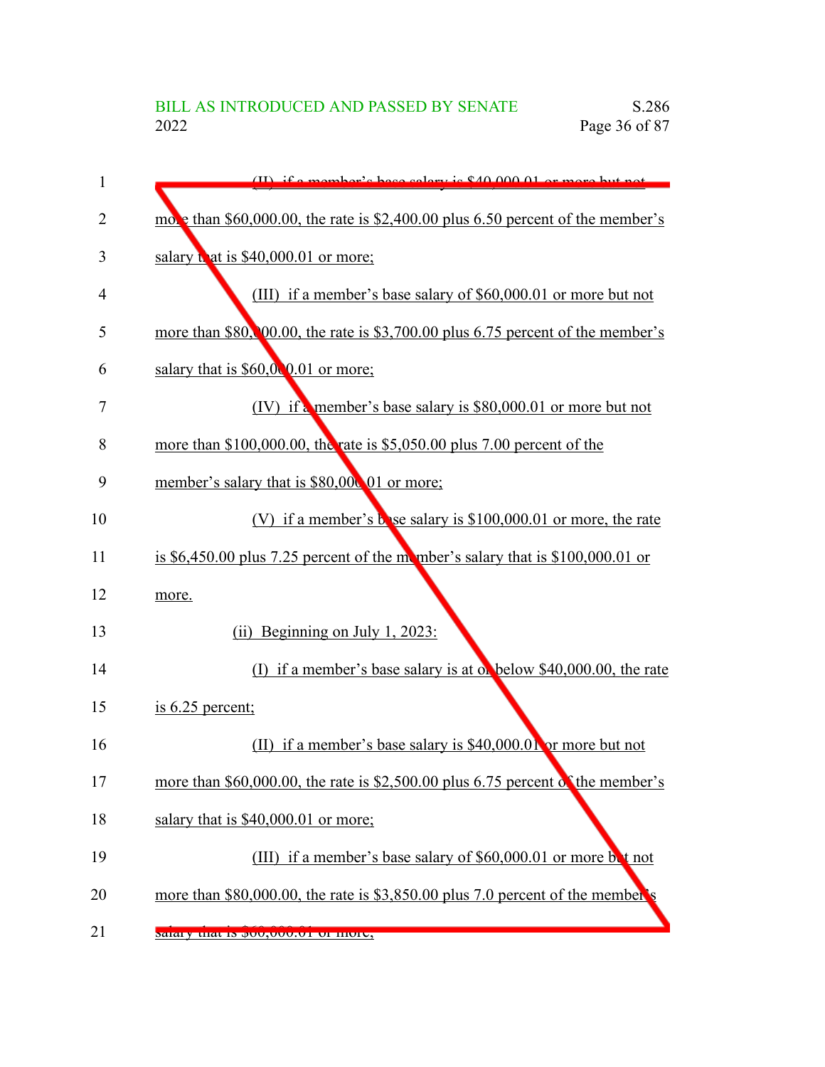(II) if a member's base salary is $40,000.01 or more but not more than $60,000.00, the rate is $2,400.00 plus 6.50 percent of the member's salary that is $40,000.01 or more;

(III) if a member's base salary of $60,000.01 or more but not more than $80,000.00, the rate is $3,700.00 plus 6.75 percent of the member's salary that is $60,000.01 or more;

(IV) if a member's base salary is $80,000.01 or more but not more than $100,000.00, the rate is $5,050.00 plus 7.00 percent of the member's salary that is $80,000.01 or more;

(V) if a member's base salary is $100,000.01 or more, the rate is $6,450.00 plus 7.25 percent of the member's salary that is $100,000.01 or more.

(ii) Beginning on July 1, 2023:

(I) if a member's base salary is at or below $40,000.00, the rate is 6.25 percent;

(II) if a member's base salary is $40,000.01 or more but not more than $60,000.00, the rate is $2,500.00 plus 6.75 percent of the member's salary that is $40,000.01 or more;

(III) if a member's base salary of $60,000.01 or more but not more than $80,000.00, the rate is $3,850.00 plus 7.0 percent of the member's salary that is $60,000.01 or more;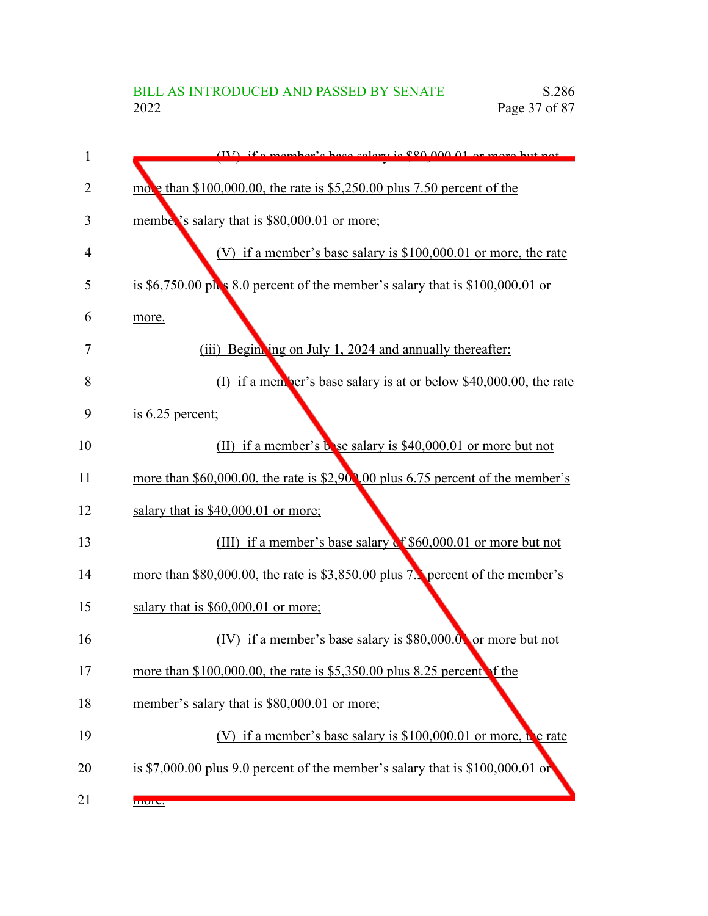(IV) if a member's base salary is $80,000.01 or more but not more than $100,000.00, the rate is $5,250.00 plus 7.50 percent of the member's salary that is $80,000.01 or more;

(V) if a member's base salary is $100,000.01 or more, the rate is $6,750.00 plus 8.0 percent of the member's salary that is $100,000.01 or more.

(iii) Beginning on July 1, 2024 and annually thereafter:

(I) if a member's base salary is at or below $40,000.00, the rate is 6.25 percent;

(II) if a member's base salary is $40,000.01 or more but not more than $60,000.00, the rate is $2,900.00 plus 6.75 percent of the member's salary that is $40,000.01 or more;

(III) if a member's base salary of $60,000.01 or more but not more than $80,000.00, the rate is $3,850.00 plus 7.5 percent of the member's salary that is $60,000.01 or more;

(IV) if a member's base salary is $80,000.01 or more but not more than $100,000.00, the rate is $5,350.00 plus 8.25 percent of the member's salary that is $80,000.01 or more;

(V) if a member's base salary is $100,000.01 or more, the rate is $7,000.00 plus 9.0 percent of the member's salary that is $100,000.01 or more.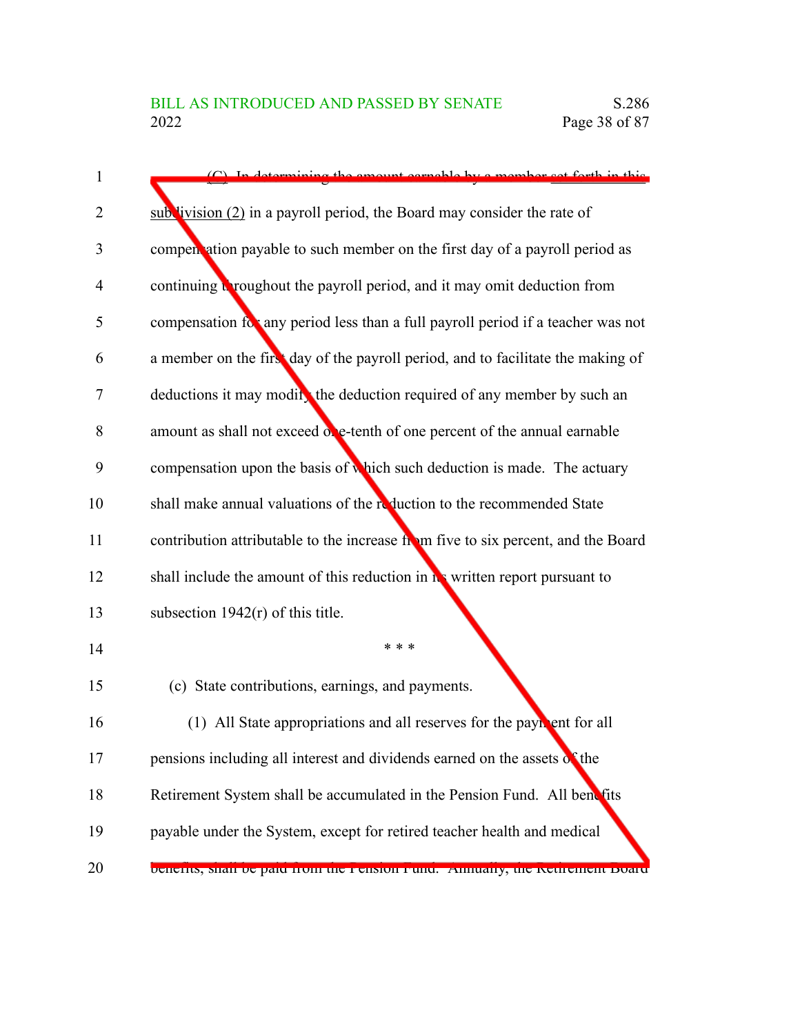(C) In determining the amount earnable by a member set forth in this subdivision (2) in a payroll period, the Board may consider the rate of compensation payable to such member on the first day of a payroll period as continuing throughout the payroll period, and it may omit deduction from compensation for any period less than a full payroll period if a teacher was not a member on the first day of the payroll period, and to facilitate the making of deductions it may modify the deduction required of any member by such an amount as shall not exceed one-tenth of one percent of the annual earnable compensation upon the basis of which such deduction is made. The actuary shall make annual valuations of the reduction to the recommended State contribution attributable to the increase from five to six percent, and the Board shall include the amount of this reduction in its written report pursuant to subsection 1942(r) of this title.

\* \* \*

(c) State contributions, earnings, and payments.

(1) All State appropriations and all reserves for the payment for all pensions including all interest and dividends earned on the assets of the Retirement System shall be accumulated in the Pension Fund. All benefits payable under the System, except for retired teacher health and medical benefits, shall be paid from the Pension Fund. Annually, the Retirement Board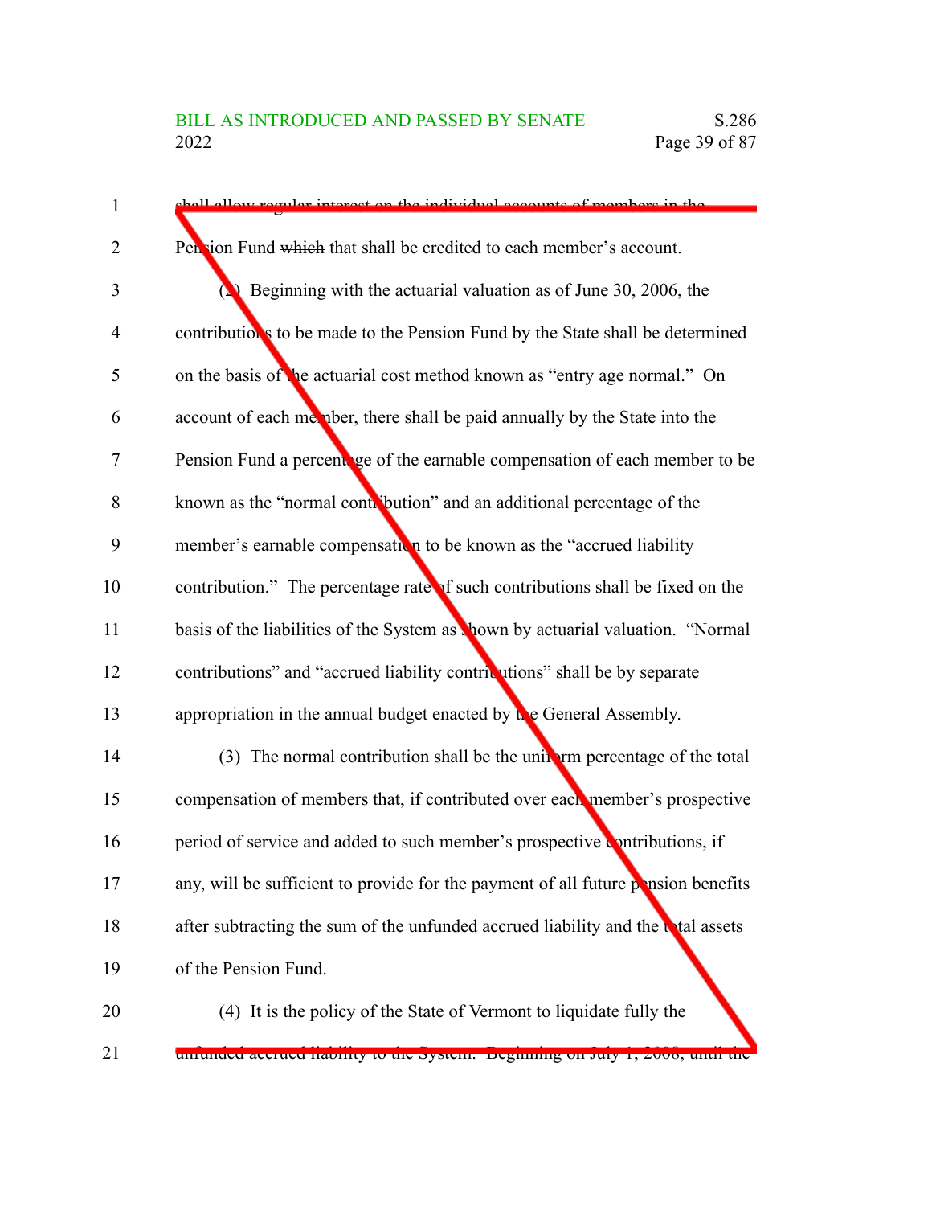shall allow regular interest on the individual accounts of members in the Pension Fund ~~which~~ that shall be credited to each member's account.

(2) Beginning with the actuarial valuation as of June 30, 2006, the contributions to be made to the Pension Fund by the State shall be determined on the basis of the actuarial cost method known as "entry age normal." On account of each member, there shall be paid annually by the State into the Pension Fund a percentage of the earnable compensation of each member to be known as the "normal contribution" and an additional percentage of the member's earnable compensation to be known as the "accrued liability contribution." The percentage rate of such contributions shall be fixed on the basis of the liabilities of the System as shown by actuarial valuation. "Normal contributions" and "accrued liability contributions" shall be by separate appropriation in the annual budget enacted by the General Assembly.

(3) The normal contribution shall be the uniform percentage of the total compensation of members that, if contributed over each member's prospective period of service and added to such member's prospective contributions, if any, will be sufficient to provide for the payment of all future pension benefits after subtracting the sum of the unfunded accrued liability and the total assets of the Pension Fund.

(4) It is the policy of the State of Vermont to liquidate fully the unfunded accrued liability to the System. Beginning on July 1, 2008, until the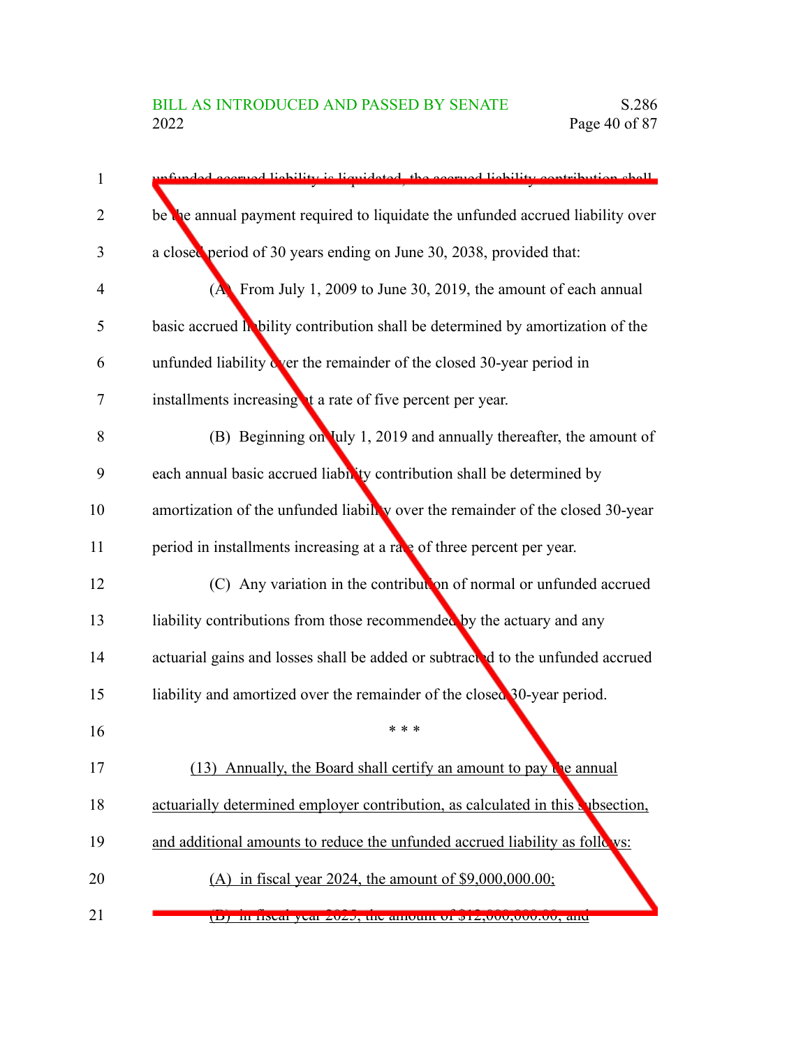unfunded accrued liability is liquidated, the accrued liability contribution shall be the annual payment required to liquidate the unfunded accrued liability over a closed period of 30 years ending on June 30, 2038, provided that:

(A) From July 1, 2009 to June 30, 2019, the amount of each annual basic accrued liability contribution shall be determined by amortization of the unfunded liability over the remainder of the closed 30-year period in installments increasing at a rate of five percent per year.

(B) Beginning on July 1, 2019 and annually thereafter, the amount of each annual basic accrued liability contribution shall be determined by amortization of the unfunded liability over the remainder of the closed 30-year period in installments increasing at a rate of three percent per year.

(C) Any variation in the contribution of normal or unfunded accrued liability contributions from those recommended by the actuary and any actuarial gains and losses shall be added or subtracted to the unfunded accrued liability and amortized over the remainder of the closed 30-year period.

\* \* \*

<u>(13) Annually, the Board shall certify an amount to pay the annual actuarially determined employer contribution, as calculated in this subsection, and additional amounts to reduce the unfunded accrued liability as follows:</u>

<u>(A) in fiscal year 2024, the amount of $9,000,000.00;</u>

<u>(B) in fiscal year 2025, the amount of $12,000,000.00; and</u>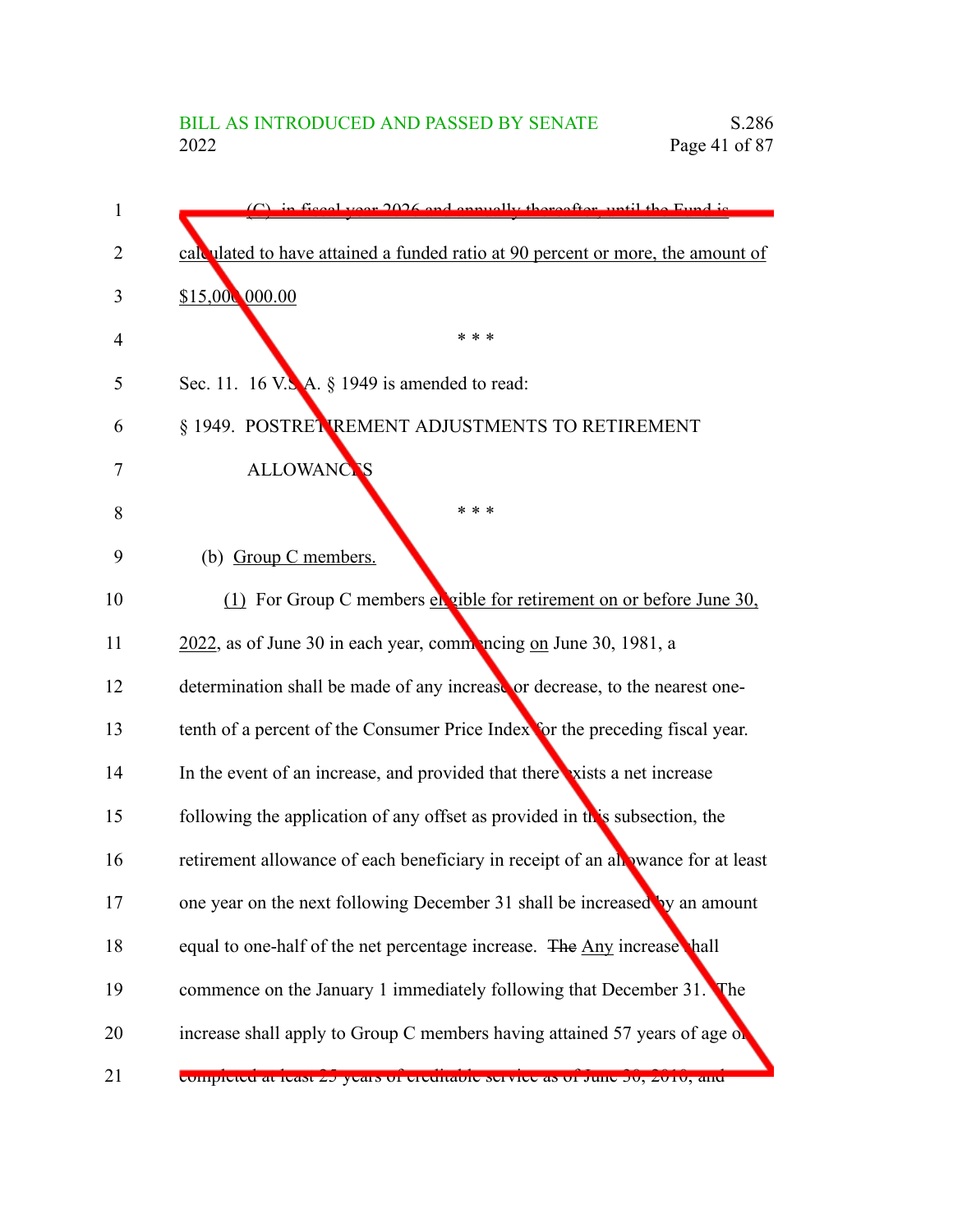(C) in fiscal year 2026 and annually thereafter, until the Fund is calculated to have attained a funded ratio at 90 percent or more, the amount of $15,000,000.00

\* \* \*

Sec. 11. 16 V.S.A. § 1949 is amended to read:

§ 1949. POSTRETIREMENT ADJUSTMENTS TO RETIREMENT ALLOWANCES

\* \* \*

(b) Group C members.

(1) For Group C members eligible for retirement on or before June 30, 2022, as of June 30 in each year, commencing on June 30, 1981, a determination shall be made of any increase or decrease, to the nearest one-tenth of a percent of the Consumer Price Index for the preceding fiscal year. In the event of an increase, and provided that there exists a net increase following the application of any offset as provided in this subsection, the retirement allowance of each beneficiary in receipt of an allowance for at least one year on the next following December 31 shall be increased by an amount equal to one-half of the net percentage increase. ~~The~~ Any increase shall commence on the January 1 immediately following that December 31. The increase shall apply to Group C members having attained 57 years of age or completed at least 25 years of creditable service as of June 30, 2010, and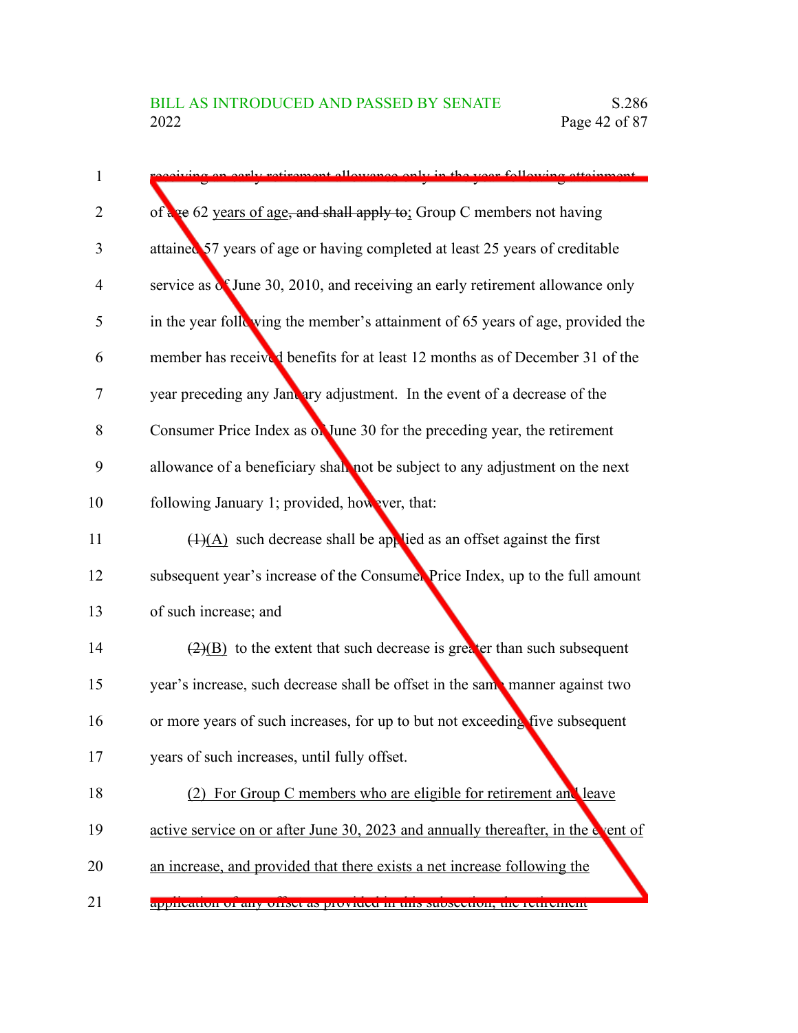receiving an early retirement allowance only in the year following attainment of ~~age~~ 62 years of age~~, and shall apply to~~; Group C members not having attained 57 years of age or having completed at least 25 years of creditable service as of June 30, 2010, and receiving an early retirement allowance only in the year following the member's attainment of 65 years of age, provided the member has received benefits for at least 12 months as of December 31 of the year preceding any January adjustment. In the event of a decrease of the Consumer Price Index as of June 30 for the preceding year, the retirement allowance of a beneficiary shall not be subject to any adjustment on the next following January 1; provided, however, that:

~~(1)~~(A) such decrease shall be applied as an offset against the first subsequent year's increase of the Consumer Price Index, up to the full amount of such increase; and

~~(2)~~(B) to the extent that such decrease is greater than such subsequent year's increase, such decrease shall be offset in the same manner against two or more years of such increases, for up to but not exceeding five subsequent years of such increases, until fully offset.

(2) For Group C members who are eligible for retirement and leave active service on or after June 30, 2023 and annually thereafter, in the event of an increase, and provided that there exists a net increase following the application of any offset as provided in this subsection, the retirement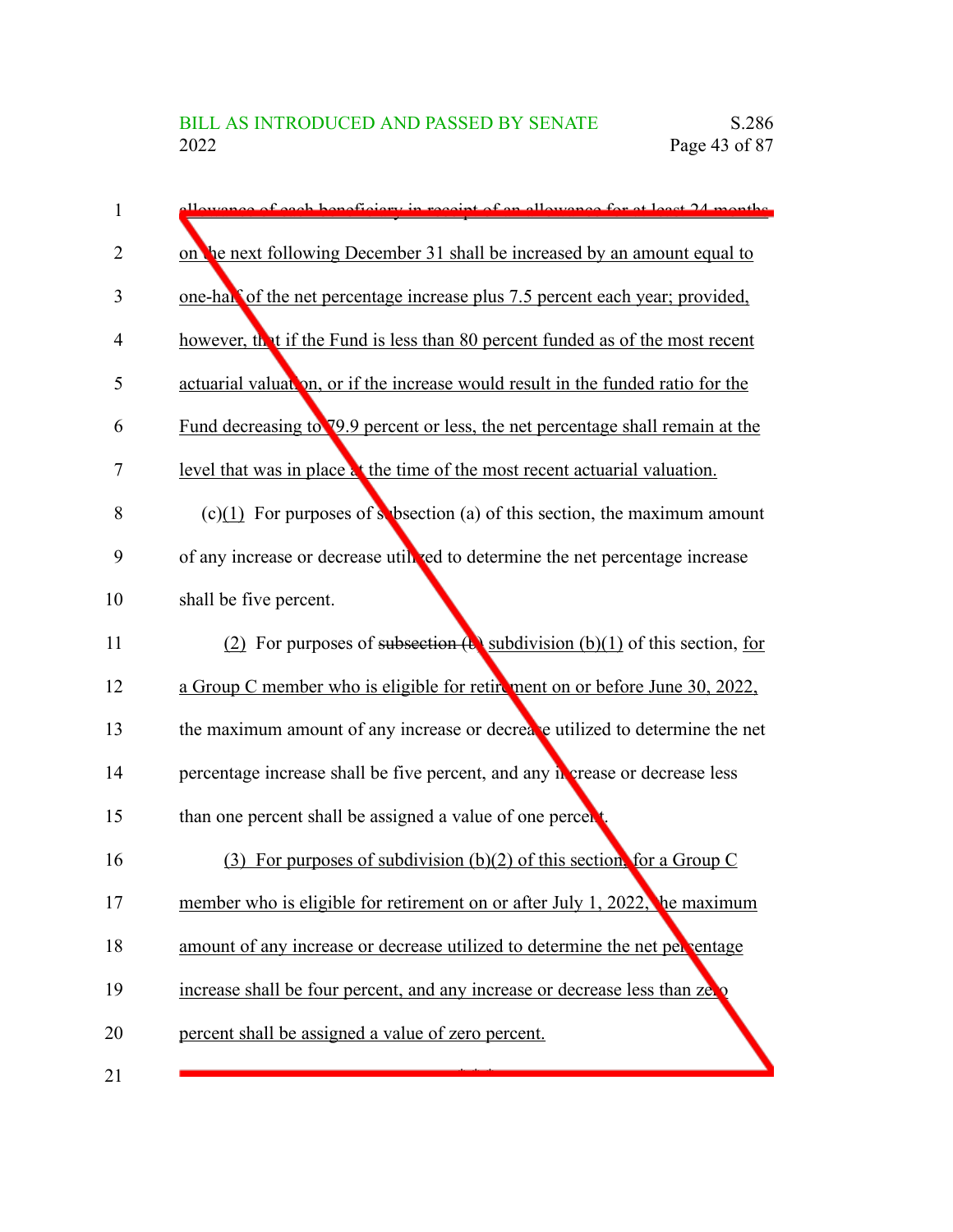~~allowance of each beneficiary in receipt of an allowance for at least 24 months~~ on the next following December 31 shall be increased by an amount equal to one-half of the net percentage increase plus 7.5 percent each year; provided, however, that if the Fund is less than 80 percent funded as of the most recent actuarial valuation, or if the increase would result in the funded ratio for the Fund decreasing to 79.9 percent or less, the net percentage shall remain at the level that was in place at the time of the most recent actuarial valuation.

(c)(1) For purposes of subsection (a) of this section, the maximum amount of any increase or decrease utilized to determine the net percentage increase shall be five percent.

(2) For purposes of ~~subsection (b)~~ subdivision (b)(1) of this section, for a Group C member who is eligible for retirement on or before June 30, 2022, the maximum amount of any increase or decrease utilized to determine the net percentage increase shall be five percent, and any increase or decrease less than one percent shall be assigned a value of one percent.

(3) For purposes of subdivision (b)(2) of this section, for a Group C member who is eligible for retirement on or after July 1, 2022, the maximum amount of any increase or decrease utilized to determine the net percentage increase shall be four percent, and any increase or decrease less than zero percent shall be assigned a value of zero percent.

\* \* \*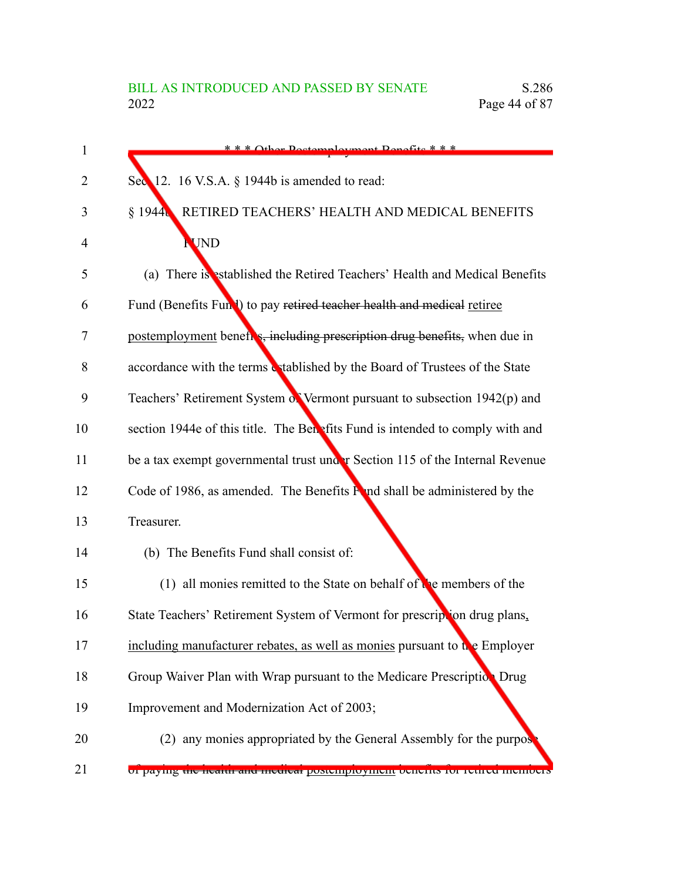\* \* \* Other Postemployment Benefits \* \* \*

Sec. 12. 16 V.S.A. § 1944b is amended to read:

§ 1944b. RETIRED TEACHERS' HEALTH AND MEDICAL BENEFITS FUND

(a) There is established the Retired Teachers' Health and Medical Benefits Fund (Benefits Fund) to pay ~~retired teacher health and medical~~ retiree postemployment benefits~~, including prescription drug benefits,~~ when due in accordance with the terms established by the Board of Trustees of the State Teachers' Retirement System of Vermont pursuant to subsection 1942(p) and section 1944e of this title. The Benefits Fund is intended to comply with and be a tax exempt governmental trust under Section 115 of the Internal Revenue Code of 1986, as amended. The Benefits Fund shall be administered by the Treasurer.

(b) The Benefits Fund shall consist of:

(1) all monies remitted to the State on behalf of the members of the State Teachers' Retirement System of Vermont for prescription drug plans, including manufacturer rebates, as well as monies pursuant to the Employer Group Waiver Plan with Wrap pursuant to the Medicare Prescription Drug Improvement and Modernization Act of 2003;

(2) any monies appropriated by the General Assembly for the purpose of paying the ~~health and medical~~ postemployment benefits for retired members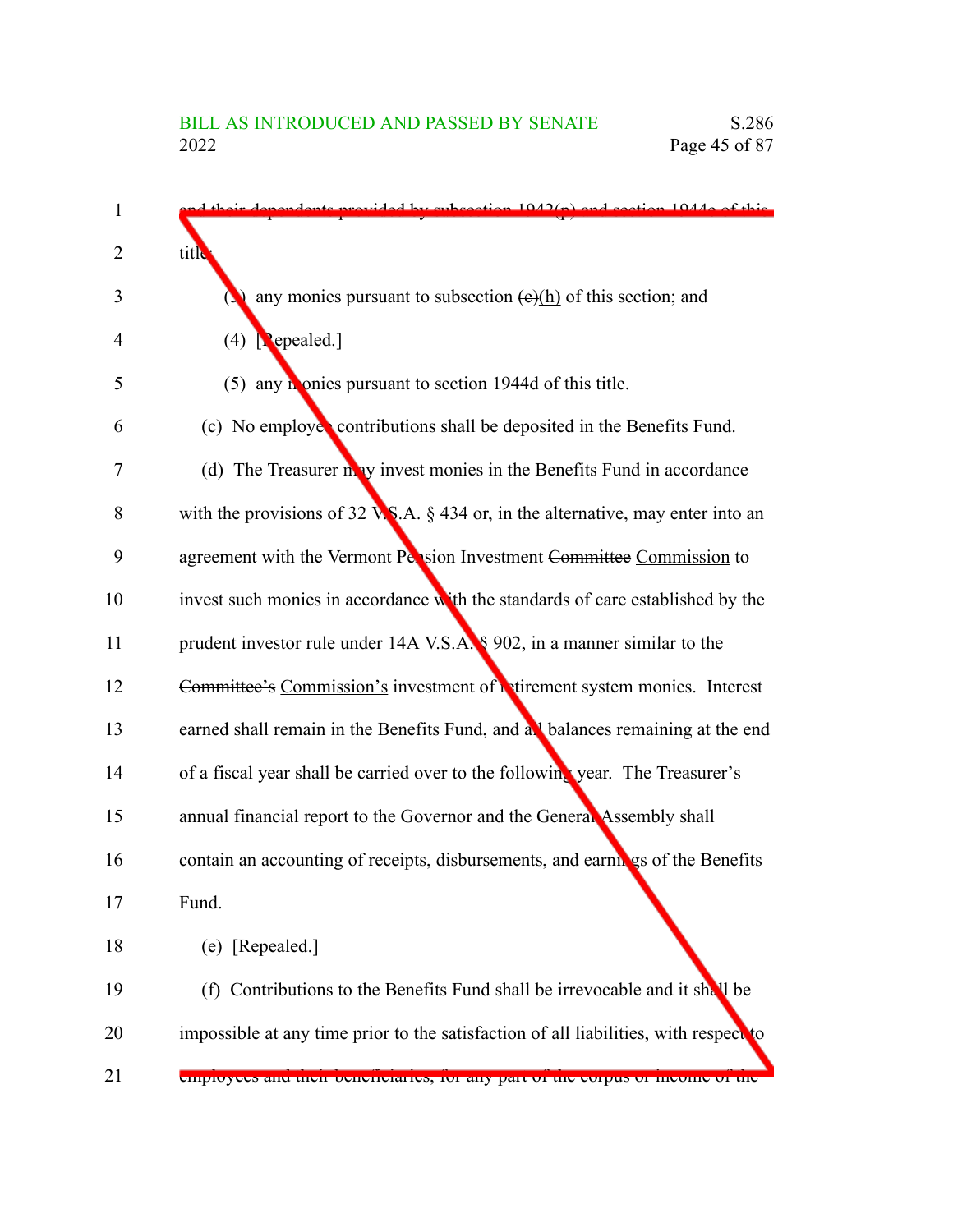and their dependents provided by subsection 1942(p) and section 1944c of this title;

(3) any monies pursuant to subsection ~~(e)~~(h) of this section; and

(4) [Repealed.]

(5) any monies pursuant to section 1944d of this title.

(c) No employee contributions shall be deposited in the Benefits Fund.

(d) The Treasurer may invest monies in the Benefits Fund in accordance with the provisions of 32 V.S.A. § 434 or, in the alternative, may enter into an agreement with the Vermont Pension Investment ~~Committee~~ Commission to invest such monies in accordance with the standards of care established by the prudent investor rule under 14A V.S.A. § 902, in a manner similar to the ~~Committee's~~ Commission's investment of retirement system monies. Interest earned shall remain in the Benefits Fund, and all balances remaining at the end of a fiscal year shall be carried over to the following year. The Treasurer's annual financial report to the Governor and the General Assembly shall contain an accounting of receipts, disbursements, and earnings of the Benefits Fund.

(e) [Repealed.]

(f) Contributions to the Benefits Fund shall be irrevocable and it shall be impossible at any time prior to the satisfaction of all liabilities, with respect to employees and their beneficiaries, for any part of the corpus or income of the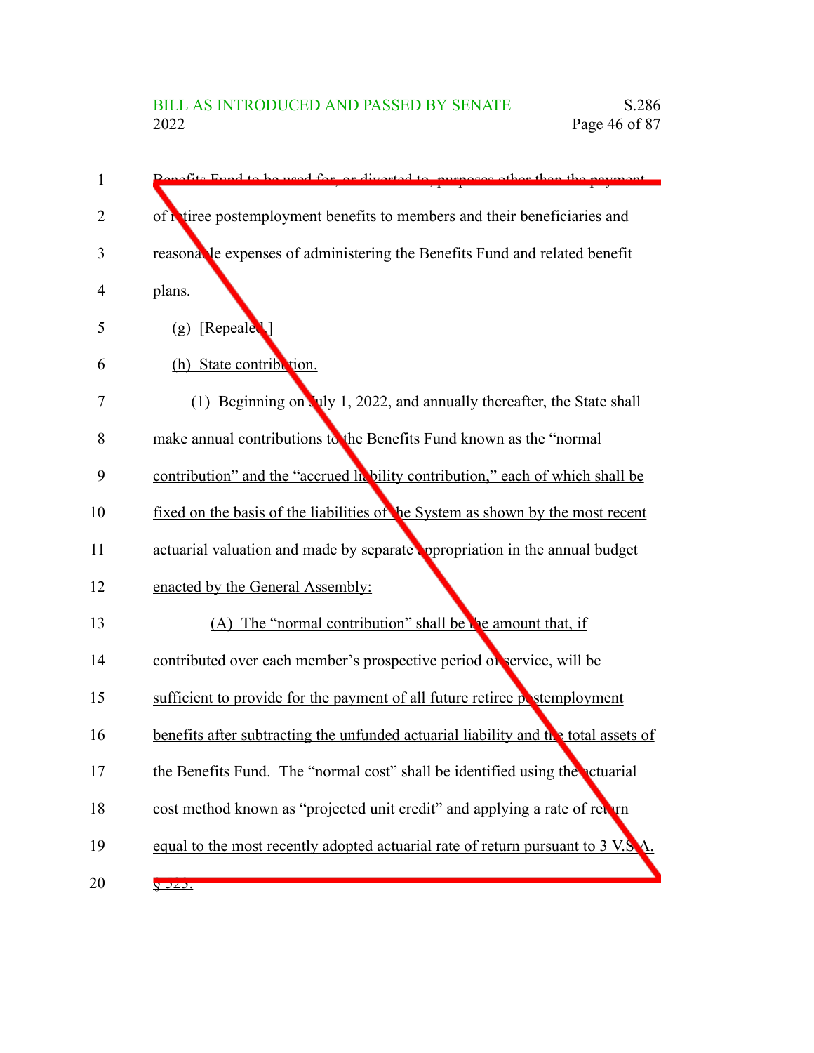Benefits Fund to be used for, or diverted to, purposes other than the payment of retiree postemployment benefits to members and their beneficiaries and reasonable expenses of administering the Benefits Fund and related benefit plans.

(g) [Repealed.]

(h) State contribution.

(1) Beginning on July 1, 2022, and annually thereafter, the State shall make annual contributions to the Benefits Fund known as the "normal contribution" and the "accrued liability contribution," each of which shall be fixed on the basis of the liabilities of the System as shown by the most recent actuarial valuation and made by separate appropriation in the annual budget enacted by the General Assembly:

(A) The "normal contribution" shall be the amount that, if contributed over each member's prospective period of service, will be sufficient to provide for the payment of all future retiree postemployment benefits after subtracting the unfunded actuarial liability and the total assets of the Benefits Fund. The "normal cost" shall be identified using the actuarial cost method known as "projected unit credit" and applying a rate of return equal to the most recently adopted actuarial rate of return pursuant to 3 V.S.A. § 523.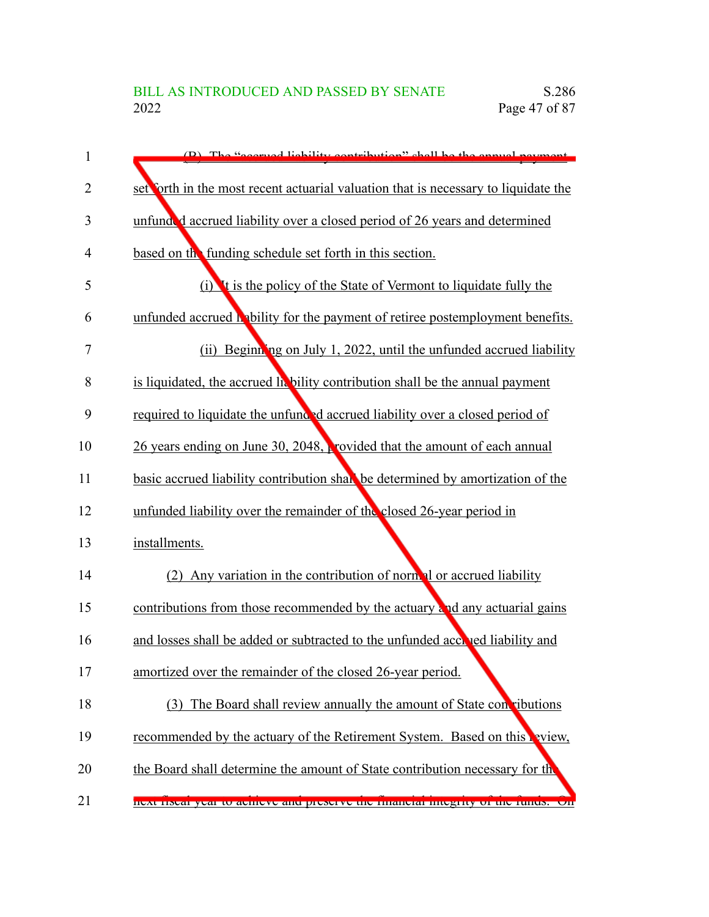(B) The "accrued liability contribution" shall be the annual payment set forth in the most recent actuarial valuation that is necessary to liquidate the unfunded accrued liability over a closed period of 26 years and determined based on the funding schedule set forth in this section.

(i) It is the policy of the State of Vermont to liquidate fully the unfunded accrued liability for the payment of retiree postemployment benefits.

(ii) Beginning on July 1, 2022, until the unfunded accrued liability is liquidated, the accrued liability contribution shall be the annual payment required to liquidate the unfunded accrued liability over a closed period of 26 years ending on June 30, 2048, provided that the amount of each annual basic accrued liability contribution shall be determined by amortization of the unfunded liability over the remainder of the closed 26-year period in installments.

(2) Any variation in the contribution of normal or accrued liability contributions from those recommended by the actuary and any actuarial gains and losses shall be added or subtracted to the unfunded accrued liability and amortized over the remainder of the closed 26-year period.

(3) The Board shall review annually the amount of State contributions recommended by the actuary of the Retirement System. Based on this review, the Board shall determine the amount of State contribution necessary for the next fiscal year to achieve and preserve the financial integrity of the funds. On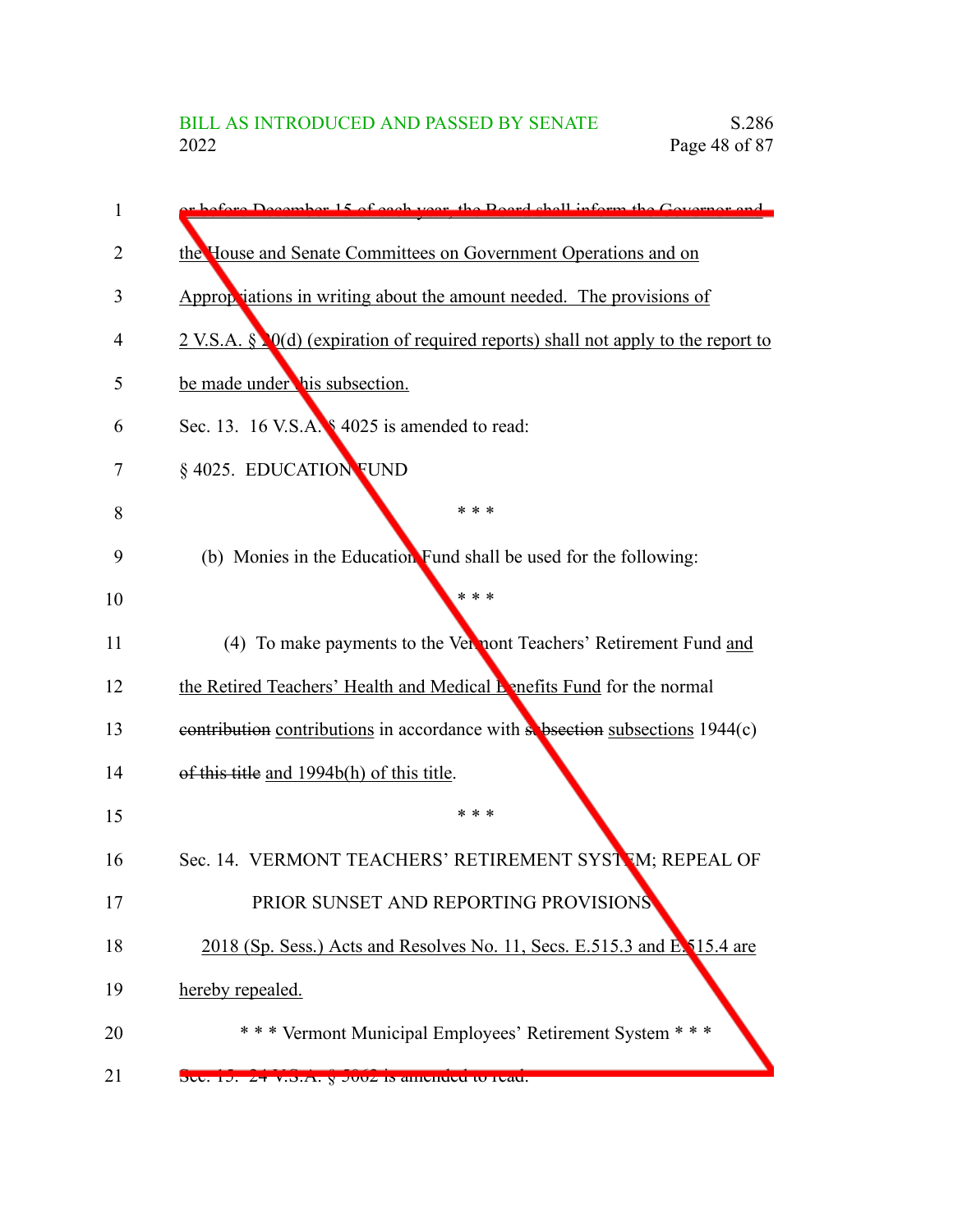or before December 15 of each year, the Board shall inform the Governor and the House and Senate Committees on Government Operations and on Appropriations in writing about the amount needed. The provisions of 2 V.S.A. § 20(d) (expiration of required reports) shall not apply to the report to be made under this subsection.

Sec. 13. 16 V.S.A. § 4025 is amended to read:

§ 4025. EDUCATION FUND

\* \* \*

(b) Monies in the Education Fund shall be used for the following:

\* \* \*

(4) To make payments to the Vermont Teachers' Retirement Fund and the Retired Teachers' Health and Medical Benefits Fund for the normal ~~contribution~~ contributions in accordance with ~~subsection~~ subsections 1944(c) ~~of this title~~ and 1994b(h) of this title.

\* \* \*

Sec. 14. VERMONT TEACHERS' RETIREMENT SYSTEM; REPEAL OF PRIOR SUNSET AND REPORTING PROVISIONS

2018 (Sp. Sess.) Acts and Resolves No. 11, Secs. E.515.3 and E.515.4 are hereby repealed.

\* \* \* Vermont Municipal Employees' Retirement System \* \* \*

Sec. 15. 24 V.S.A. § 5062 is amended to read: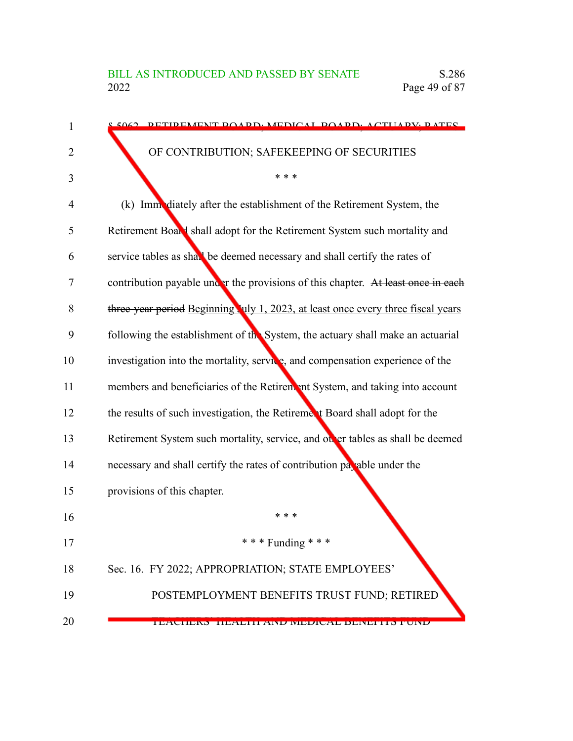§ 5062. RETIREMENT BOARD; MEDICAL BOARD; ACTUARY; RATES OF CONTRIBUTION; SAFEKEEPING OF SECURITIES

\* \* \*

(k) Immediately after the establishment of the Retirement System, the Retirement Board shall adopt for the Retirement System such mortality and service tables as shall be deemed necessary and shall certify the rates of contribution payable under the provisions of this chapter. ~~At least once in each three-year period~~ Beginning July 1, 2023, at least once every three fiscal years following the establishment of the System, the actuary shall make an actuarial investigation into the mortality, service, and compensation experience of the members and beneficiaries of the Retirement System, and taking into account the results of such investigation, the Retirement Board shall adopt for the Retirement System such mortality, service, and other tables as shall be deemed necessary and shall certify the rates of contribution payable under the provisions of this chapter.

\* \* \*

\* \* \* Funding \* \* \*

Sec. 16. FY 2022; APPROPRIATION; STATE EMPLOYEES' POSTEMPLOYMENT BENEFITS TRUST FUND; RETIRED TEACHERS' HEALTH AND MEDICAL BENEFITS FUND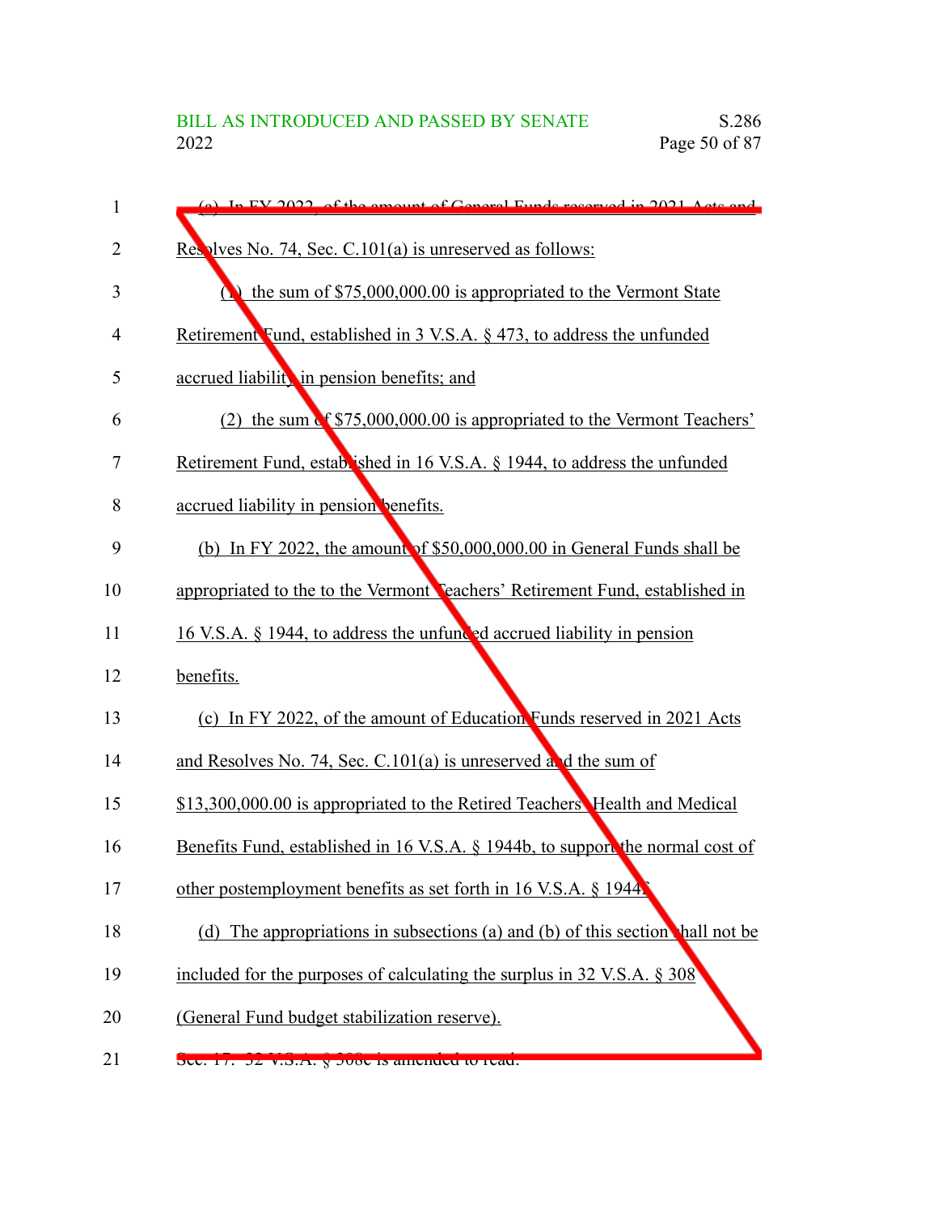(a) In FY 2022, of the amount of General Funds reserved in 2021 Acts and Resolves No. 74, Sec. C.101(a) is unreserved as follows:

(1) the sum of $75,000,000.00 is appropriated to the Vermont State Retirement Fund, established in 3 V.S.A. § 473, to address the unfunded accrued liability in pension benefits; and

(2) the sum of $75,000,000.00 is appropriated to the Vermont Teachers' Retirement Fund, established in 16 V.S.A. § 1944, to address the unfunded accrued liability in pension benefits.

(b) In FY 2022, the amount of $50,000,000.00 in General Funds shall be appropriated to the to the Vermont Teachers' Retirement Fund, established in 16 V.S.A. § 1944, to address the unfunded accrued liability in pension benefits.

(c) In FY 2022, of the amount of Education Funds reserved in 2021 Acts and Resolves No. 74, Sec. C.101(a) is unreserved and the sum of $13,300,000.00 is appropriated to the Retired Teachers' Health and Medical Benefits Fund, established in 16 V.S.A. § 1944b, to support the normal cost of other postemployment benefits as set forth in 16 V.S.A. § 1944f.

(d) The appropriations in subsections (a) and (b) of this section shall not be included for the purposes of calculating the surplus in 32 V.S.A. § 308 (General Fund budget stabilization reserve).

Sec. 17. 32 V.S.A. § 308c is amended to read: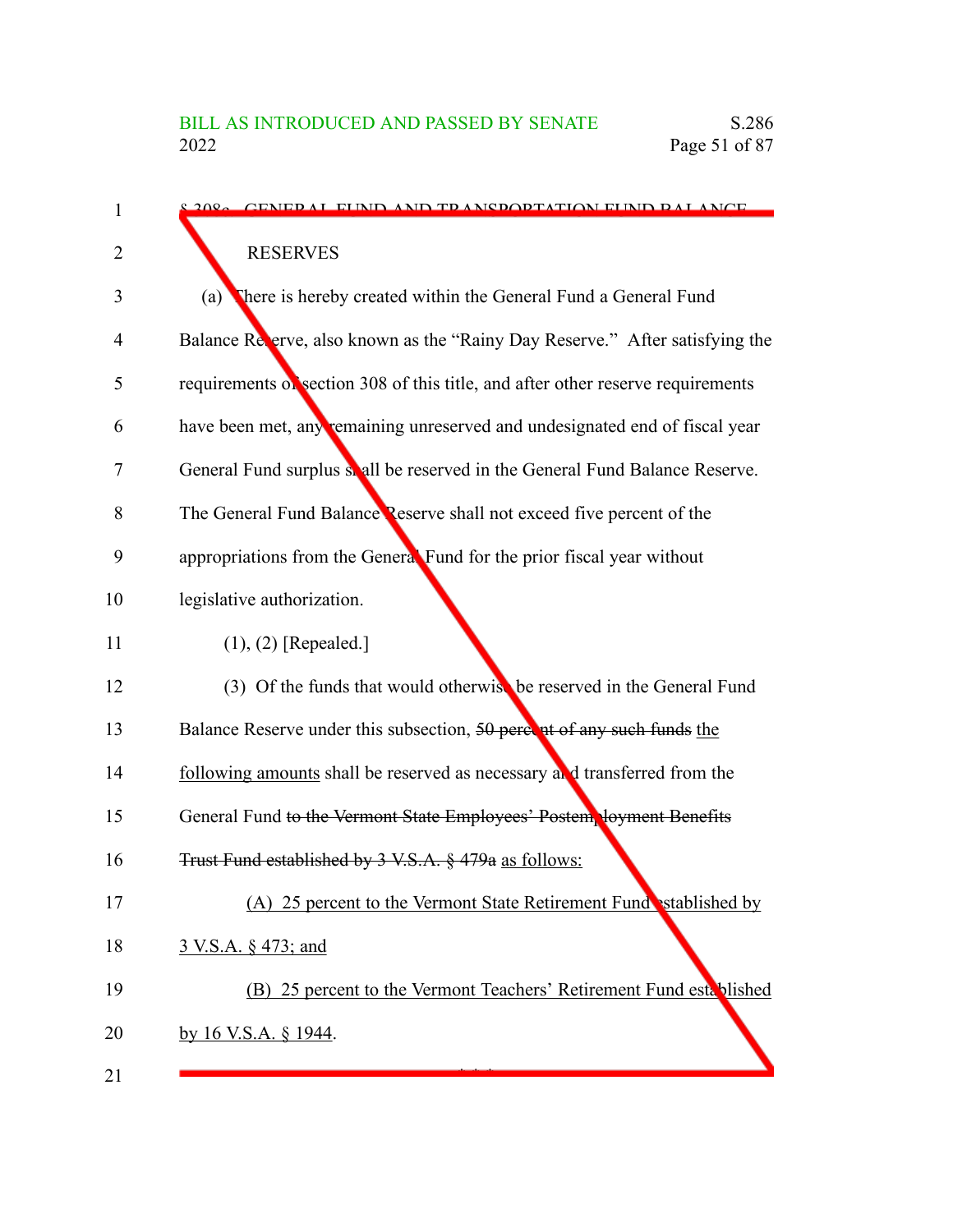§ 308c. GENERAL FUND AND TRANSPORTATION FUND BALANCE RESERVES

(a) There is hereby created within the General Fund a General Fund Balance Reserve, also known as the "Rainy Day Reserve." After satisfying the requirements of section 308 of this title, and after other reserve requirements have been met, any remaining unreserved and undesignated end of fiscal year General Fund surplus shall be reserved in the General Fund Balance Reserve. The General Fund Balance Reserve shall not exceed five percent of the appropriations from the General Fund for the prior fiscal year without legislative authorization.

(1), (2) [Repealed.]

(3) Of the funds that would otherwise be reserved in the General Fund Balance Reserve under this subsection, ~~50 percent of any such funds~~ <u>the following amounts</u> shall be reserved as necessary and transferred from the General Fund ~~to the Vermont State Employees' Postemployment Benefits Trust Fund established by 3 V.S.A. § 479a~~ <u>as follows:</u>

<u>(A) 25 percent to the Vermont State Retirement Fund established by 3 V.S.A. § 473; and</u>

<u>(B) 25 percent to the Vermont Teachers' Retirement Fund established by 16 V.S.A. § 1944</u>.

\* \* \*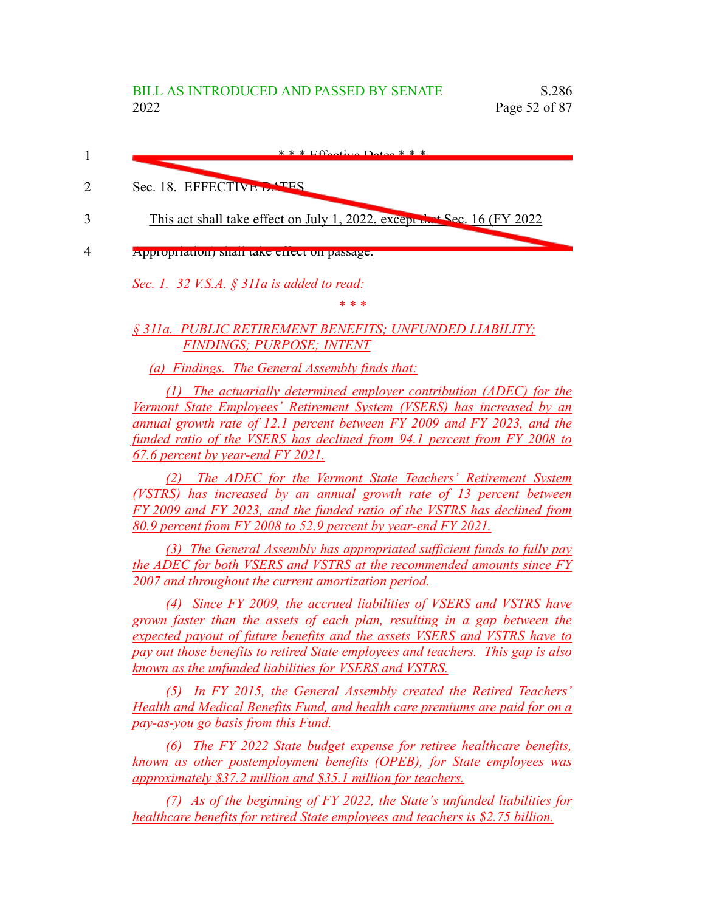\* \* \* Effective Dates \* \* \*

Sec. 18. EFFECTIVE DATES

This act shall take effect on July 1, 2022, except that Sec. 16 (FY 2022 Appropriation) shall take effect on passage.

*Sec. 1. 32 V.S.A. § 311a is added to read:*

\* \* \*

*§ 311a. PUBLIC RETIREMENT BENEFITS; UNFUNDED LIABILITY; FINDINGS; PURPOSE; INTENT*

*(a) Findings. The General Assembly finds that:*

*(1) The actuarially determined employer contribution (ADEC) for the Vermont State Employees' Retirement System (VSERS) has increased by an annual growth rate of 12.1 percent between FY 2009 and FY 2023, and the funded ratio of the VSERS has declined from 94.1 percent from FY 2008 to 67.6 percent by year-end FY 2021.*

*(2) The ADEC for the Vermont State Teachers' Retirement System (VSTRS) has increased by an annual growth rate of 13 percent between FY 2009 and FY 2023, and the funded ratio of the VSTRS has declined from 80.9 percent from FY 2008 to 52.9 percent by year-end FY 2021.*

*(3) The General Assembly has appropriated sufficient funds to fully pay the ADEC for both VSERS and VSTRS at the recommended amounts since FY 2007 and throughout the current amortization period.*

*(4) Since FY 2009, the accrued liabilities of VSERS and VSTRS have grown faster than the assets of each plan, resulting in a gap between the expected payout of future benefits and the assets VSERS and VSTRS have to pay out those benefits to retired State employees and teachers. This gap is also known as the unfunded liabilities for VSERS and VSTRS.*

*(5) In FY 2015, the General Assembly created the Retired Teachers' Health and Medical Benefits Fund, and health care premiums are paid for on a pay-as-you go basis from this Fund.*

*(6) The FY 2022 State budget expense for retiree healthcare benefits, known as other postemployment benefits (OPEB), for State employees was approximately $37.2 million and $35.1 million for teachers.*

*(7) As of the beginning of FY 2022, the State's unfunded liabilities for healthcare benefits for retired State employees and teachers is $2.75 billion.*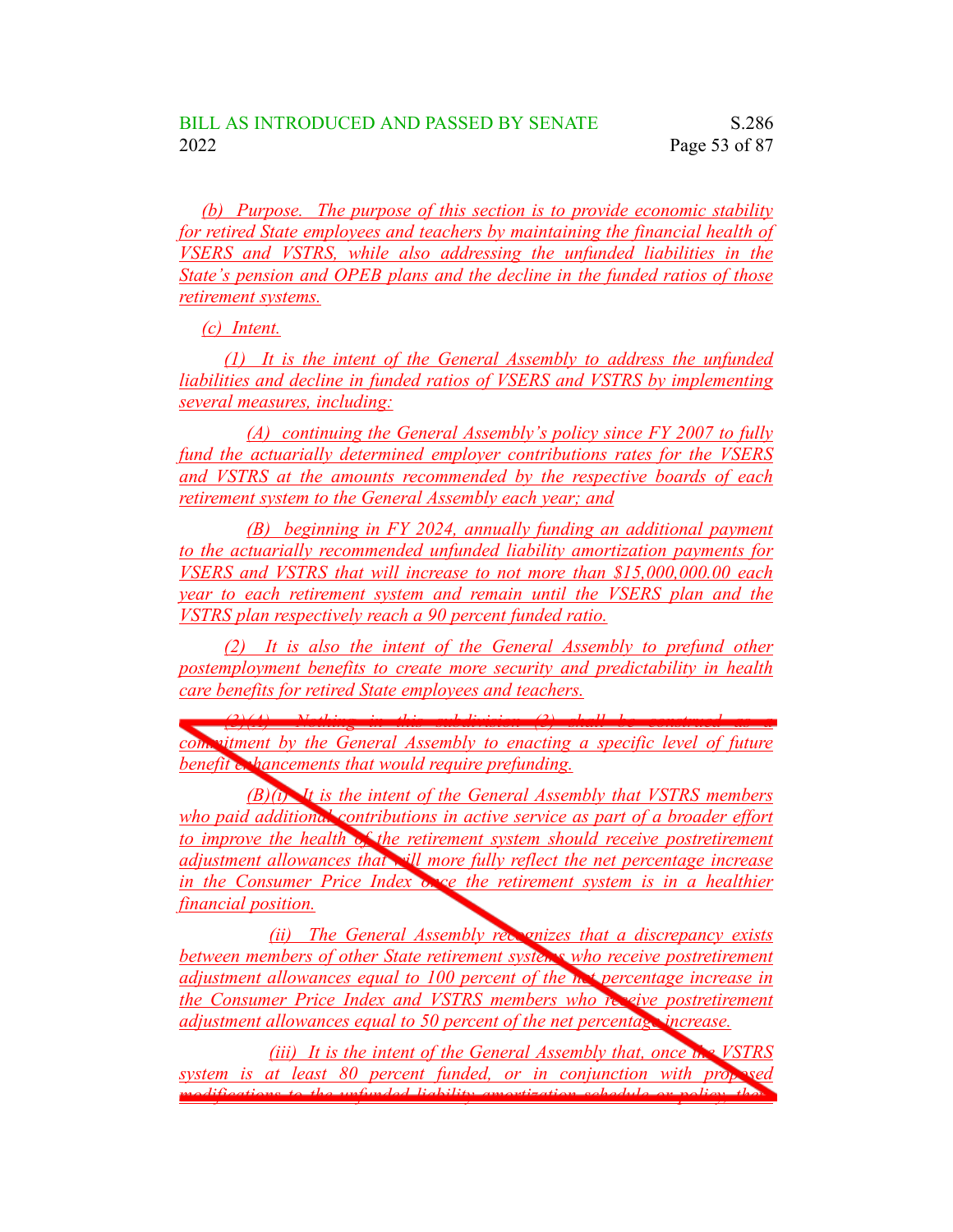(b) Purpose. The purpose of this section is to provide economic stability for retired State employees and teachers by maintaining the financial health of VSERS and VSTRS, while also addressing the unfunded liabilities in the State's pension and OPEB plans and the decline in the funded ratios of those retirement systems.

(c) Intent.

(1) It is the intent of the General Assembly to address the unfunded liabilities and decline in funded ratios of VSERS and VSTRS by implementing several measures, including:

(A) continuing the General Assembly's policy since FY 2007 to fully fund the actuarially determined employer contributions rates for the VSERS and VSTRS at the amounts recommended by the respective boards of each retirement system to the General Assembly each year; and

(B) beginning in FY 2024, annually funding an additional payment to the actuarially recommended unfunded liability amortization payments for VSERS and VSTRS that will increase to not more than $15,000,000.00 each year to each retirement system and remain until the VSERS plan and the VSTRS plan respectively reach a 90 percent funded ratio.

(2) It is also the intent of the General Assembly to prefund other postemployment benefits to create more security and predictability in health care benefits for retired State employees and teachers.

(3)(A) Nothing in this subdivision (3) shall be construed as a commitment by the General Assembly to enacting a specific level of future benefit enhancements that would require prefunding.

(B)(i) It is the intent of the General Assembly that VSTRS members who paid additional contributions in active service as part of a broader effort to improve the health of the retirement system should receive postretirement adjustment allowances that will more fully reflect the net percentage increase in the Consumer Price Index once the retirement system is in a healthier financial position.

(ii) The General Assembly recognizes that a discrepancy exists between members of other State retirement systems who receive postretirement adjustment allowances equal to 100 percent of the net percentage increase in the Consumer Price Index and VSTRS members who receive postretirement adjustment allowances equal to 50 percent of the net percentage increase.

(iii) It is the intent of the General Assembly that, once the VSTRS system is at least 80 percent funded, or in conjunction with proposed modifications to the unfunded liability amortization schedule or policy, the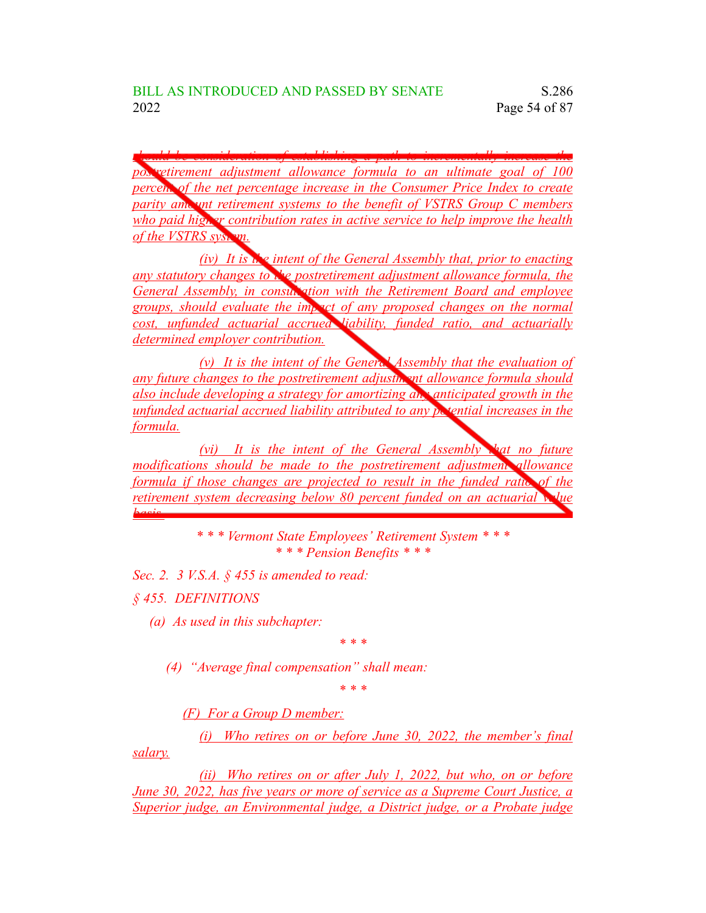should be consideration of establishing a path to incrementally increase the postretirement adjustment allowance formula to an ultimate goal of 100 percent of the net percentage increase in the Consumer Price Index to create parity amount retirement systems to the benefit of VSTRS Group C members who paid higher contribution rates in active service to help improve the health of the VSTRS system.

(iv) It is the intent of the General Assembly that, prior to enacting any statutory changes to the postretirement adjustment allowance formula, the General Assembly, in consultation with the Retirement Board and employee groups, should evaluate the impact of any proposed changes on the normal cost, unfunded actuarial accrued liability, funded ratio, and actuarially determined employer contribution.

(v) It is the intent of the General Assembly that the evaluation of any future changes to the postretirement adjustment allowance formula should also include developing a strategy for amortizing any anticipated growth in the unfunded actuarial accrued liability attributed to any potential increases in the formula.

(vi) It is the intent of the General Assembly that no future modifications should be made to the postretirement adjustment allowance formula if those changes are projected to result in the funded ratio of the retirement system decreasing below 80 percent funded on an actuarial value basis.

*\* \* \* Vermont State Employees' Retirement System \* \* \**
*\* \* \* Pension Benefits \* \* \**

*Sec. 2. 3 V.S.A. § 455 is amended to read:*

*§ 455. DEFINITIONS*

*(a) As used in this subchapter:*

*\* \* \**

*(4) "Average final compensation" shall mean:*

*\* \* \**

*(F) For a Group D member:*

*(i) Who retires on or before June 30, 2022, the member's final salary.*

*(ii) Who retires on or after July 1, 2022, but who, on or before June 30, 2022, has five years or more of service as a Supreme Court Justice, a Superior judge, an Environmental judge, a District judge, or a Probate judge*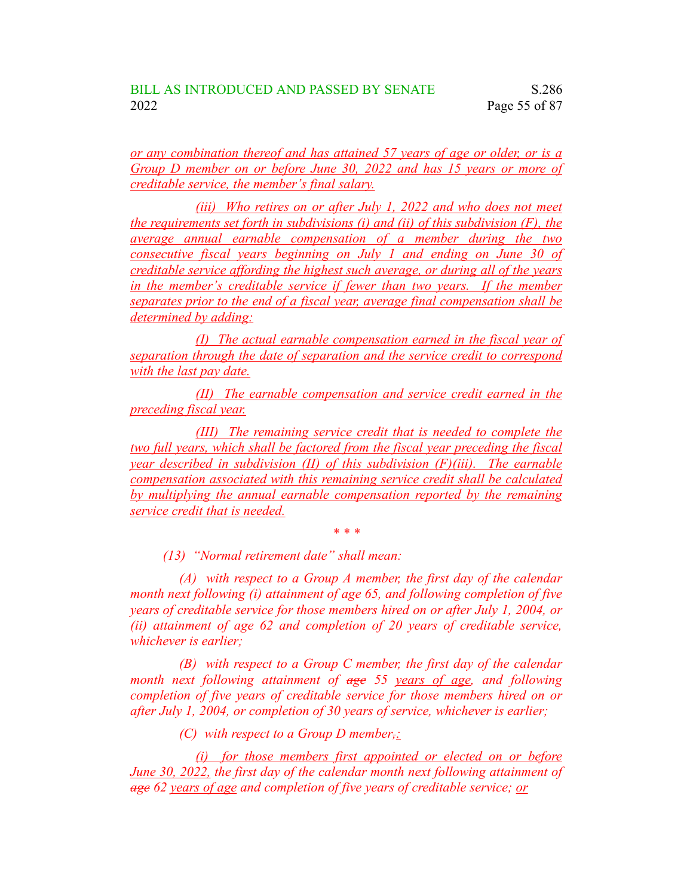or any combination thereof and has attained 57 years of age or older, or is a Group D member on or before June 30, 2022 and has 15 years or more of creditable service, the member's final salary.

(iii) Who retires on or after July 1, 2022 and who does not meet the requirements set forth in subdivisions (i) and (ii) of this subdivision (F), the average annual earnable compensation of a member during the two consecutive fiscal years beginning on July 1 and ending on June 30 of creditable service affording the highest such average, or during all of the years in the member's creditable service if fewer than two years. If the member separates prior to the end of a fiscal year, average final compensation shall be determined by adding:

(I) The actual earnable compensation earned in the fiscal year of separation through the date of separation and the service credit to correspond with the last pay date.

(II) The earnable compensation and service credit earned in the preceding fiscal year.

(III) The remaining service credit that is needed to complete the two full years, which shall be factored from the fiscal year preceding the fiscal year described in subdivision (II) of this subdivision (F)(iii). The earnable compensation associated with this remaining service credit shall be calculated by multiplying the annual earnable compensation reported by the remaining service credit that is needed.

\* \* \*

*(13) "Normal retirement date" shall mean:*

*(A) with respect to a Group A member, the first day of the calendar month next following (i) attainment of age 65, and following completion of five years of creditable service for those members hired on or after July 1, 2004, or (ii) attainment of age 62 and completion of 20 years of creditable service, whichever is earlier;*

*(B) with respect to a Group C member, the first day of the calendar month next following attainment of ~~age~~ 55 years of age, and following completion of five years of creditable service for those members hired on or after July 1, 2004, or completion of 30 years of service, whichever is earlier;*

*(C) with respect to a Group D member~~,~~:*

*(i) for those members first appointed or elected on or before June 30, 2022, the first day of the calendar month next following attainment of ~~age~~ 62 years of age and completion of five years of creditable service; or*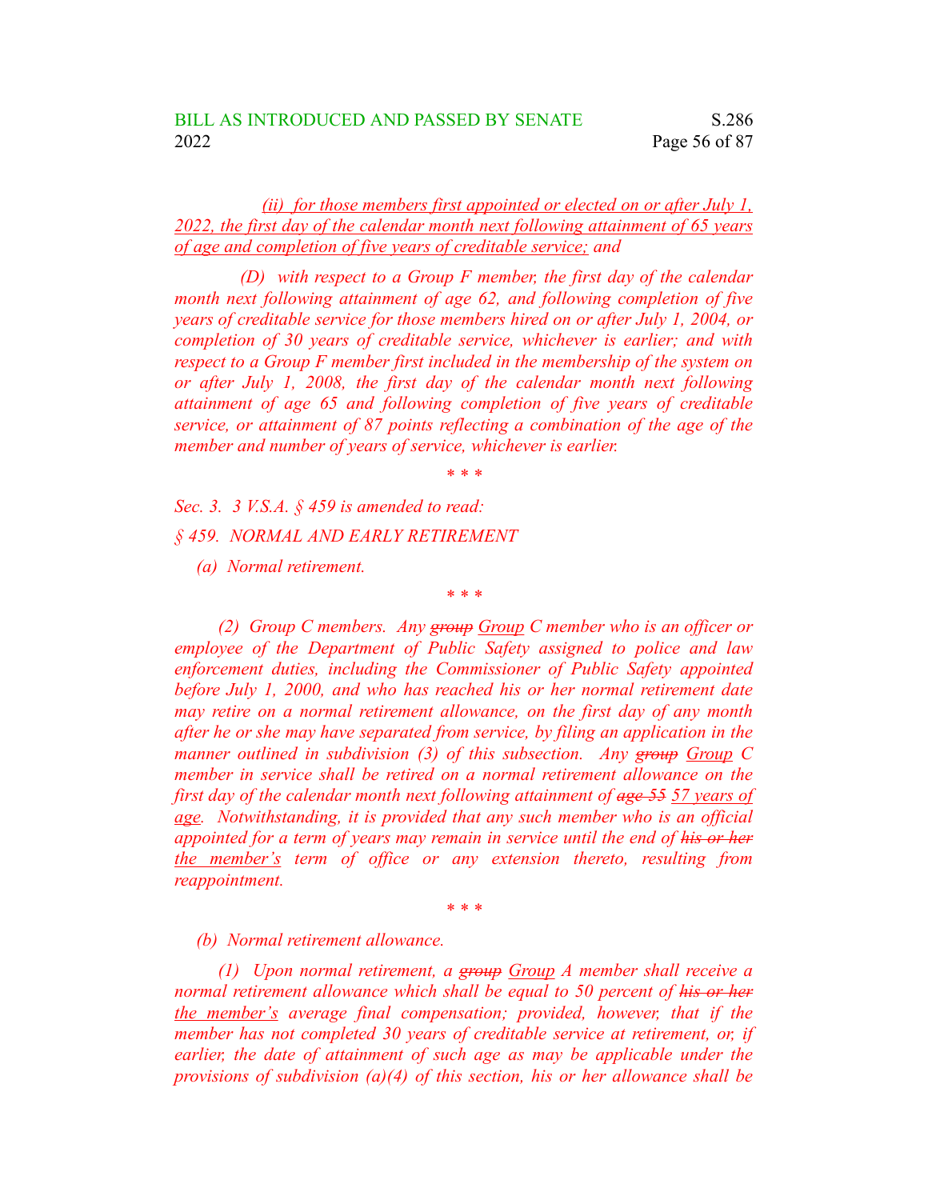(ii) for those members first appointed or elected on or after July 1, 2022, the first day of the calendar month next following attainment of 65 years of age and completion of five years of creditable service; and

(D) with respect to a Group F member, the first day of the calendar month next following attainment of age 62, and following completion of five years of creditable service for those members hired on or after July 1, 2004, or completion of 30 years of creditable service, whichever is earlier; and with respect to a Group F member first included in the membership of the system on or after July 1, 2008, the first day of the calendar month next following attainment of age 65 and following completion of five years of creditable service, or attainment of 87 points reflecting a combination of the age of the member and number of years of service, whichever is earlier.

* * *

Sec. 3. 3 V.S.A. § 459 is amended to read:

§ 459. NORMAL AND EARLY RETIREMENT

(a) Normal retirement.

* * *

(2) Group C members. Any ~~group~~ Group C member who is an officer or employee of the Department of Public Safety assigned to police and law enforcement duties, including the Commissioner of Public Safety appointed before July 1, 2000, and who has reached his or her normal retirement date may retire on a normal retirement allowance, on the first day of any month after he or she may have separated from service, by filing an application in the manner outlined in subdivision (3) of this subsection. Any ~~group~~ Group C member in service shall be retired on a normal retirement allowance on the first day of the calendar month next following attainment of ~~age 55~~ 57 years of age. Notwithstanding, it is provided that any such member who is an official appointed for a term of years may remain in service until the end of ~~his or her~~ the member's term of office or any extension thereto, resulting from reappointment.

* * *

(b) Normal retirement allowance.

(1) Upon normal retirement, a ~~group~~ Group A member shall receive a normal retirement allowance which shall be equal to 50 percent of ~~his or her~~ the member's average final compensation; provided, however, that if the member has not completed 30 years of creditable service at retirement, or, if earlier, the date of attainment of such age as may be applicable under the provisions of subdivision (a)(4) of this section, his or her allowance shall be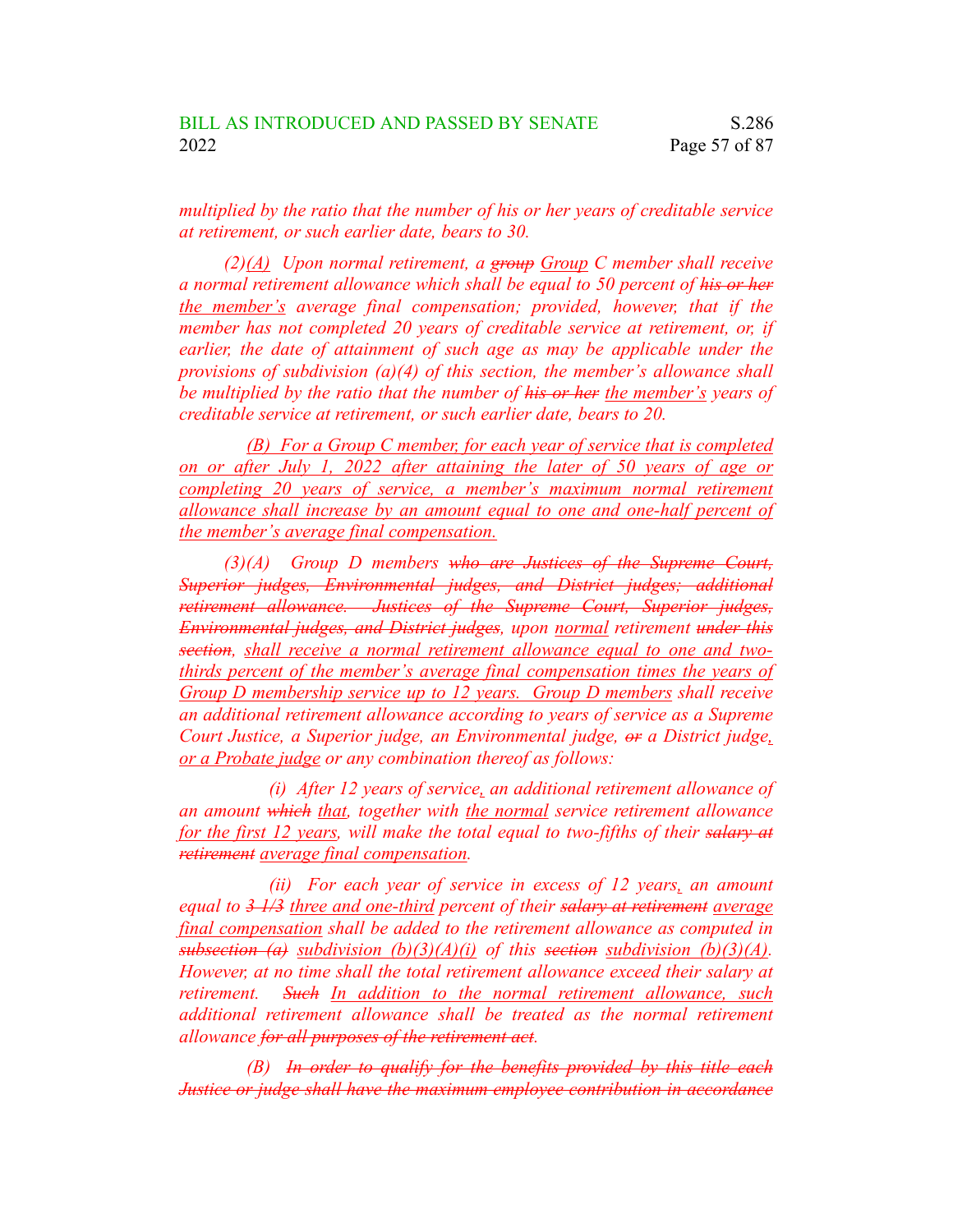*multiplied by the ratio that the number of his or her years of creditable service at retirement, or such earlier date, bears to 30.*

*(2)<u>(A)</u> Upon normal retirement, a ~~group~~ <u>Group</u> C member shall receive a normal retirement allowance which shall be equal to 50 percent of ~~his or her~~ <u>the member's</u> average final compensation; provided, however, that if the member has not completed 20 years of creditable service at retirement, or, if earlier, the date of attainment of such age as may be applicable under the provisions of subdivision (a)(4) of this section, the member's allowance shall be multiplied by the ratio that the number of ~~his or her~~ <u>the member's</u> years of creditable service at retirement, or such earlier date, bears to 20.*

*<u>(B) For a Group C member, for each year of service that is completed on or after July 1, 2022 after attaining the later of 50 years of age or completing 20 years of service, a member's maximum normal retirement allowance shall increase by an amount equal to one and one-half percent of the member's average final compensation.</u>*

*(3)(A) Group D members ~~who are Justices of the Supreme Court, Superior judges, Environmental judges, and District judges; additional retirement allowance. Justices of the Supreme Court, Superior judges, Environmental judges, and District judges~~, upon <u>normal</u> retirement ~~under this section~~, <u>shall receive a normal retirement allowance equal to one and two-thirds percent of the member's average final compensation times the years of Group D membership service up to 12 years. Group D members</u> shall receive an additional retirement allowance according to years of service as a Supreme Court Justice, a Superior judge, an Environmental judge, ~~or~~ a District judge<u>, or a Probate judge</u> or any combination thereof as follows:*

*(i) After 12 years of service<u>,</u> an additional retirement allowance of an amount ~~which~~ <u>that</u>, together with <u>the normal</u> service retirement allowance <u>for the first 12 years</u>, will make the total equal to two-fifths of their ~~salary at retirement~~ <u>average final compensation</u>.*

*(ii) For each year of service in excess of 12 years<u>,</u> an amount equal to ~~3 1/3~~ <u>three and one-third</u> percent of their ~~salary at retirement~~ <u>average final compensation</u> shall be added to the retirement allowance as computed in ~~subsection (a)~~ <u>subdivision (b)(3)(A)(i)</u> of this ~~section~~ <u>subdivision (b)(3)(A)</u>. However, at no time shall the total retirement allowance exceed their salary at retirement. ~~Such~~ <u>In addition to the normal retirement allowance, such</u> additional retirement allowance shall be treated as the normal retirement allowance ~~for all purposes of the retirement act~~.*

*(B) ~~In order to qualify for the benefits provided by this title each Justice or judge shall have the maximum employee contribution in accordance~~*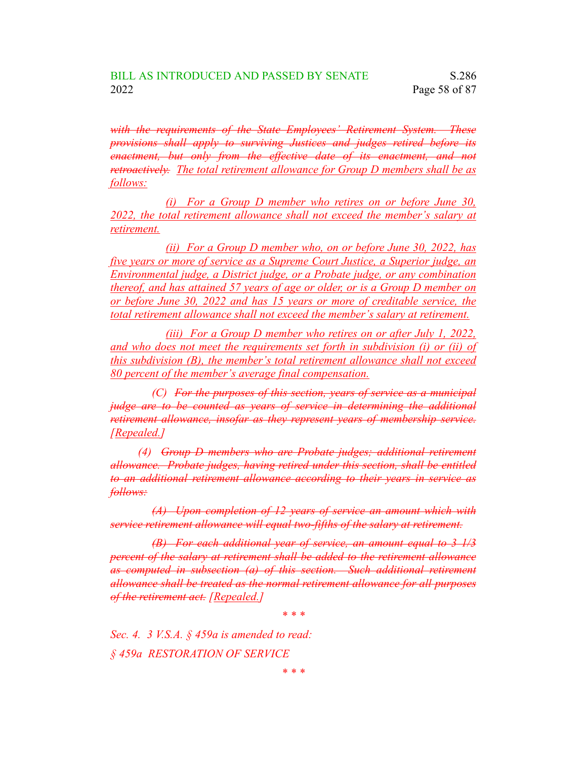*~~with the requirements of the State Employees' Retirement System. These provisions shall apply to surviving Justices and judges retired before its enactment, but only from the effective date of its enactment, and not retroactively.~~ <u>The total retirement allowance for Group D members shall be as follows:</u>*

*<u>(i) For a Group D member who retires on or before June 30, 2022, the total retirement allowance shall not exceed the member's salary at retirement.</u>*

*<u>(ii) For a Group D member who, on or before June 30, 2022, has five years or more of service as a Supreme Court Justice, a Superior judge, an Environmental judge, a District judge, or a Probate judge, or any combination thereof, and has attained 57 years of age or older, or is a Group D member on or before June 30, 2022 and has 15 years or more of creditable service, the total retirement allowance shall not exceed the member's salary at retirement.</u>*

*<u>(iii) For a Group D member who retires on or after July 1, 2022, and who does not meet the requirements set forth in subdivision (i) or (ii) of this subdivision (B), the member's total retirement allowance shall not exceed 80 percent of the member's average final compensation.</u>*

*(C) ~~For the purposes of this section, years of service as a municipal judge are to be counted as years of service in determining the additional retirement allowance, insofar as they represent years of membership service.~~ <u>[Repealed.]</u>*

*(4) ~~Group D members who are Probate judges; additional retirement allowance. Probate judges, having retired under this section, shall be entitled to an additional retirement allowance according to their years in service as follows:~~*

*~~(A) Upon completion of 12 years of service an amount which with service retirement allowance will equal two-fifths of the salary at retirement.~~*

*~~(B) For each additional year of service, an amount equal to 3 1/3 percent of the salary at retirement shall be added to the retirement allowance as computed in subsection (a) of this section. Such additional retirement allowance shall be treated as the normal retirement allowance for all purposes of the retirement act.~~ <u>[Repealed.]</u>*

\* \* \*

*Sec. 4. 3 V.S.A. § 459a is amended to read:*

*§ 459a RESTORATION OF SERVICE*

\* \* \*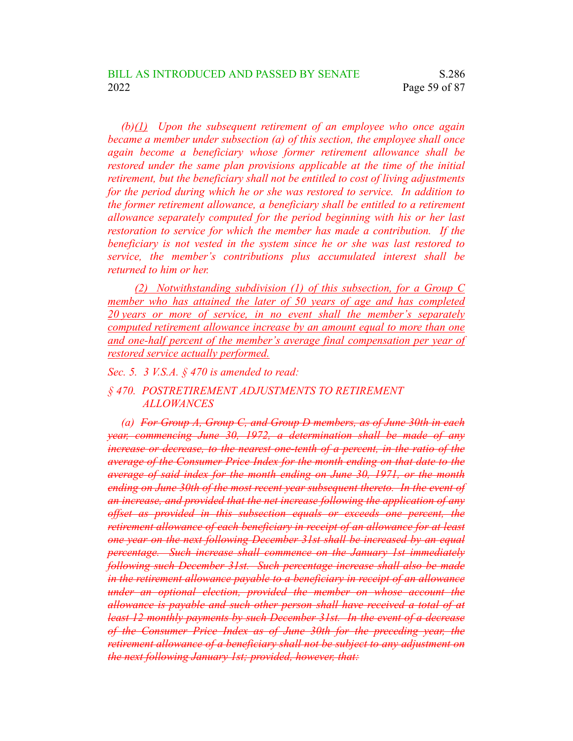*(b)(1) Upon the subsequent retirement of an employee who once again became a member under subsection (a) of this section, the employee shall once again become a beneficiary whose former retirement allowance shall be restored under the same plan provisions applicable at the time of the initial retirement, but the beneficiary shall not be entitled to cost of living adjustments for the period during which he or she was restored to service. In addition to the former retirement allowance, a beneficiary shall be entitled to a retirement allowance separately computed for the period beginning with his or her last restoration to service for which the member has made a contribution. If the beneficiary is not vested in the system since he or she was last restored to service, the member's contributions plus accumulated interest shall be returned to him or her.*

*(2) Notwithstanding subdivision (1) of this subsection, for a Group C member who has attained the later of 50 years of age and has completed 20 years or more of service, in no event shall the member's separately computed retirement allowance increase by an amount equal to more than one and one-half percent of the member's average final compensation per year of restored service actually performed.*

*Sec. 5. 3 V.S.A. § 470 is amended to read:*

*§ 470. POSTRETIREMENT ADJUSTMENTS TO RETIREMENT ALLOWANCES*

*(a) ~~For Group A, Group C, and Group D members, as of June 30th in each year, commencing June 30, 1972, a determination shall be made of any increase or decrease, to the nearest one-tenth of a percent, in the ratio of the average of the Consumer Price Index for the month ending on that date to the average of said index for the month ending on June 30, 1971, or the month ending on June 30th of the most recent year subsequent thereto. In the event of an increase, and provided that the net increase following the application of any offset as provided in this subsection equals or exceeds one percent, the retirement allowance of each beneficiary in receipt of an allowance for at least one year on the next following December 31st shall be increased by an equal percentage. Such increase shall commence on the January 1st immediately following such December 31st. Such percentage increase shall also be made in the retirement allowance payable to a beneficiary in receipt of an allowance under an optional election, provided the member on whose account the allowance is payable and such other person shall have received a total of at least 12 monthly payments by such December 31st. In the event of a decrease of the Consumer Price Index as of June 30th for the preceding year, the retirement allowance of a beneficiary shall not be subject to any adjustment on the next following January 1st; provided, however, that:~~*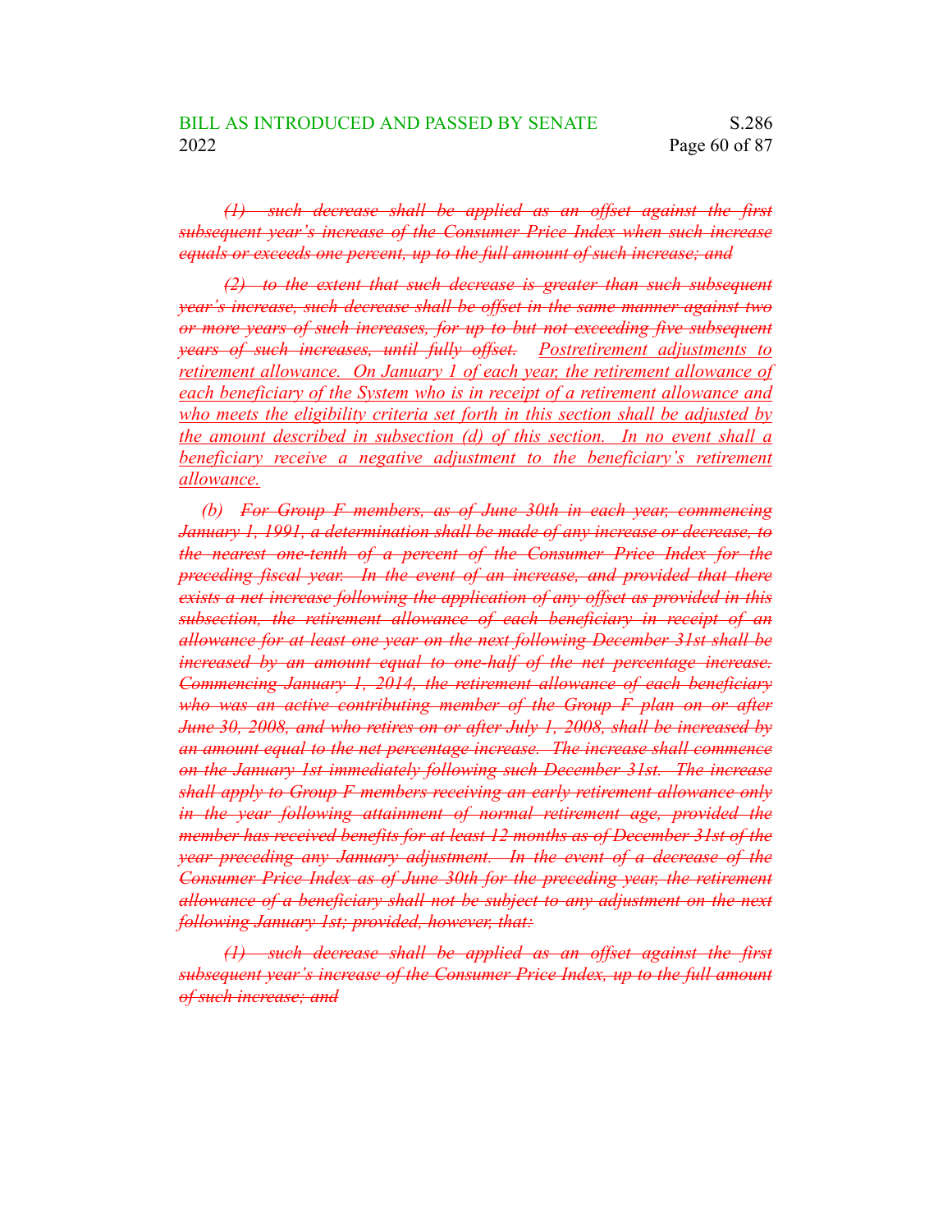~~*(1) such decrease shall be applied as an offset against the first subsequent year's increase of the Consumer Price Index when such increase equals or exceeds one percent, up to the full amount of such increase; and*~~

~~*(2) to the extent that such decrease is greater than such subsequent year's increase, such decrease shall be offset in the same manner against two or more years of such increases, for up to but not exceeding five subsequent years of such increases, until fully offset.*~~ Postretirement adjustments to retirement allowance. On January 1 of each year, the retirement allowance of each beneficiary of the System who is in receipt of a retirement allowance and who meets the eligibility criteria set forth in this section shall be adjusted by the amount described in subsection (d) of this section. In no event shall a beneficiary receive a negative adjustment to the beneficiary's retirement allowance.

*(b)* ~~*For Group F members, as of June 30th in each year, commencing January 1, 1991, a determination shall be made of any increase or decrease, to the nearest one-tenth of a percent of the Consumer Price Index for the preceding fiscal year. In the event of an increase, and provided that there exists a net increase following the application of any offset as provided in this subsection, the retirement allowance of each beneficiary in receipt of an allowance for at least one year on the next following December 31st shall be increased by an amount equal to one-half of the net percentage increase. Commencing January 1, 2014, the retirement allowance of each beneficiary who was an active contributing member of the Group F plan on or after June 30, 2008, and who retires on or after July 1, 2008, shall be increased by an amount equal to the net percentage increase. The increase shall commence on the January 1st immediately following such December 31st. The increase shall apply to Group F members receiving an early retirement allowance only in the year following attainment of normal retirement age, provided the member has received benefits for at least 12 months as of December 31st of the year preceding any January adjustment. In the event of a decrease of the Consumer Price Index as of June 30th for the preceding year, the retirement allowance of a beneficiary shall not be subject to any adjustment on the next following January 1st; provided, however, that:*~~

~~*(1) such decrease shall be applied as an offset against the first subsequent year's increase of the Consumer Price Index, up to the full amount of such increase; and*~~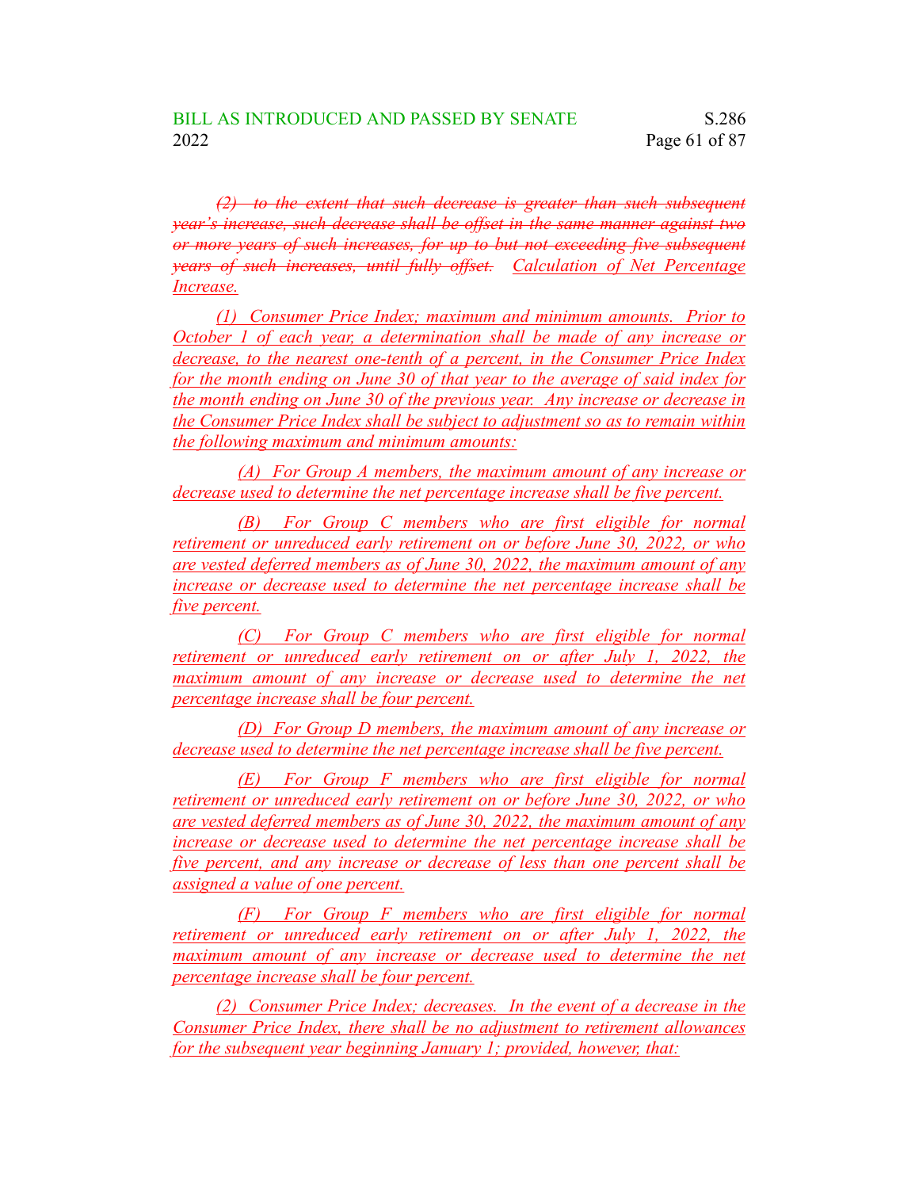~~*(2) to the extent that such decrease is greater than such subsequent year's increase, such decrease shall be offset in the same manner against two or more years of such increases, for up to but not exceeding five subsequent years of such increases, until fully offset.*~~ *Calculation of Net Percentage Increase.*

*(1) Consumer Price Index; maximum and minimum amounts. Prior to October 1 of each year, a determination shall be made of any increase or decrease, to the nearest one-tenth of a percent, in the Consumer Price Index for the month ending on June 30 of that year to the average of said index for the month ending on June 30 of the previous year. Any increase or decrease in the Consumer Price Index shall be subject to adjustment so as to remain within the following maximum and minimum amounts:*

*(A) For Group A members, the maximum amount of any increase or decrease used to determine the net percentage increase shall be five percent.*

*(B) For Group C members who are first eligible for normal retirement or unreduced early retirement on or before June 30, 2022, or who are vested deferred members as of June 30, 2022, the maximum amount of any increase or decrease used to determine the net percentage increase shall be five percent.*

*(C) For Group C members who are first eligible for normal retirement or unreduced early retirement on or after July 1, 2022, the maximum amount of any increase or decrease used to determine the net percentage increase shall be four percent.*

*(D) For Group D members, the maximum amount of any increase or decrease used to determine the net percentage increase shall be five percent.*

*(E) For Group F members who are first eligible for normal retirement or unreduced early retirement on or before June 30, 2022, or who are vested deferred members as of June 30, 2022, the maximum amount of any increase or decrease used to determine the net percentage increase shall be five percent, and any increase or decrease of less than one percent shall be assigned a value of one percent.*

*(F) For Group F members who are first eligible for normal retirement or unreduced early retirement on or after July 1, 2022, the maximum amount of any increase or decrease used to determine the net percentage increase shall be four percent.*

*(2) Consumer Price Index; decreases. In the event of a decrease in the Consumer Price Index, there shall be no adjustment to retirement allowances for the subsequent year beginning January 1; provided, however, that:*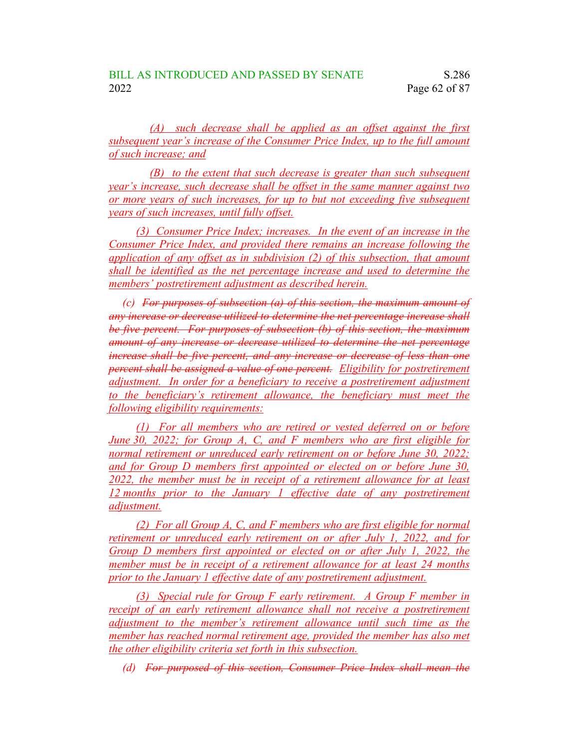(A) such decrease shall be applied as an offset against the first subsequent year's increase of the Consumer Price Index, up to the full amount of such increase; and

(B) to the extent that such decrease is greater than such subsequent year's increase, such decrease shall be offset in the same manner against two or more years of such increases, for up to but not exceeding five subsequent years of such increases, until fully offset.

(3) Consumer Price Index; increases. In the event of an increase in the Consumer Price Index, and provided there remains an increase following the application of any offset as in subdivision (2) of this subsection, that amount shall be identified as the net percentage increase and used to determine the members' postretirement adjustment as described herein.

(c) ~~For purposes of subsection (a) of this section, the maximum amount of any increase or decrease utilized to determine the net percentage increase shall be five percent. For purposes of subsection (b) of this section, the maximum amount of any increase or decrease utilized to determine the net percentage increase shall be five percent, and any increase or decrease of less than one percent shall be assigned a value of one percent.~~ Eligibility for postretirement adjustment. In order for a beneficiary to receive a postretirement adjustment to the beneficiary's retirement allowance, the beneficiary must meet the following eligibility requirements:

(1) For all members who are retired or vested deferred on or before June 30, 2022; for Group A, C, and F members who are first eligible for normal retirement or unreduced early retirement on or before June 30, 2022; and for Group D members first appointed or elected on or before June 30, 2022, the member must be in receipt of a retirement allowance for at least 12 months prior to the January 1 effective date of any postretirement adjustment.

(2) For all Group A, C, and F members who are first eligible for normal retirement or unreduced early retirement on or after July 1, 2022, and for Group D members first appointed or elected on or after July 1, 2022, the member must be in receipt of a retirement allowance for at least 24 months prior to the January 1 effective date of any postretirement adjustment.

(3) Special rule for Group F early retirement. A Group F member in receipt of an early retirement allowance shall not receive a postretirement adjustment to the member's retirement allowance until such time as the member has reached normal retirement age, provided the member has also met the other eligibility criteria set forth in this subsection.

(d) ~~For purposed of this section, Consumer Price Index shall mean the~~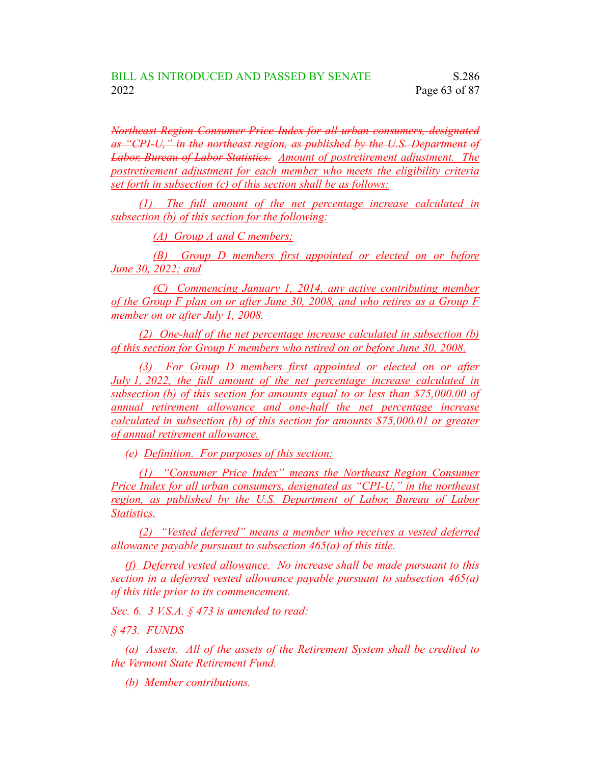*~~Northeast Region Consumer Price Index for all urban consumers, designated as "CPI-U," in the northeast region, as published by the U.S. Department of Labor, Bureau of Labor Statistics.~~ <u>Amount of postretirement adjustment. The postretirement adjustment for each member who meets the eligibility criteria set forth in subsection (c) of this section shall be as follows:</u>*

*<u>(1) The full amount of the net percentage increase calculated in subsection (b) of this section for the following:</u>*

*<u>(A) Group A and C members;</u>*

*<u>(B) Group D members first appointed or elected on or before June 30, 2022; and</u>*

*<u>(C) Commencing January 1, 2014, any active contributing member of the Group F plan on or after June 30, 2008, and who retires as a Group F member on or after July 1, 2008.</u>*

*<u>(2) One-half of the net percentage increase calculated in subsection (b) of this section for Group F members who retired on or before June 30, 2008.</u>*

*<u>(3) For Group D members first appointed or elected on or after July 1, 2022, the full amount of the net percentage increase calculated in subsection (b) of this section for amounts equal to or less than $75,000.00 of annual retirement allowance and one-half the net percentage increase calculated in subsection (b) of this section for amounts $75,000.01 or greater of annual retirement allowance.</u>*

*(e) <u>Definition. For purposes of this section:</u>*

*<u>(1) "Consumer Price Index" means the Northeast Region Consumer Price Index for all urban consumers, designated as "CPI-U," in the northeast region, as published by the U.S. Department of Labor, Bureau of Labor Statistics.</u>*

*<u>(2) "Vested deferred" means a member who receives a vested deferred allowance payable pursuant to subsection 465(a) of this title.</u>*

*<u>(f) Deferred vested allowance.</u> No increase shall be made pursuant to this section in a deferred vested allowance payable pursuant to subsection 465(a) of this title prior to its commencement.*

*Sec. 6. 3 V.S.A. § 473 is amended to read:*

*§ 473. FUNDS*

*(a) Assets. All of the assets of the Retirement System shall be credited to the Vermont State Retirement Fund.*

*(b) Member contributions.*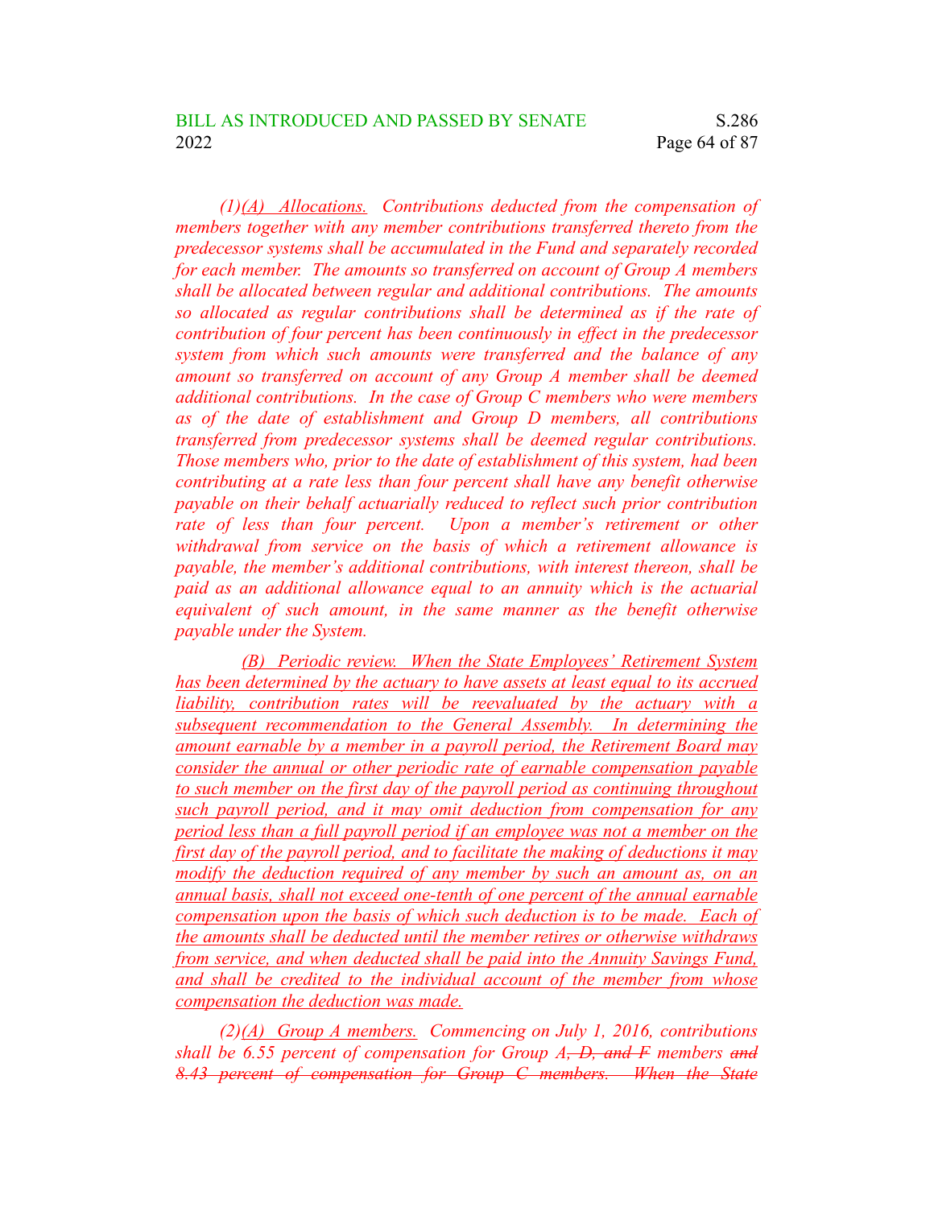*(1)(A) Allocations. Contributions deducted from the compensation of members together with any member contributions transferred thereto from the predecessor systems shall be accumulated in the Fund and separately recorded for each member. The amounts so transferred on account of Group A members shall be allocated between regular and additional contributions. The amounts so allocated as regular contributions shall be determined as if the rate of contribution of four percent has been continuously in effect in the predecessor system from which such amounts were transferred and the balance of any amount so transferred on account of any Group A member shall be deemed additional contributions. In the case of Group C members who were members as of the date of establishment and Group D members, all contributions transferred from predecessor systems shall be deemed regular contributions. Those members who, prior to the date of establishment of this system, had been contributing at a rate less than four percent shall have any benefit otherwise payable on their behalf actuarially reduced to reflect such prior contribution rate of less than four percent. Upon a member's retirement or other withdrawal from service on the basis of which a retirement allowance is payable, the member's additional contributions, with interest thereon, shall be paid as an additional allowance equal to an annuity which is the actuarial equivalent of such amount, in the same manner as the benefit otherwise payable under the System.*

*(B) Periodic review. When the State Employees' Retirement System has been determined by the actuary to have assets at least equal to its accrued liability, contribution rates will be reevaluated by the actuary with a subsequent recommendation to the General Assembly. In determining the amount earnable by a member in a payroll period, the Retirement Board may consider the annual or other periodic rate of earnable compensation payable to such member on the first day of the payroll period as continuing throughout such payroll period, and it may omit deduction from compensation for any period less than a full payroll period if an employee was not a member on the first day of the payroll period, and to facilitate the making of deductions it may modify the deduction required of any member by such an amount as, on an annual basis, shall not exceed one-tenth of one percent of the annual earnable compensation upon the basis of which such deduction is to be made. Each of the amounts shall be deducted until the member retires or otherwise withdraws from service, and when deducted shall be paid into the Annuity Savings Fund, and shall be credited to the individual account of the member from whose compensation the deduction was made.*

*(2)(A) Group A members. Commencing on July 1, 2016, contributions shall be 6.55 percent of compensation for Group A~~, D, and F~~ members ~~and 8.43 percent of compensation for Group C members. When the State~~*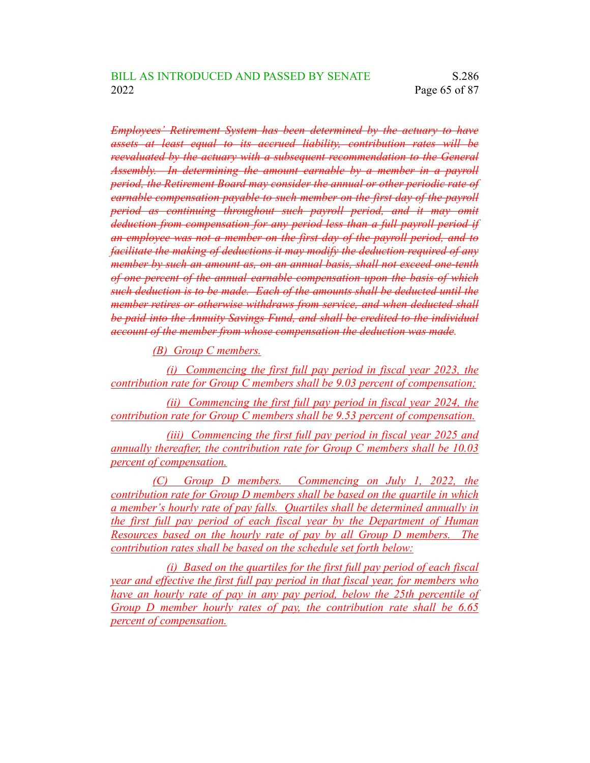~~*Employees' Retirement System has been determined by the actuary to have assets at least equal to its accrued liability, contribution rates will be reevaluated by the actuary with a subsequent recommendation to the General Assembly. In determining the amount earnable by a member in a payroll period, the Retirement Board may consider the annual or other periodic rate of earnable compensation payable to such member on the first day of the payroll period as continuing throughout such payroll period, and it may omit deduction from compensation for any period less than a full payroll period if an employee was not a member on the first day of the payroll period, and to facilitate the making of deductions it may modify the deduction required of any member by such an amount as, on an annual basis, shall not exceed one-tenth of one percent of the annual earnable compensation upon the basis of which such deduction is to be made. Each of the amounts shall be deducted until the member retires or otherwise withdraws from service, and when deducted shall be paid into the Annuity Savings Fund, and shall be credited to the individual account of the member from whose compensation the deduction was made.*~~

<u>*(B) Group C members.*</u>

<u>*(i) Commencing the first full pay period in fiscal year 2023, the contribution rate for Group C members shall be 9.03 percent of compensation;*</u>

<u>*(ii) Commencing the first full pay period in fiscal year 2024, the contribution rate for Group C members shall be 9.53 percent of compensation.*</u>

<u>*(iii) Commencing the first full pay period in fiscal year 2025 and annually thereafter, the contribution rate for Group C members shall be 10.03 percent of compensation.*</u>

<u>*(C) Group D members. Commencing on July 1, 2022, the contribution rate for Group D members shall be based on the quartile in which a member's hourly rate of pay falls. Quartiles shall be determined annually in the first full pay period of each fiscal year by the Department of Human Resources based on the hourly rate of pay by all Group D members. The contribution rates shall be based on the schedule set forth below:*</u>

<u>*(i) Based on the quartiles for the first full pay period of each fiscal year and effective the first full pay period in that fiscal year, for members who have an hourly rate of pay in any pay period, below the 25th percentile of Group D member hourly rates of pay, the contribution rate shall be 6.65 percent of compensation.*</u>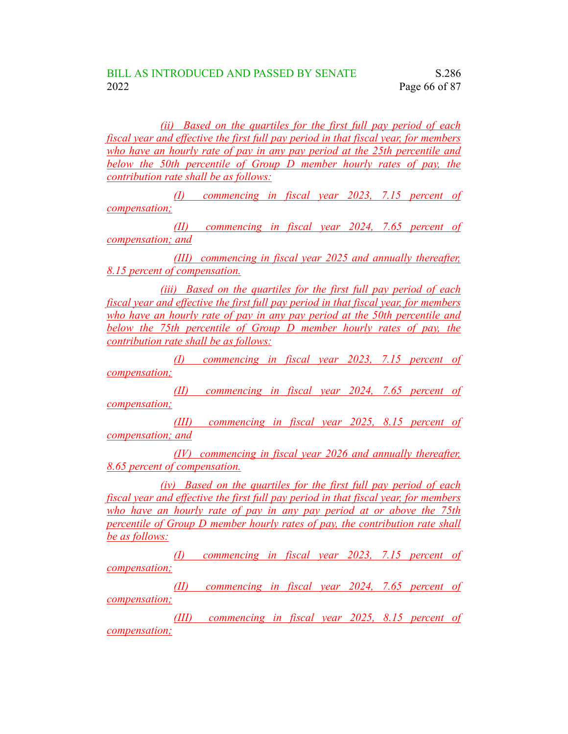(ii) Based on the quartiles for the first full pay period of each fiscal year and effective the first full pay period in that fiscal year, for members who have an hourly rate of pay in any pay period at the 25th percentile and below the 50th percentile of Group D member hourly rates of pay, the contribution rate shall be as follows:

(I) commencing in fiscal year 2023, 7.15 percent of compensation;

(II) commencing in fiscal year 2024, 7.65 percent of compensation; and

(III) commencing in fiscal year 2025 and annually thereafter, 8.15 percent of compensation.

(iii) Based on the quartiles for the first full pay period of each fiscal year and effective the first full pay period in that fiscal year, for members who have an hourly rate of pay in any pay period at the 50th percentile and below the 75th percentile of Group D member hourly rates of pay, the contribution rate shall be as follows:

(I) commencing in fiscal year 2023, 7.15 percent of compensation;

(II) commencing in fiscal year 2024, 7.65 percent of compensation;

(III) commencing in fiscal year 2025, 8.15 percent of compensation; and

(IV) commencing in fiscal year 2026 and annually thereafter, 8.65 percent of compensation.

(iv) Based on the quartiles for the first full pay period of each fiscal year and effective the first full pay period in that fiscal year, for members who have an hourly rate of pay in any pay period at or above the 75th percentile of Group D member hourly rates of pay, the contribution rate shall be as follows:

(I) commencing in fiscal year 2023, 7.15 percent of compensation;

(II) commencing in fiscal year 2024, 7.65 percent of compensation;

(III) commencing in fiscal year 2025, 8.15 percent of compensation;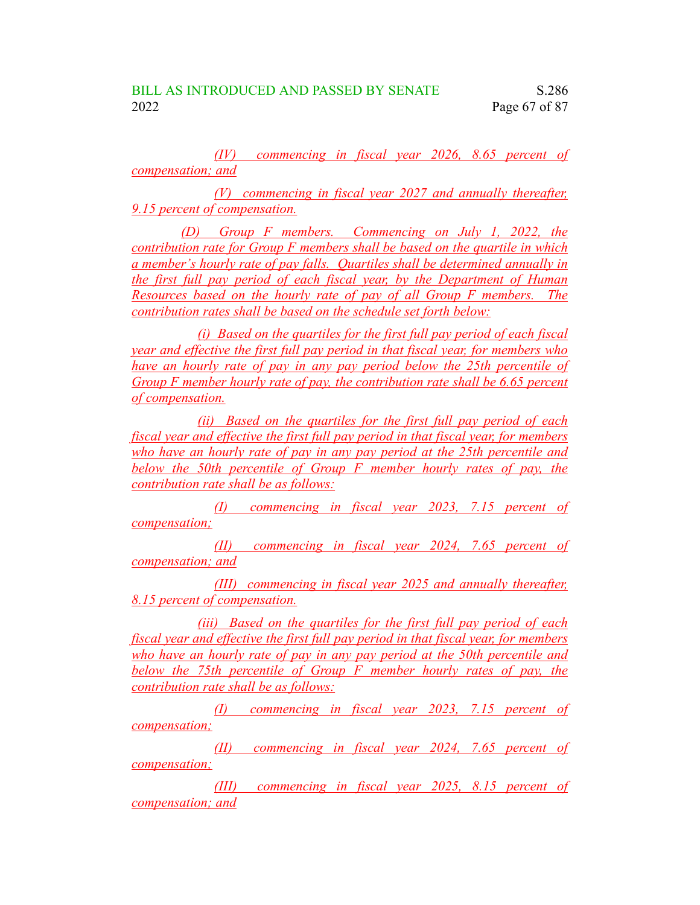*(IV) commencing in fiscal year 2026, 8.65 percent of compensation; and*

*(V) commencing in fiscal year 2027 and annually thereafter, 9.15 percent of compensation.*

*(D) Group F members. Commencing on July 1, 2022, the contribution rate for Group F members shall be based on the quartile in which a member's hourly rate of pay falls. Quartiles shall be determined annually in the first full pay period of each fiscal year, by the Department of Human Resources based on the hourly rate of pay of all Group F members. The contribution rates shall be based on the schedule set forth below:*

*(i) Based on the quartiles for the first full pay period of each fiscal year and effective the first full pay period in that fiscal year, for members who have an hourly rate of pay in any pay period below the 25th percentile of Group F member hourly rate of pay, the contribution rate shall be 6.65 percent of compensation.*

*(ii) Based on the quartiles for the first full pay period of each fiscal year and effective the first full pay period in that fiscal year, for members who have an hourly rate of pay in any pay period at the 25th percentile and below the 50th percentile of Group F member hourly rates of pay, the contribution rate shall be as follows:*

*(I) commencing in fiscal year 2023, 7.15 percent of compensation;*

*(II) commencing in fiscal year 2024, 7.65 percent of compensation; and*

*(III) commencing in fiscal year 2025 and annually thereafter, 8.15 percent of compensation.*

*(iii) Based on the quartiles for the first full pay period of each fiscal year and effective the first full pay period in that fiscal year, for members who have an hourly rate of pay in any pay period at the 50th percentile and below the 75th percentile of Group F member hourly rates of pay, the contribution rate shall be as follows:*

*(I) commencing in fiscal year 2023, 7.15 percent of compensation;*

*(II) commencing in fiscal year 2024, 7.65 percent of compensation;*

*(III) commencing in fiscal year 2025, 8.15 percent of compensation; and*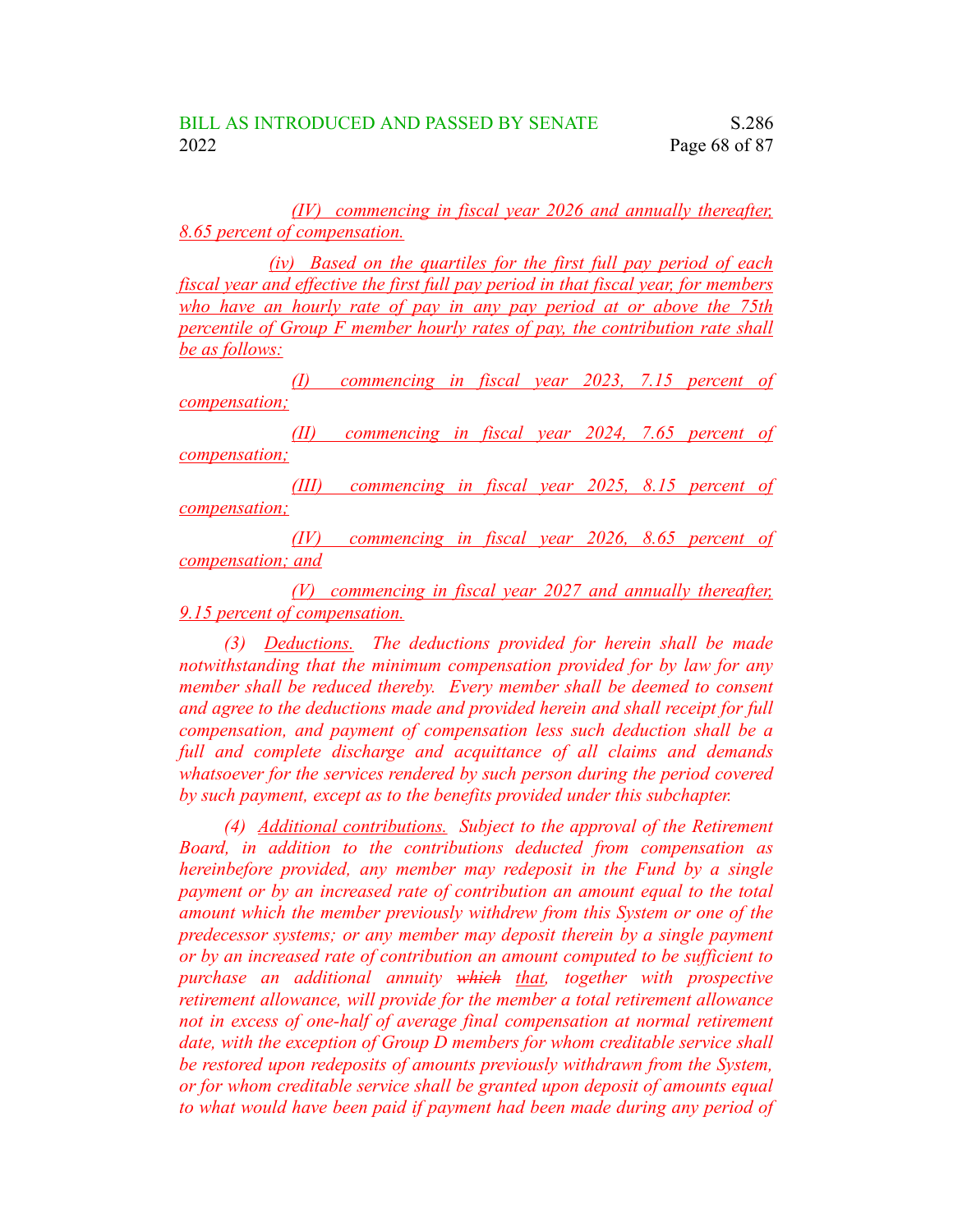(IV) commencing in fiscal year 2026 and annually thereafter, 8.65 percent of compensation.

(iv) Based on the quartiles for the first full pay period of each fiscal year and effective the first full pay period in that fiscal year, for members who have an hourly rate of pay in any pay period at or above the 75th percentile of Group F member hourly rates of pay, the contribution rate shall be as follows:

(I) commencing in fiscal year 2023, 7.15 percent of compensation;

(II) commencing in fiscal year 2024, 7.65 percent of compensation;

(III) commencing in fiscal year 2025, 8.15 percent of compensation;

(IV) commencing in fiscal year 2026, 8.65 percent of compensation; and

(V) commencing in fiscal year 2027 and annually thereafter, 9.15 percent of compensation.

*(3) Deductions. The deductions provided for herein shall be made notwithstanding that the minimum compensation provided for by law for any member shall be reduced thereby. Every member shall be deemed to consent and agree to the deductions made and provided herein and shall receipt for full compensation, and payment of compensation less such deduction shall be a full and complete discharge and acquittance of all claims and demands whatsoever for the services rendered by such person during the period covered by such payment, except as to the benefits provided under this subchapter.*

*(4) Additional contributions. Subject to the approval of the Retirement Board, in addition to the contributions deducted from compensation as hereinbefore provided, any member may redeposit in the Fund by a single payment or by an increased rate of contribution an amount equal to the total amount which the member previously withdrew from this System or one of the predecessor systems; or any member may deposit therein by a single payment or by an increased rate of contribution an amount computed to be sufficient to purchase an additional annuity ~~which~~ that, together with prospective retirement allowance, will provide for the member a total retirement allowance not in excess of one-half of average final compensation at normal retirement date, with the exception of Group D members for whom creditable service shall be restored upon redeposits of amounts previously withdrawn from the System, or for whom creditable service shall be granted upon deposit of amounts equal to what would have been paid if payment had been made during any period of*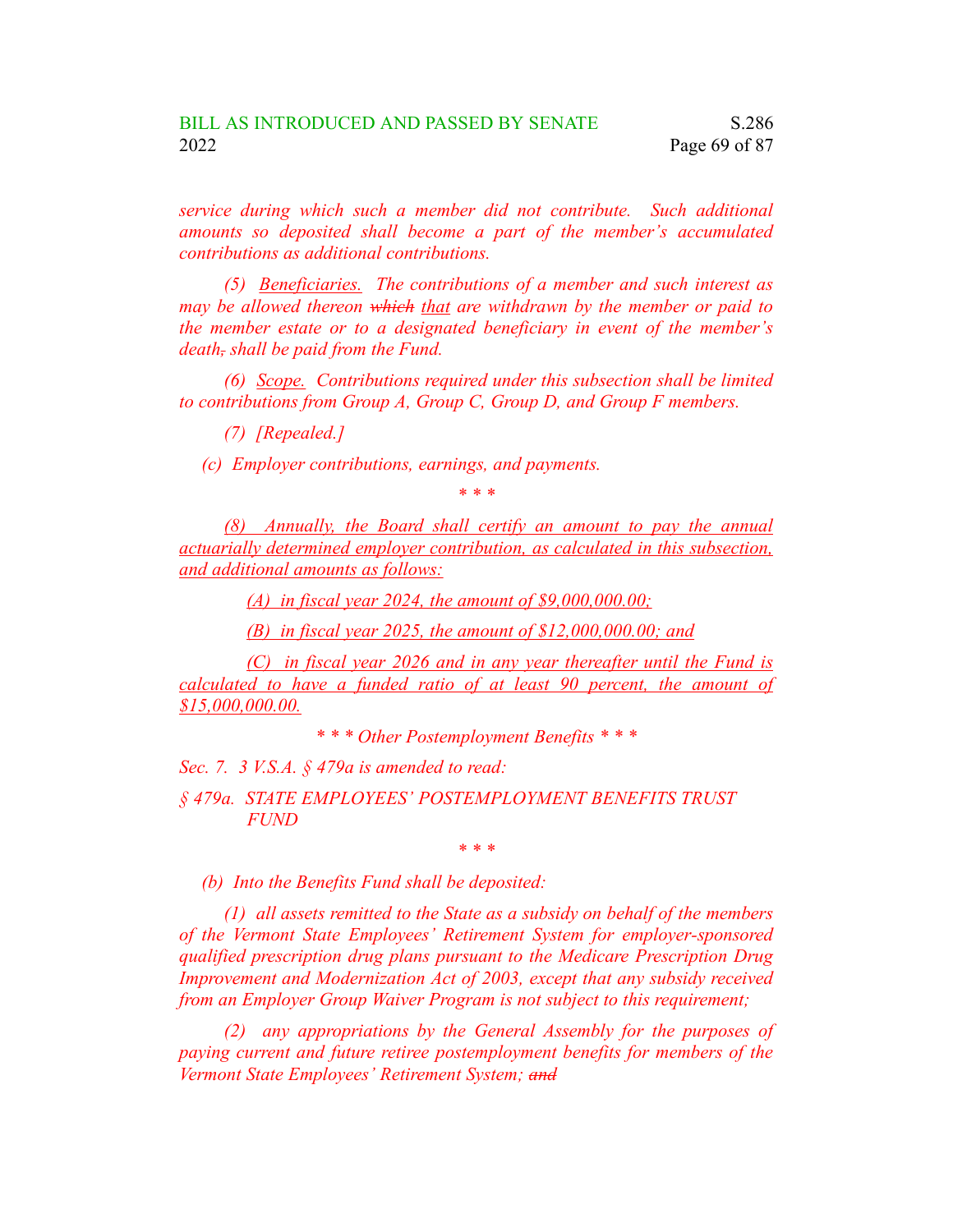*service during which such a member did not contribute. Such additional amounts so deposited shall become a part of the member's accumulated contributions as additional contributions.*

*(5) Beneficiaries. The contributions of a member and such interest as may be allowed thereon ~~which~~ that are withdrawn by the member or paid to the member estate or to a designated beneficiary in event of the member's death~~,~~ shall be paid from the Fund.*

*(6) Scope. Contributions required under this subsection shall be limited to contributions from Group A, Group C, Group D, and Group F members.*

*(7) [Repealed.]*

*(c) Employer contributions, earnings, and payments.*

\* \* \*

*(8) Annually, the Board shall certify an amount to pay the annual actuarially determined employer contribution, as calculated in this subsection, and additional amounts as follows:*

*(A) in fiscal year 2024, the amount of $9,000,000.00;*

*(B) in fiscal year 2025, the amount of $12,000,000.00; and*

*(C) in fiscal year 2026 and in any year thereafter until the Fund is calculated to have a funded ratio of at least 90 percent, the amount of $15,000,000.00.*

*\* \* \* Other Postemployment Benefits \* \* \**

*Sec. 7. 3 V.S.A. § 479a is amended to read:*

*§ 479a. STATE EMPLOYEES' POSTEMPLOYMENT BENEFITS TRUST FUND*

\* \* \*

*(b) Into the Benefits Fund shall be deposited:*

*(1) all assets remitted to the State as a subsidy on behalf of the members of the Vermont State Employees' Retirement System for employer-sponsored qualified prescription drug plans pursuant to the Medicare Prescription Drug Improvement and Modernization Act of 2003, except that any subsidy received from an Employer Group Waiver Program is not subject to this requirement;*

*(2) any appropriations by the General Assembly for the purposes of paying current and future retiree postemployment benefits for members of the Vermont State Employees' Retirement System; ~~and~~*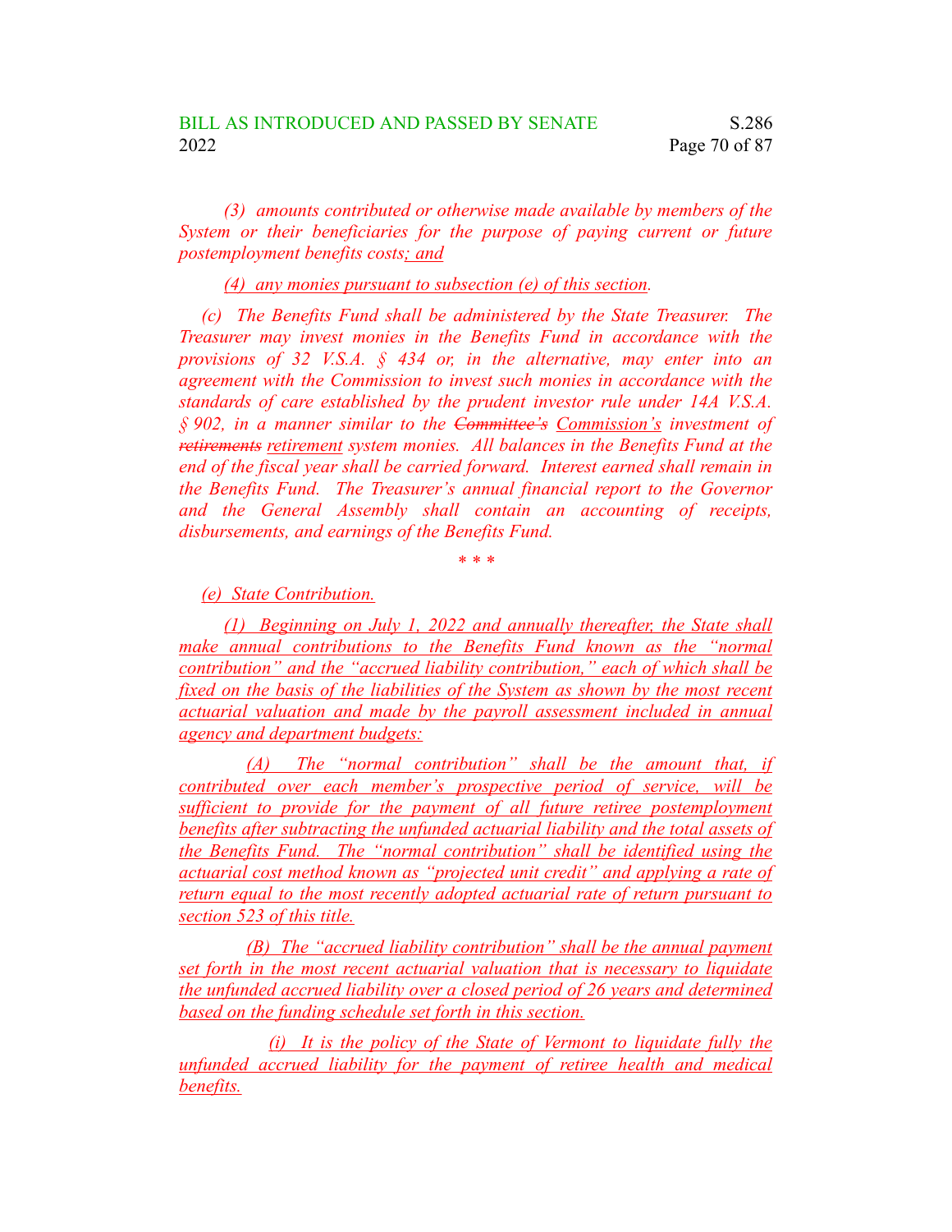(3) amounts contributed or otherwise made available by members of the System or their beneficiaries for the purpose of paying current or future postemployment benefits costs; and

(4) any monies pursuant to subsection (e) of this section.

(c) The Benefits Fund shall be administered by the State Treasurer. The Treasurer may invest monies in the Benefits Fund in accordance with the provisions of 32 V.S.A. § 434 or, in the alternative, may enter into an agreement with the Commission to invest such monies in accordance with the standards of care established by the prudent investor rule under 14A V.S.A. § 902, in a manner similar to the ~~Committee's~~ Commission's investment of ~~retirements~~ retirement system monies. All balances in the Benefits Fund at the end of the fiscal year shall be carried forward. Interest earned shall remain in the Benefits Fund. The Treasurer's annual financial report to the Governor and the General Assembly shall contain an accounting of receipts, disbursements, and earnings of the Benefits Fund.

\* \* \*

(e) State Contribution.

(1) Beginning on July 1, 2022 and annually thereafter, the State shall make annual contributions to the Benefits Fund known as the "normal contribution" and the "accrued liability contribution," each of which shall be fixed on the basis of the liabilities of the System as shown by the most recent actuarial valuation and made by the payroll assessment included in annual agency and department budgets:

(A) The "normal contribution" shall be the amount that, if contributed over each member's prospective period of service, will be sufficient to provide for the payment of all future retiree postemployment benefits after subtracting the unfunded actuarial liability and the total assets of the Benefits Fund. The "normal contribution" shall be identified using the actuarial cost method known as "projected unit credit" and applying a rate of return equal to the most recently adopted actuarial rate of return pursuant to section 523 of this title.

(B) The "accrued liability contribution" shall be the annual payment set forth in the most recent actuarial valuation that is necessary to liquidate the unfunded accrued liability over a closed period of 26 years and determined based on the funding schedule set forth in this section.

(i) It is the policy of the State of Vermont to liquidate fully the unfunded accrued liability for the payment of retiree health and medical benefits.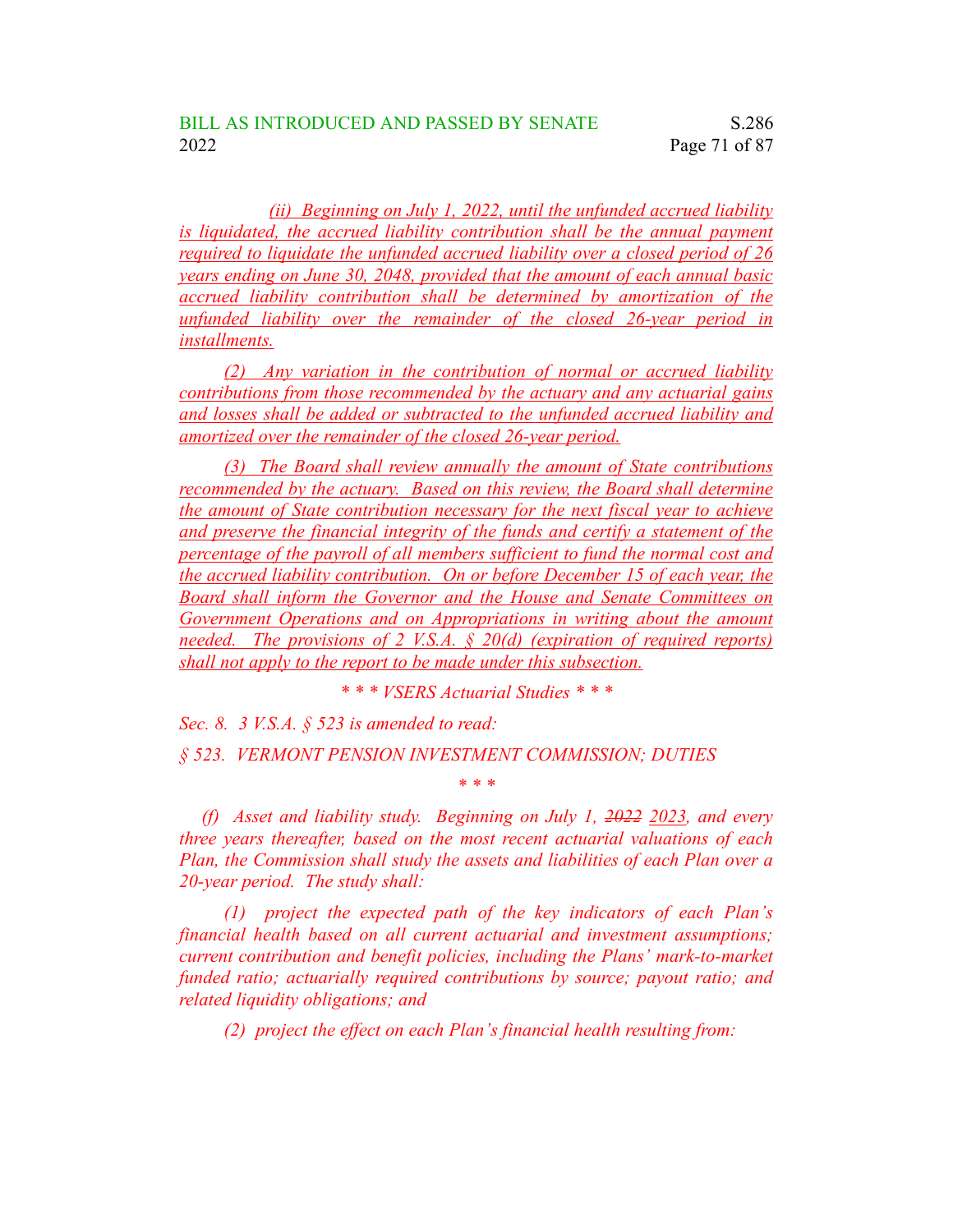(ii) Beginning on July 1, 2022, until the unfunded accrued liability is liquidated, the accrued liability contribution shall be the annual payment required to liquidate the unfunded accrued liability over a closed period of 26 years ending on June 30, 2048, provided that the amount of each annual basic accrued liability contribution shall be determined by amortization of the unfunded liability over the remainder of the closed 26-year period in installments.

(2) Any variation in the contribution of normal or accrued liability contributions from those recommended by the actuary and any actuarial gains and losses shall be added or subtracted to the unfunded accrued liability and amortized over the remainder of the closed 26-year period.

(3) The Board shall review annually the amount of State contributions recommended by the actuary. Based on this review, the Board shall determine the amount of State contribution necessary for the next fiscal year to achieve and preserve the financial integrity of the funds and certify a statement of the percentage of the payroll of all members sufficient to fund the normal cost and the accrued liability contribution. On or before December 15 of each year, the Board shall inform the Governor and the House and Senate Committees on Government Operations and on Appropriations in writing about the amount needed. The provisions of 2 V.S.A. § 20(d) (expiration of required reports) shall not apply to the report to be made under this subsection.

*\* \* \* VSERS Actuarial Studies \* \* \**

*Sec. 8. 3 V.S.A. § 523 is amended to read:*

*§ 523. VERMONT PENSION INVESTMENT COMMISSION; DUTIES*

*\* \* \**

*(f) Asset and liability study. Beginning on July 1, ~~2022~~ 2023, and every three years thereafter, based on the most recent actuarial valuations of each Plan, the Commission shall study the assets and liabilities of each Plan over a 20-year period. The study shall:*

*(1) project the expected path of the key indicators of each Plan's financial health based on all current actuarial and investment assumptions; current contribution and benefit policies, including the Plans' mark-to-market funded ratio; actuarially required contributions by source; payout ratio; and related liquidity obligations; and*

*(2) project the effect on each Plan's financial health resulting from:*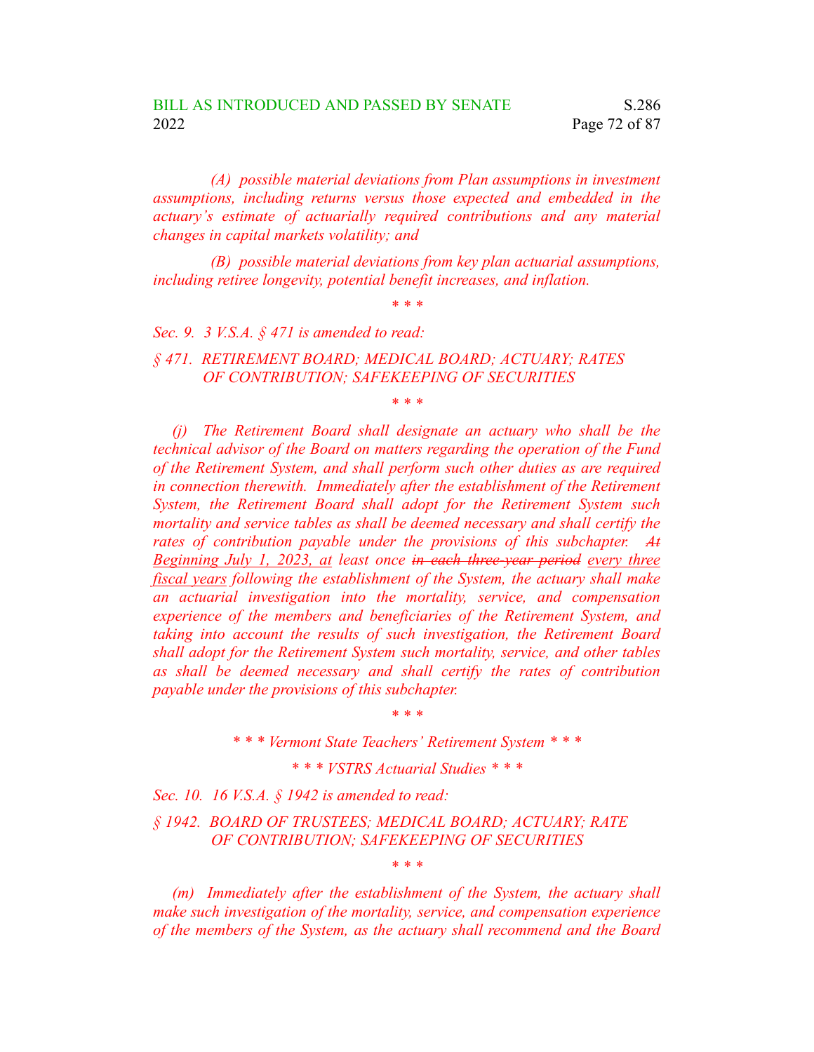*(A) possible material deviations from Plan assumptions in investment assumptions, including returns versus those expected and embedded in the actuary's estimate of actuarially required contributions and any material changes in capital markets volatility; and*

*(B) possible material deviations from key plan actuarial assumptions, including retiree longevity, potential benefit increases, and inflation.*

*\* \* \**

*Sec. 9. 3 V.S.A. § 471 is amended to read:*

*§ 471. RETIREMENT BOARD; MEDICAL BOARD; ACTUARY; RATES OF CONTRIBUTION; SAFEKEEPING OF SECURITIES*

*\* \* \**

*(j) The Retirement Board shall designate an actuary who shall be the technical advisor of the Board on matters regarding the operation of the Fund of the Retirement System, and shall perform such other duties as are required in connection therewith. Immediately after the establishment of the Retirement System, the Retirement Board shall adopt for the Retirement System such mortality and service tables as shall be deemed necessary and shall certify the rates of contribution payable under the provisions of this subchapter. ~~At~~ <u>Beginning July 1, 2023, at</u> least once ~~in each three-year period~~ <u>every three fiscal years</u> following the establishment of the System, the actuary shall make an actuarial investigation into the mortality, service, and compensation experience of the members and beneficiaries of the Retirement System, and taking into account the results of such investigation, the Retirement Board shall adopt for the Retirement System such mortality, service, and other tables as shall be deemed necessary and shall certify the rates of contribution payable under the provisions of this subchapter.*

*\* \* \**

*\* \* \* Vermont State Teachers' Retirement System \* \* \**

*\* \* \* VSTRS Actuarial Studies \* \* \**

*Sec. 10. 16 V.S.A. § 1942 is amended to read:*

*§ 1942. BOARD OF TRUSTEES; MEDICAL BOARD; ACTUARY; RATE OF CONTRIBUTION; SAFEKEEPING OF SECURITIES*

*\* \* \**

*(m) Immediately after the establishment of the System, the actuary shall make such investigation of the mortality, service, and compensation experience of the members of the System, as the actuary shall recommend and the Board*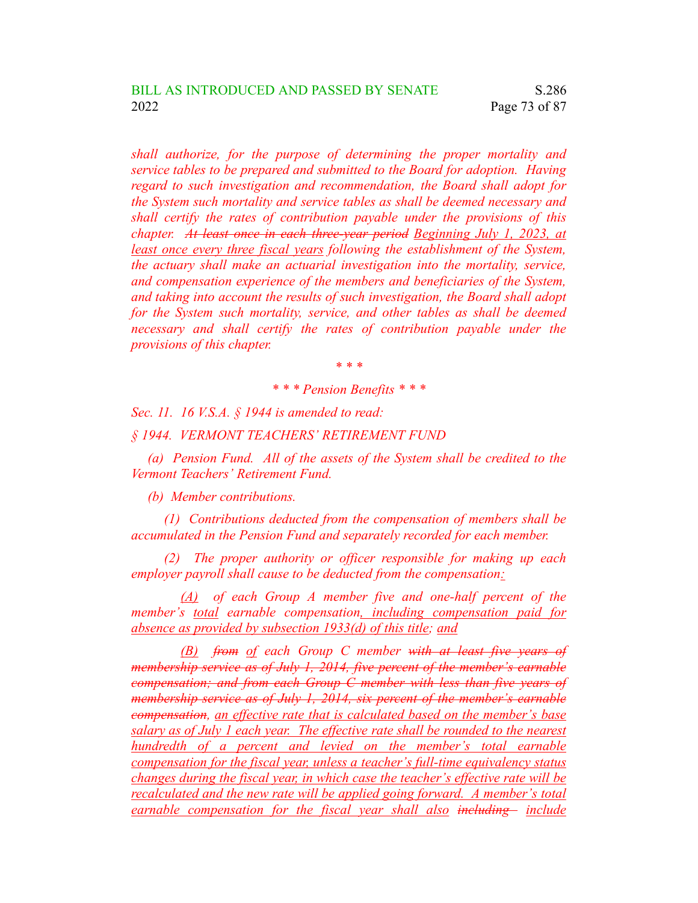*shall authorize, for the purpose of determining the proper mortality and service tables to be prepared and submitted to the Board for adoption. Having regard to such investigation and recommendation, the Board shall adopt for the System such mortality and service tables as shall be deemed necessary and shall certify the rates of contribution payable under the provisions of this chapter. ~~At least once in each three-year period~~ Beginning July 1, 2023, at least once every three fiscal years following the establishment of the System, the actuary shall make an actuarial investigation into the mortality, service, and compensation experience of the members and beneficiaries of the System, and taking into account the results of such investigation, the Board shall adopt for the System such mortality, service, and other tables as shall be deemed necessary and shall certify the rates of contribution payable under the provisions of this chapter.*

*\* \* \**

*\* \* \* Pension Benefits \* \* \**

*Sec. 11. 16 V.S.A. § 1944 is amended to read:*

*§ 1944. VERMONT TEACHERS' RETIREMENT FUND*

*(a) Pension Fund. All of the assets of the System shall be credited to the Vermont Teachers' Retirement Fund.*

*(b) Member contributions.*

*(1) Contributions deducted from the compensation of members shall be accumulated in the Pension Fund and separately recorded for each member.*

*(2) The proper authority or officer responsible for making up each employer payroll shall cause to be deducted from the compensation:*

*(A) of each Group A member five and one-half percent of the member's total earnable compensation, including compensation paid for absence as provided by subsection 1933(d) of this title; and*

*(B) ~~from~~ of each Group C member ~~with at least five years of membership service as of July 1, 2014, five percent of the member's earnable compensation; and from each Group C member with less than five years of membership service as of July 1, 2014, six percent of the member's earnable compensation~~, an effective rate that is calculated based on the member's base salary as of July 1 each year. The effective rate shall be rounded to the nearest hundredth of a percent and levied on the member's total earnable compensation for the fiscal year, unless a teacher's full-time equivalency status changes during the fiscal year, in which case the teacher's effective rate will be recalculated and the new rate will be applied going forward. A member's total earnable compensation for the fiscal year shall also ~~including~~ include*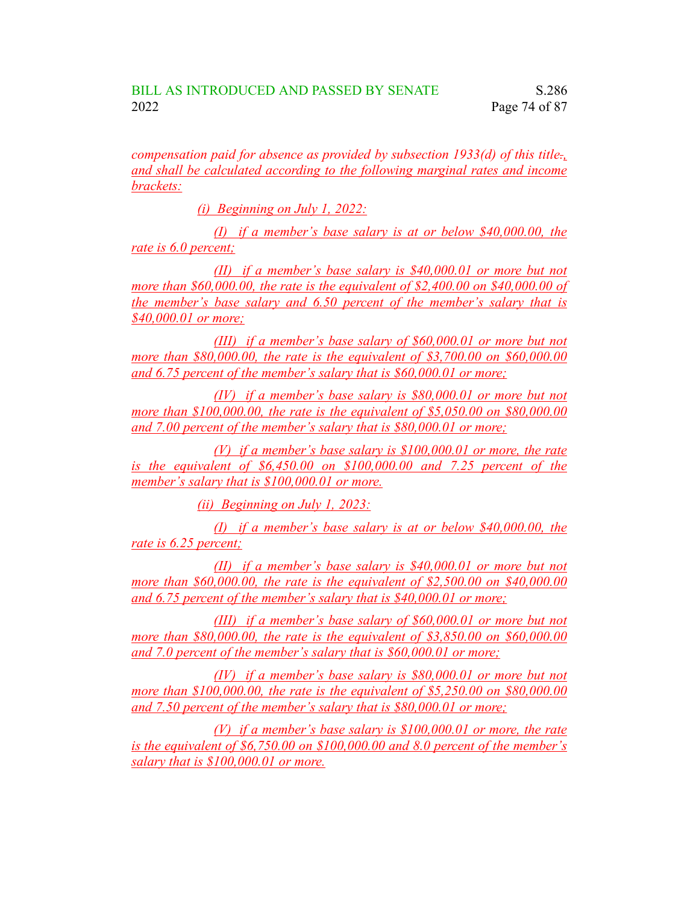*compensation paid for absence as provided by subsection 1933(d) of this title., and shall be calculated according to the following marginal rates and income brackets:*

*(i) Beginning on July 1, 2022:*

*(I) if a member's base salary is at or below $40,000.00, the rate is 6.0 percent;*

*(II) if a member's base salary is $40,000.01 or more but not more than $60,000.00, the rate is the equivalent of $2,400.00 on $40,000.00 of the member's base salary and 6.50 percent of the member's salary that is $40,000.01 or more;*

*(III) if a member's base salary of $60,000.01 or more but not more than $80,000.00, the rate is the equivalent of $3,700.00 on $60,000.00 and 6.75 percent of the member's salary that is $60,000.01 or more;*

*(IV) if a member's base salary is $80,000.01 or more but not more than $100,000.00, the rate is the equivalent of $5,050.00 on $80,000.00 and 7.00 percent of the member's salary that is $80,000.01 or more;*

*(V) if a member's base salary is $100,000.01 or more, the rate is the equivalent of $6,450.00 on $100,000.00 and 7.25 percent of the member's salary that is $100,000.01 or more.*

*(ii) Beginning on July 1, 2023:*

*(I) if a member's base salary is at or below $40,000.00, the rate is 6.25 percent;*

*(II) if a member's base salary is $40,000.01 or more but not more than $60,000.00, the rate is the equivalent of $2,500.00 on $40,000.00 and 6.75 percent of the member's salary that is $40,000.01 or more;*

*(III) if a member's base salary of $60,000.01 or more but not more than $80,000.00, the rate is the equivalent of $3,850.00 on $60,000.00 and 7.0 percent of the member's salary that is $60,000.01 or more;*

*(IV) if a member's base salary is $80,000.01 or more but not more than $100,000.00, the rate is the equivalent of $5,250.00 on $80,000.00 and 7.50 percent of the member's salary that is $80,000.01 or more;*

*(V) if a member's base salary is $100,000.01 or more, the rate is the equivalent of $6,750.00 on $100,000.00 and 8.0 percent of the member's salary that is $100,000.01 or more.*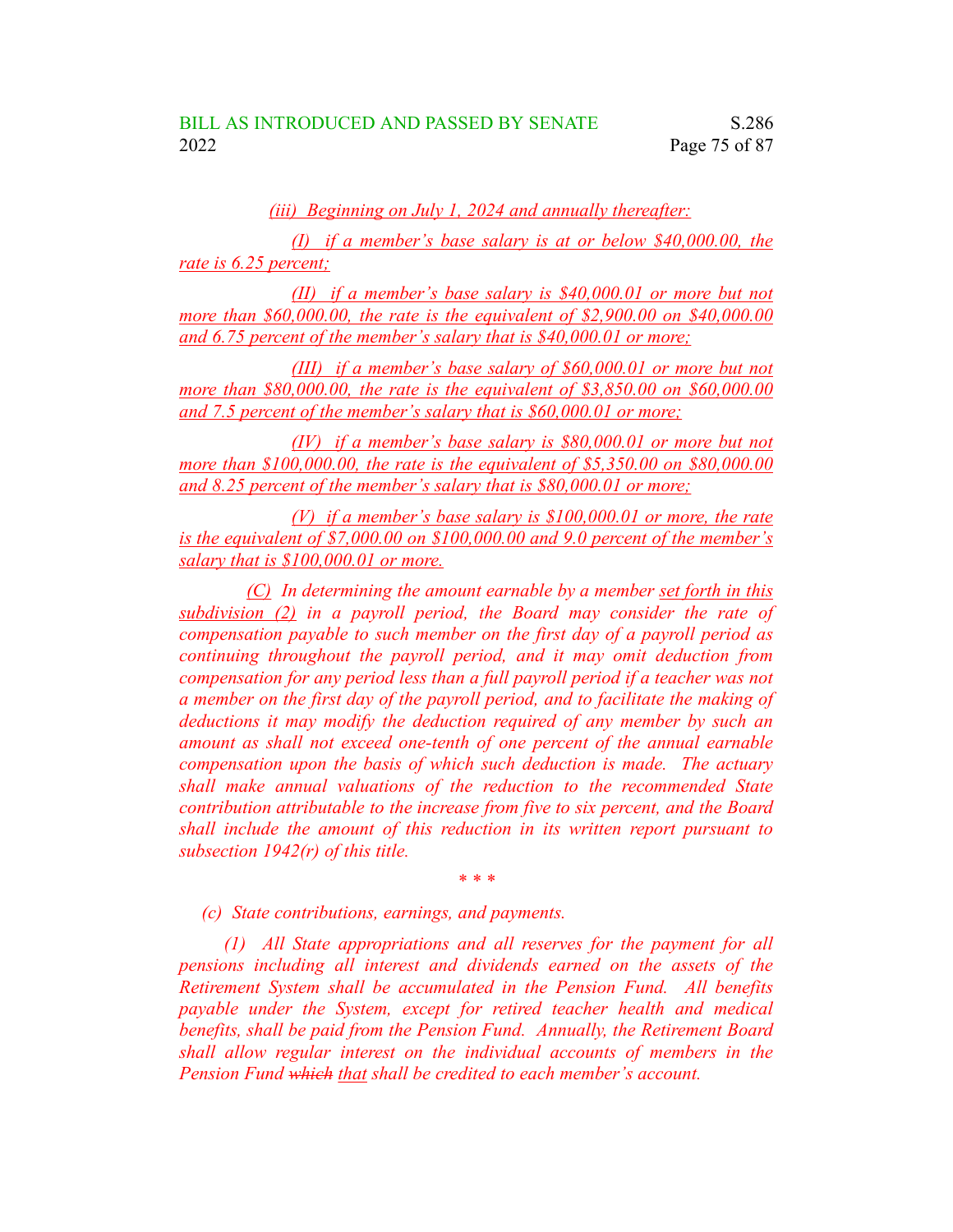*(iii) Beginning on July 1, 2024 and annually thereafter:*

*(I) if a member's base salary is at or below $40,000.00, the rate is 6.25 percent;*

*(II) if a member's base salary is $40,000.01 or more but not more than $60,000.00, the rate is the equivalent of $2,900.00 on $40,000.00 and 6.75 percent of the member's salary that is $40,000.01 or more;*

*(III) if a member's base salary of $60,000.01 or more but not more than $80,000.00, the rate is the equivalent of $3,850.00 on $60,000.00 and 7.5 percent of the member's salary that is $60,000.01 or more;*

*(IV) if a member's base salary is $80,000.01 or more but not more than $100,000.00, the rate is the equivalent of $5,350.00 on $80,000.00 and 8.25 percent of the member's salary that is $80,000.01 or more;*

*(V) if a member's base salary is $100,000.01 or more, the rate is the equivalent of $7,000.00 on $100,000.00 and 9.0 percent of the member's salary that is $100,000.01 or more.*

*(C) In determining the amount earnable by a member set forth in this subdivision (2) in a payroll period, the Board may consider the rate of compensation payable to such member on the first day of a payroll period as continuing throughout the payroll period, and it may omit deduction from compensation for any period less than a full payroll period if a teacher was not a member on the first day of the payroll period, and to facilitate the making of deductions it may modify the deduction required of any member by such an amount as shall not exceed one-tenth of one percent of the annual earnable compensation upon the basis of which such deduction is made. The actuary shall make annual valuations of the reduction to the recommended State contribution attributable to the increase from five to six percent, and the Board shall include the amount of this reduction in its written report pursuant to subsection 1942(r) of this title.*

*\* \* \**

*(c) State contributions, earnings, and payments.*

*(1) All State appropriations and all reserves for the payment for all pensions including all interest and dividends earned on the assets of the Retirement System shall be accumulated in the Pension Fund. All benefits payable under the System, except for retired teacher health and medical benefits, shall be paid from the Pension Fund. Annually, the Retirement Board shall allow regular interest on the individual accounts of members in the Pension Fund ~~which~~ that shall be credited to each member's account.*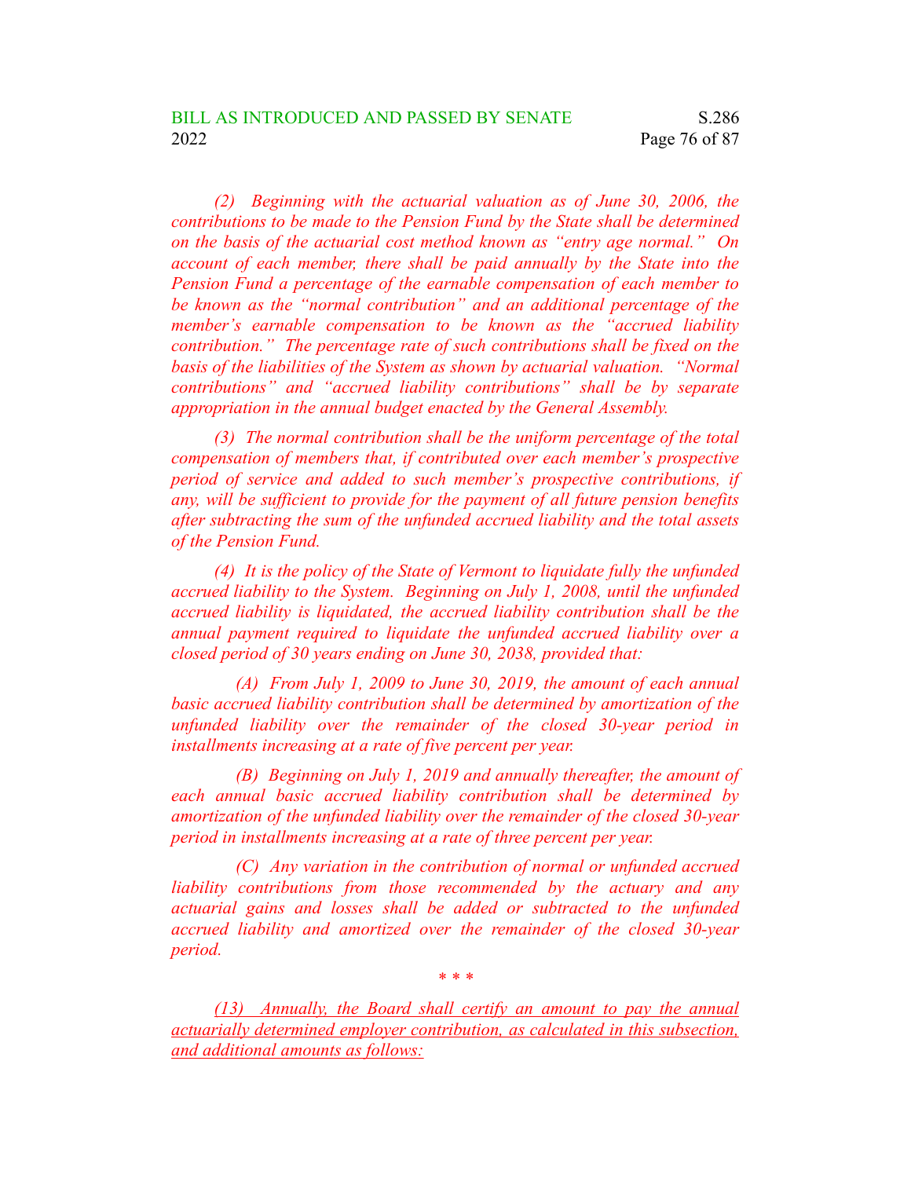*(2) Beginning with the actuarial valuation as of June 30, 2006, the contributions to be made to the Pension Fund by the State shall be determined on the basis of the actuarial cost method known as "entry age normal." On account of each member, there shall be paid annually by the State into the Pension Fund a percentage of the earnable compensation of each member to be known as the "normal contribution" and an additional percentage of the member's earnable compensation to be known as the "accrued liability contribution." The percentage rate of such contributions shall be fixed on the basis of the liabilities of the System as shown by actuarial valuation. "Normal contributions" and "accrued liability contributions" shall be by separate appropriation in the annual budget enacted by the General Assembly.*

*(3) The normal contribution shall be the uniform percentage of the total compensation of members that, if contributed over each member's prospective period of service and added to such member's prospective contributions, if any, will be sufficient to provide for the payment of all future pension benefits after subtracting the sum of the unfunded accrued liability and the total assets of the Pension Fund.*

*(4) It is the policy of the State of Vermont to liquidate fully the unfunded accrued liability to the System. Beginning on July 1, 2008, until the unfunded accrued liability is liquidated, the accrued liability contribution shall be the annual payment required to liquidate the unfunded accrued liability over a closed period of 30 years ending on June 30, 2038, provided that:*

*(A) From July 1, 2009 to June 30, 2019, the amount of each annual basic accrued liability contribution shall be determined by amortization of the unfunded liability over the remainder of the closed 30-year period in installments increasing at a rate of five percent per year.*

*(B) Beginning on July 1, 2019 and annually thereafter, the amount of each annual basic accrued liability contribution shall be determined by amortization of the unfunded liability over the remainder of the closed 30-year period in installments increasing at a rate of three percent per year.*

*(C) Any variation in the contribution of normal or unfunded accrued liability contributions from those recommended by the actuary and any actuarial gains and losses shall be added or subtracted to the unfunded accrued liability and amortized over the remainder of the closed 30-year period.*

\* \* \*

*(13) Annually, the Board shall certify an amount to pay the annual actuarially determined employer contribution, as calculated in this subsection, and additional amounts as follows:*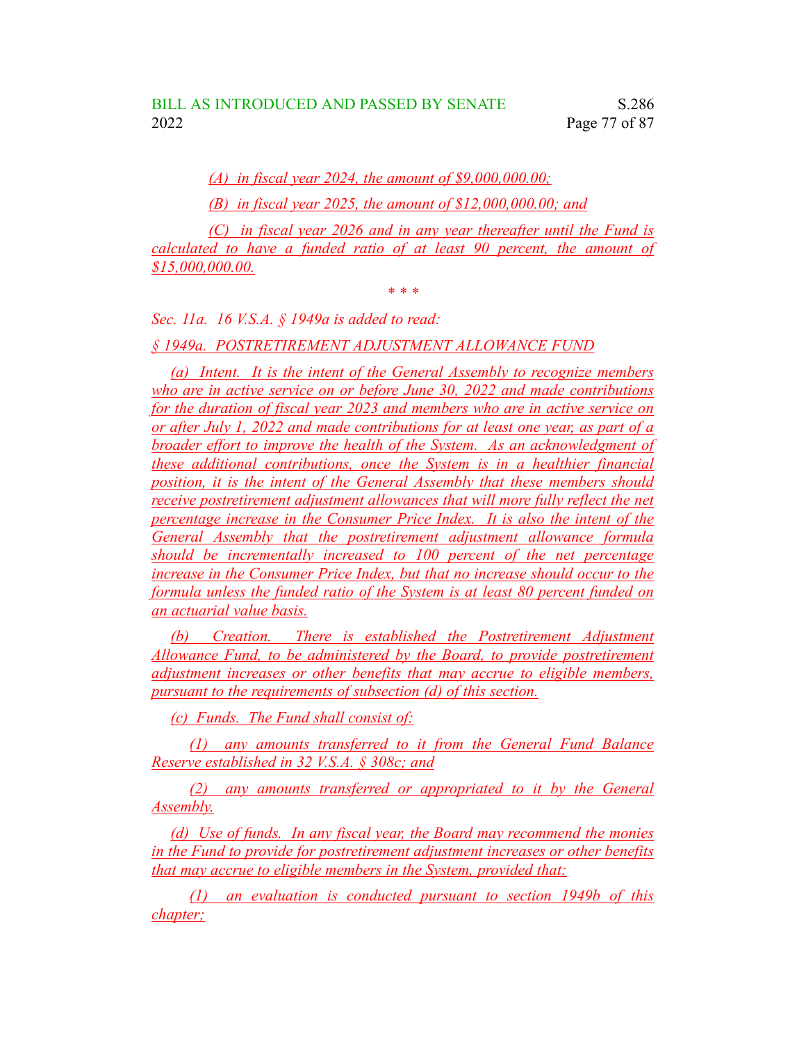(A) in fiscal year 2024, the amount of $9,000,000.00;

(B) in fiscal year 2025, the amount of $12,000,000.00; and

(C) in fiscal year 2026 and in any year thereafter until the Fund is calculated to have a funded ratio of at least 90 percent, the amount of $15,000,000.00.

\* \* \*

*Sec. 11a. 16 V.S.A. § 1949a is added to read:*

§ 1949a. POSTRETIREMENT ADJUSTMENT ALLOWANCE FUND

(a) Intent. It is the intent of the General Assembly to recognize members who are in active service on or before June 30, 2022 and made contributions for the duration of fiscal year 2023 and members who are in active service on or after July 1, 2022 and made contributions for at least one year, as part of a broader effort to improve the health of the System. As an acknowledgment of these additional contributions, once the System is in a healthier financial position, it is the intent of the General Assembly that these members should receive postretirement adjustment allowances that will more fully reflect the net percentage increase in the Consumer Price Index. It is also the intent of the General Assembly that the postretirement adjustment allowance formula should be incrementally increased to 100 percent of the net percentage increase in the Consumer Price Index, but that no increase should occur to the formula unless the funded ratio of the System is at least 80 percent funded on an actuarial value basis.

(b) Creation. There is established the Postretirement Adjustment Allowance Fund, to be administered by the Board, to provide postretirement adjustment increases or other benefits that may accrue to eligible members, pursuant to the requirements of subsection (d) of this section.

(c) Funds. The Fund shall consist of:

(1) any amounts transferred to it from the General Fund Balance Reserve established in 32 V.S.A. § 308c; and

(2) any amounts transferred or appropriated to it by the General Assembly.

(d) Use of funds. In any fiscal year, the Board may recommend the monies in the Fund to provide for postretirement adjustment increases or other benefits that may accrue to eligible members in the System, provided that:

(1) an evaluation is conducted pursuant to section 1949b of this chapter;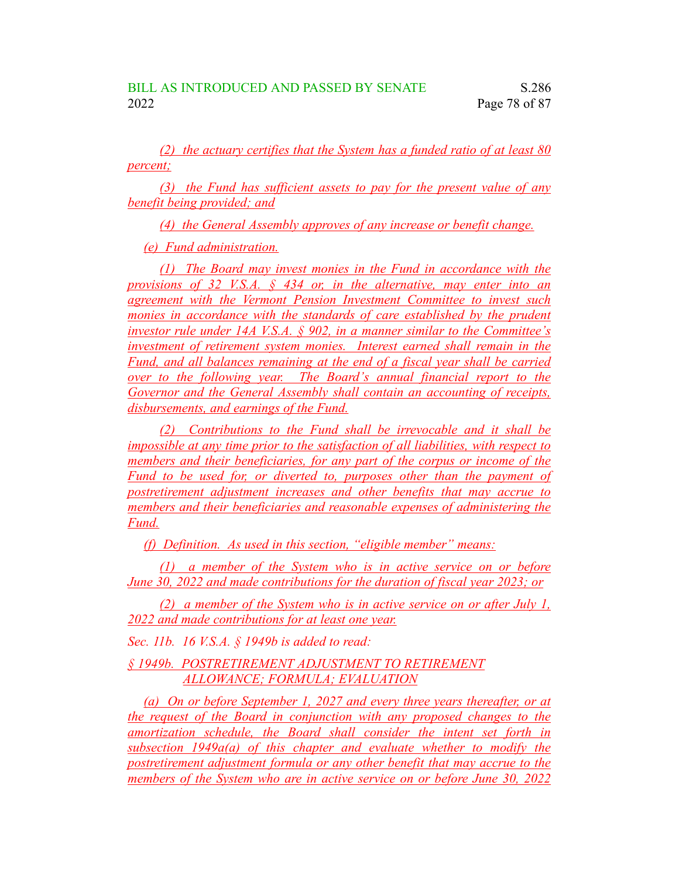(2) the actuary certifies that the System has a funded ratio of at least 80 percent;

(3) the Fund has sufficient assets to pay for the present value of any benefit being provided; and

(4) the General Assembly approves of any increase or benefit change.

(e) Fund administration.

(1) The Board may invest monies in the Fund in accordance with the provisions of 32 V.S.A. § 434 or, in the alternative, may enter into an agreement with the Vermont Pension Investment Committee to invest such monies in accordance with the standards of care established by the prudent investor rule under 14A V.S.A. § 902, in a manner similar to the Committee's investment of retirement system monies. Interest earned shall remain in the Fund, and all balances remaining at the end of a fiscal year shall be carried over to the following year. The Board's annual financial report to the Governor and the General Assembly shall contain an accounting of receipts, disbursements, and earnings of the Fund.

(2) Contributions to the Fund shall be irrevocable and it shall be impossible at any time prior to the satisfaction of all liabilities, with respect to members and their beneficiaries, for any part of the corpus or income of the Fund to be used for, or diverted to, purposes other than the payment of postretirement adjustment increases and other benefits that may accrue to members and their beneficiaries and reasonable expenses of administering the Fund.

(f) Definition. As used in this section, "eligible member" means:

(1) a member of the System who is in active service on or before June 30, 2022 and made contributions for the duration of fiscal year 2023; or

(2) a member of the System who is in active service on or after July 1, 2022 and made contributions for at least one year.

Sec. 11b. 16 V.S.A. § 1949b is added to read:

§ 1949b. POSTRETIREMENT ADJUSTMENT TO RETIREMENT ALLOWANCE; FORMULA; EVALUATION

(a) On or before September 1, 2027 and every three years thereafter, or at the request of the Board in conjunction with any proposed changes to the amortization schedule, the Board shall consider the intent set forth in subsection 1949a(a) of this chapter and evaluate whether to modify the postretirement adjustment formula or any other benefit that may accrue to the members of the System who are in active service on or before June 30, 2022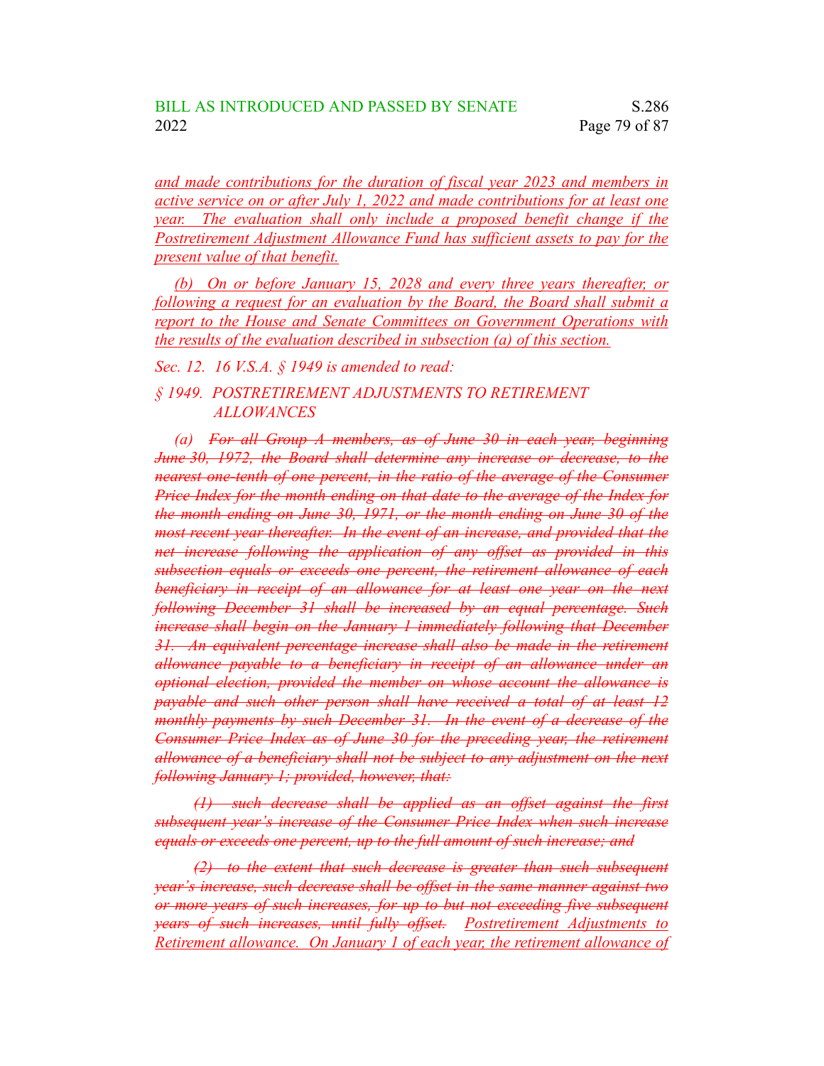and made contributions for the duration of fiscal year 2023 and members in active service on or after July 1, 2022 and made contributions for at least one year. The evaluation shall only include a proposed benefit change if the Postretirement Adjustment Allowance Fund has sufficient assets to pay for the present value of that benefit.

(b) On or before January 15, 2028 and every three years thereafter, or following a request for an evaluation by the Board, the Board shall submit a report to the House and Senate Committees on Government Operations with the results of the evaluation described in subsection (a) of this section.

*Sec. 12. 16 V.S.A. § 1949 is amended to read:*

*§ 1949. POSTRETIREMENT ADJUSTMENTS TO RETIREMENT ALLOWANCES*

(a) ~~For all Group A members, as of June 30 in each year, beginning June 30, 1972, the Board shall determine any increase or decrease, to the nearest one-tenth of one percent, in the ratio of the average of the Consumer Price Index for the month ending on that date to the average of the Index for the month ending on June 30, 1971, or the month ending on June 30 of the most recent year thereafter. In the event of an increase, and provided that the net increase following the application of any offset as provided in this subsection equals or exceeds one percent, the retirement allowance of each beneficiary in receipt of an allowance for at least one year on the next following December 31 shall be increased by an equal percentage. Such increase shall begin on the January 1 immediately following that December 31. An equivalent percentage increase shall also be made in the retirement allowance payable to a beneficiary in receipt of an allowance under an optional election, provided the member on whose account the allowance is payable and such other person shall have received a total of at least 12 monthly payments by such December 31. In the event of a decrease of the Consumer Price Index as of June 30 for the preceding year, the retirement allowance of a beneficiary shall not be subject to any adjustment on the next following January 1; provided, however, that:~~

~~(1) such decrease shall be applied as an offset against the first subsequent year's increase of the Consumer Price Index when such increase equals or exceeds one percent, up to the full amount of such increase; and~~

~~(2) to the extent that such decrease is greater than such subsequent year's increase, such decrease shall be offset in the same manner against two or more years of such increases, for up to but not exceeding five subsequent years of such increases, until fully offset.~~ Postretirement Adjustments to Retirement allowance. On January 1 of each year, the retirement allowance of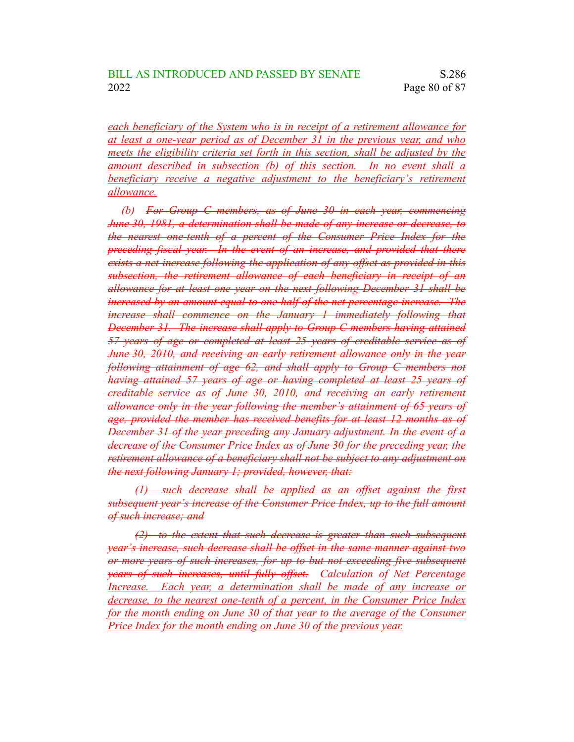*each beneficiary of the System who is in receipt of a retirement allowance for at least a one-year period as of December 31 in the previous year, and who meets the eligibility criteria set forth in this section, shall be adjusted by the amount described in subsection (b) of this section. In no event shall a beneficiary receive a negative adjustment to the beneficiary's retirement allowance.*

(b) ~~*For Group C members, as of June 30 in each year, commencing June 30, 1981, a determination shall be made of any increase or decrease, to the nearest one-tenth of a percent of the Consumer Price Index for the preceding fiscal year. In the event of an increase, and provided that there exists a net increase following the application of any offset as provided in this subsection, the retirement allowance of each beneficiary in receipt of an allowance for at least one year on the next following December 31 shall be increased by an amount equal to one-half of the net percentage increase. The increase shall commence on the January 1 immediately following that December 31. The increase shall apply to Group C members having attained 57 years of age or completed at least 25 years of creditable service as of June 30, 2010, and receiving an early retirement allowance only in the year following attainment of age 62, and shall apply to Group C members not having attained 57 years of age or having completed at least 25 years of creditable service as of June 30, 2010, and receiving an early retirement allowance only in the year following the member's attainment of 65 years of age, provided the member has received benefits for at least 12 months as of December 31 of the year preceding any January adjustment. In the event of a decrease of the Consumer Price Index as of June 30 for the preceding year, the retirement allowance of a beneficiary shall not be subject to any adjustment on the next following January 1; provided, however, that:*~~

~~*(1) such decrease shall be applied as an offset against the first subsequent year's increase of the Consumer Price Index, up to the full amount of such increase; and*~~

~~*(2) to the extent that such decrease is greater than such subsequent year's increase, such decrease shall be offset in the same manner against two or more years of such increases, for up to but not exceeding five subsequent years of such increases, until fully offset.*~~ *Calculation of Net Percentage Increase. Each year, a determination shall be made of any increase or decrease, to the nearest one-tenth of a percent, in the Consumer Price Index for the month ending on June 30 of that year to the average of the Consumer Price Index for the month ending on June 30 of the previous year.*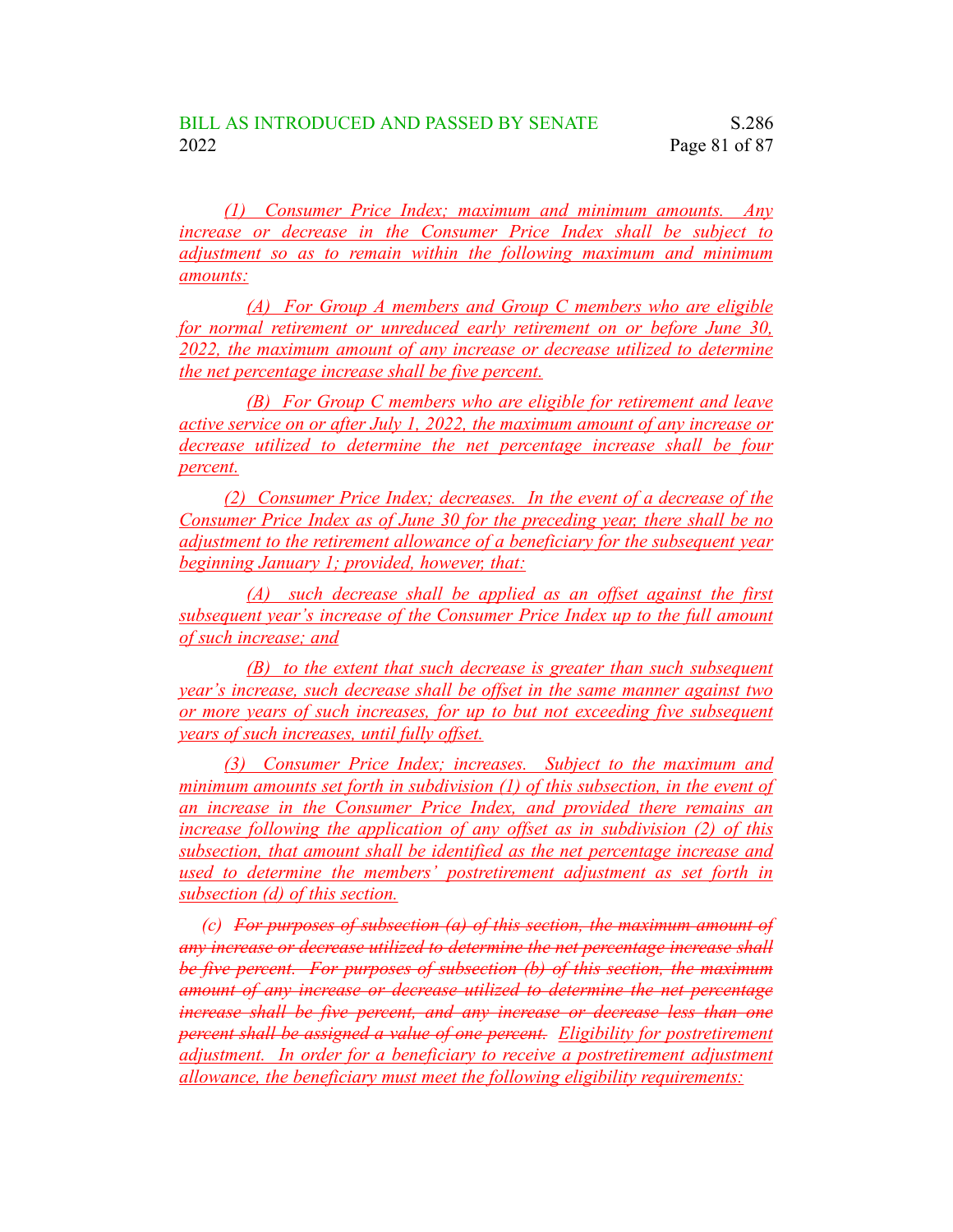(1) Consumer Price Index; maximum and minimum amounts. Any increase or decrease in the Consumer Price Index shall be subject to adjustment so as to remain within the following maximum and minimum amounts:

(A) For Group A members and Group C members who are eligible for normal retirement or unreduced early retirement on or before June 30, 2022, the maximum amount of any increase or decrease utilized to determine the net percentage increase shall be five percent.

(B) For Group C members who are eligible for retirement and leave active service on or after July 1, 2022, the maximum amount of any increase or decrease utilized to determine the net percentage increase shall be four percent.

(2) Consumer Price Index; decreases. In the event of a decrease of the Consumer Price Index as of June 30 for the preceding year, there shall be no adjustment to the retirement allowance of a beneficiary for the subsequent year beginning January 1; provided, however, that:

(A) such decrease shall be applied as an offset against the first subsequent year's increase of the Consumer Price Index up to the full amount of such increase; and

(B) to the extent that such decrease is greater than such subsequent year's increase, such decrease shall be offset in the same manner against two or more years of such increases, for up to but not exceeding five subsequent years of such increases, until fully offset.

(3) Consumer Price Index; increases. Subject to the maximum and minimum amounts set forth in subdivision (1) of this subsection, in the event of an increase in the Consumer Price Index, and provided there remains an increase following the application of any offset as in subdivision (2) of this subsection, that amount shall be identified as the net percentage increase and used to determine the members' postretirement adjustment as set forth in subsection (d) of this section.

(c) ~~For purposes of subsection (a) of this section, the maximum amount of any increase or decrease utilized to determine the net percentage increase shall be five percent. For purposes of subsection (b) of this section, the maximum amount of any increase or decrease utilized to determine the net percentage increase shall be five percent, and any increase or decrease less than one percent shall be assigned a value of one percent.~~ Eligibility for postretirement adjustment. In order for a beneficiary to receive a postretirement adjustment allowance, the beneficiary must meet the following eligibility requirements: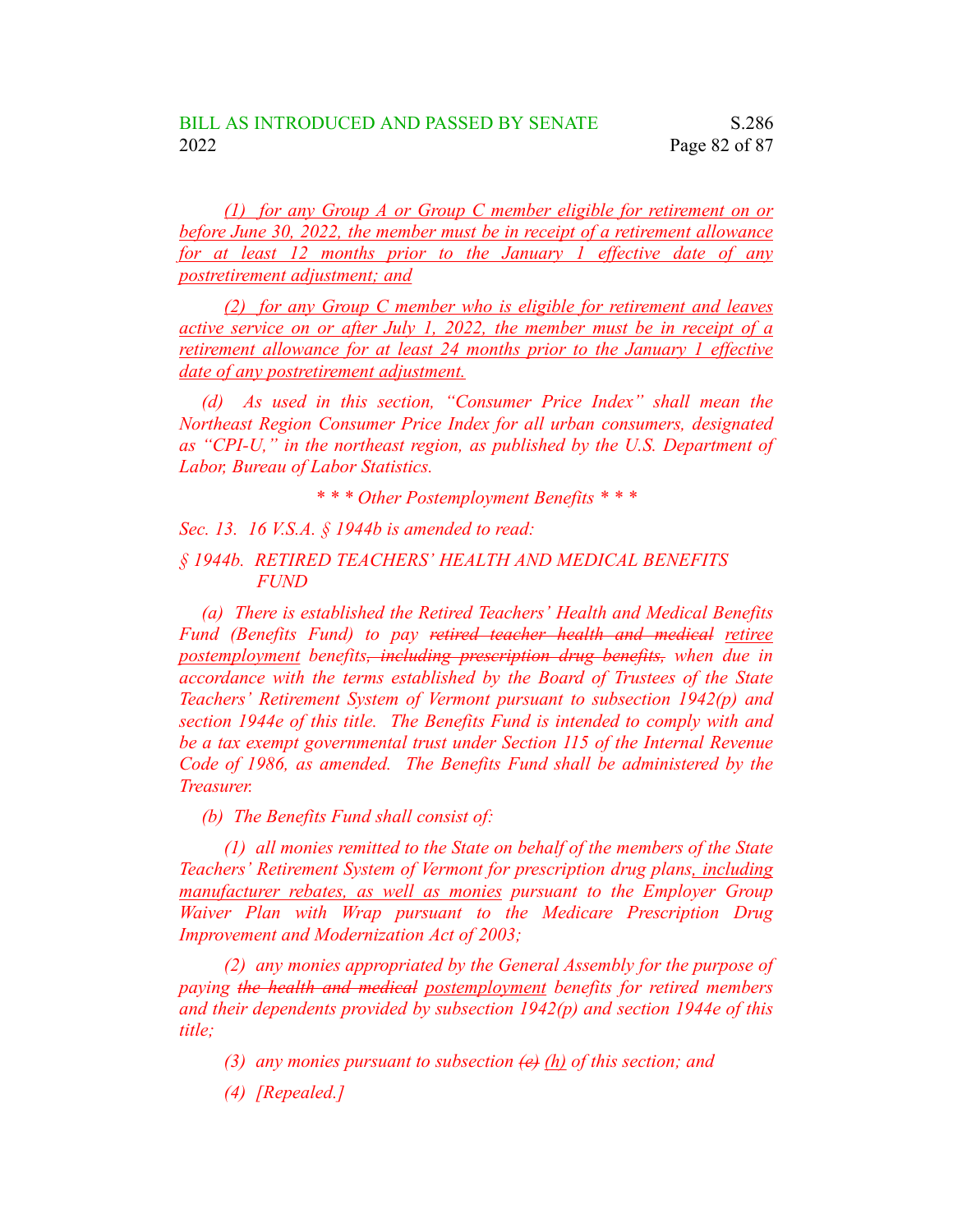(1) for any Group A or Group C member eligible for retirement on or before June 30, 2022, the member must be in receipt of a retirement allowance for at least 12 months prior to the January 1 effective date of any postretirement adjustment; and

(2) for any Group C member who is eligible for retirement and leaves active service on or after July 1, 2022, the member must be in receipt of a retirement allowance for at least 24 months prior to the January 1 effective date of any postretirement adjustment.

(d) As used in this section, "Consumer Price Index" shall mean the Northeast Region Consumer Price Index for all urban consumers, designated as "CPI-U," in the northeast region, as published by the U.S. Department of Labor, Bureau of Labor Statistics.

\* \* \* Other Postemployment Benefits \* \* \*

Sec. 13. 16 V.S.A. § 1944b is amended to read:

§ 1944b. RETIRED TEACHERS' HEALTH AND MEDICAL BENEFITS FUND

(a) There is established the Retired Teachers' Health and Medical Benefits Fund (Benefits Fund) to pay ~~retired teacher health and medical~~ retiree postemployment benefits~~, including prescription drug benefits,~~ when due in accordance with the terms established by the Board of Trustees of the State Teachers' Retirement System of Vermont pursuant to subsection 1942(p) and section 1944e of this title. The Benefits Fund is intended to comply with and be a tax exempt governmental trust under Section 115 of the Internal Revenue Code of 1986, as amended. The Benefits Fund shall be administered by the Treasurer.

(b) The Benefits Fund shall consist of:

(1) all monies remitted to the State on behalf of the members of the State Teachers' Retirement System of Vermont for prescription drug plans, including manufacturer rebates, as well as monies pursuant to the Employer Group Waiver Plan with Wrap pursuant to the Medicare Prescription Drug Improvement and Modernization Act of 2003;

(2) any monies appropriated by the General Assembly for the purpose of paying ~~the health and medical~~ postemployment benefits for retired members and their dependents provided by subsection 1942(p) and section 1944e of this title;

(3) any monies pursuant to subsection ~~(e)~~ (h) of this section; and

(4) [Repealed.]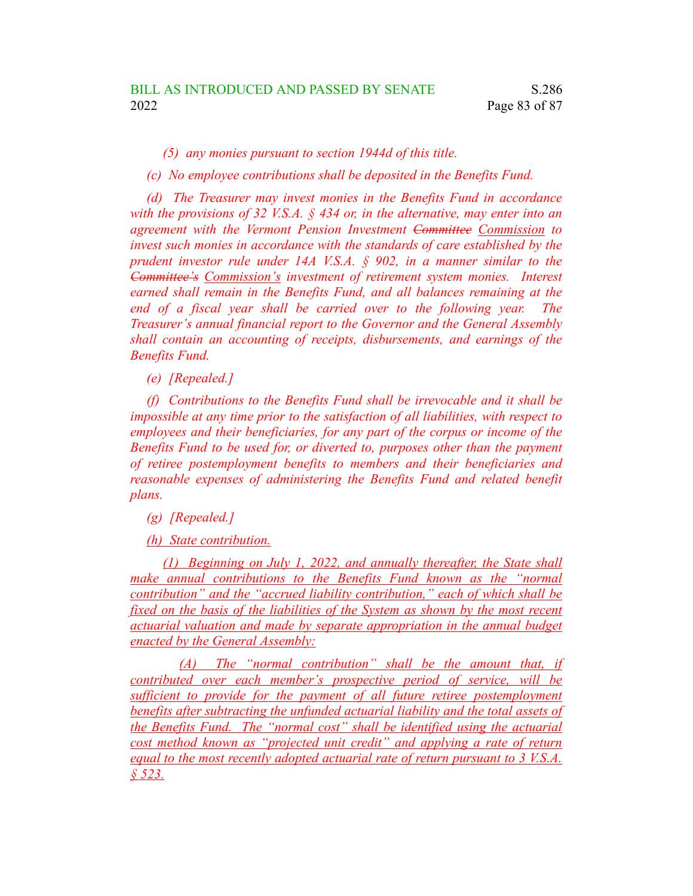*(5) any monies pursuant to section 1944d of this title.*

*(c) No employee contributions shall be deposited in the Benefits Fund.*

*(d) The Treasurer may invest monies in the Benefits Fund in accordance with the provisions of 32 V.S.A. § 434 or, in the alternative, may enter into an agreement with the Vermont Pension Investment ~~Committee~~ <u>Commission</u> to invest such monies in accordance with the standards of care established by the prudent investor rule under 14A V.S.A. § 902, in a manner similar to the ~~Committee's~~ <u>Commission's</u> investment of retirement system monies. Interest earned shall remain in the Benefits Fund, and all balances remaining at the end of a fiscal year shall be carried over to the following year. The Treasurer's annual financial report to the Governor and the General Assembly shall contain an accounting of receipts, disbursements, and earnings of the Benefits Fund.*

*(e) [Repealed.]*

*(f) Contributions to the Benefits Fund shall be irrevocable and it shall be impossible at any time prior to the satisfaction of all liabilities, with respect to employees and their beneficiaries, for any part of the corpus or income of the Benefits Fund to be used for, or diverted to, purposes other than the payment of retiree postemployment benefits to members and their beneficiaries and reasonable expenses of administering the Benefits Fund and related benefit plans.*

*(g) [Repealed.]*

*<u>(h) State contribution.</u>*

*<u>(1) Beginning on July 1, 2022, and annually thereafter, the State shall make annual contributions to the Benefits Fund known as the "normal contribution" and the "accrued liability contribution," each of which shall be fixed on the basis of the liabilities of the System as shown by the most recent actuarial valuation and made by separate appropriation in the annual budget enacted by the General Assembly:</u>*

*<u>(A) The "normal contribution" shall be the amount that, if contributed over each member's prospective period of service, will be sufficient to provide for the payment of all future retiree postemployment benefits after subtracting the unfunded actuarial liability and the total assets of the Benefits Fund. The "normal cost" shall be identified using the actuarial cost method known as "projected unit credit" and applying a rate of return equal to the most recently adopted actuarial rate of return pursuant to 3 V.S.A. § 523.</u>*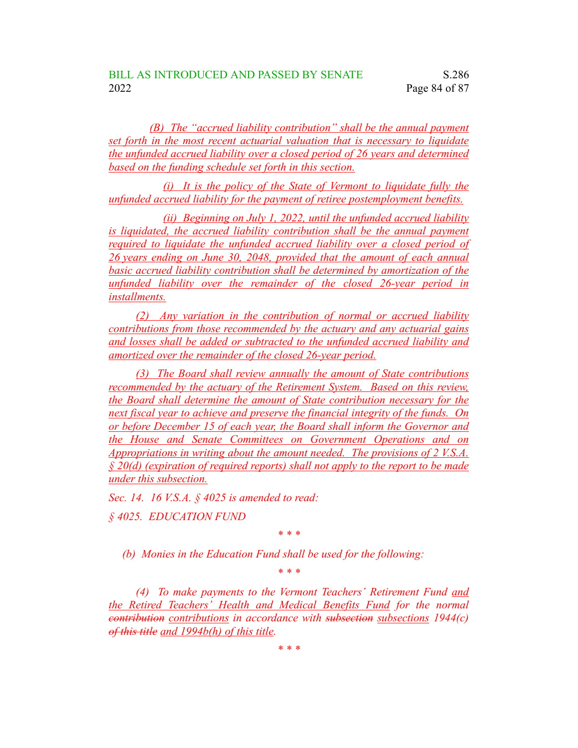(B) The "accrued liability contribution" shall be the annual payment set forth in the most recent actuarial valuation that is necessary to liquidate the unfunded accrued liability over a closed period of 26 years and determined based on the funding schedule set forth in this section.

(i) It is the policy of the State of Vermont to liquidate fully the unfunded accrued liability for the payment of retiree postemployment benefits.

(ii) Beginning on July 1, 2022, until the unfunded accrued liability is liquidated, the accrued liability contribution shall be the annual payment required to liquidate the unfunded accrued liability over a closed period of 26 years ending on June 30, 2048, provided that the amount of each annual basic accrued liability contribution shall be determined by amortization of the unfunded liability over the remainder of the closed 26-year period in installments.

(2) Any variation in the contribution of normal or accrued liability contributions from those recommended by the actuary and any actuarial gains and losses shall be added or subtracted to the unfunded accrued liability and amortized over the remainder of the closed 26-year period.

(3) The Board shall review annually the amount of State contributions recommended by the actuary of the Retirement System. Based on this review, the Board shall determine the amount of State contribution necessary for the next fiscal year to achieve and preserve the financial integrity of the funds. On or before December 15 of each year, the Board shall inform the Governor and the House and Senate Committees on Government Operations and on Appropriations in writing about the amount needed. The provisions of 2 V.S.A. § 20(d) (expiration of required reports) shall not apply to the report to be made under this subsection.

*Sec. 14. 16 V.S.A. § 4025 is amended to read:*

*§ 4025. EDUCATION FUND*

\* \* \*

*(b) Monies in the Education Fund shall be used for the following:*

\* \* \*

*(4) To make payments to the Vermont Teachers' Retirement Fund and the Retired Teachers' Health and Medical Benefits Fund for the normal ~~contribution~~ contributions in accordance with ~~subsection~~ subsections 1944(c) ~~of this title~~ and 1994b(h) of this title.*

\* \* \*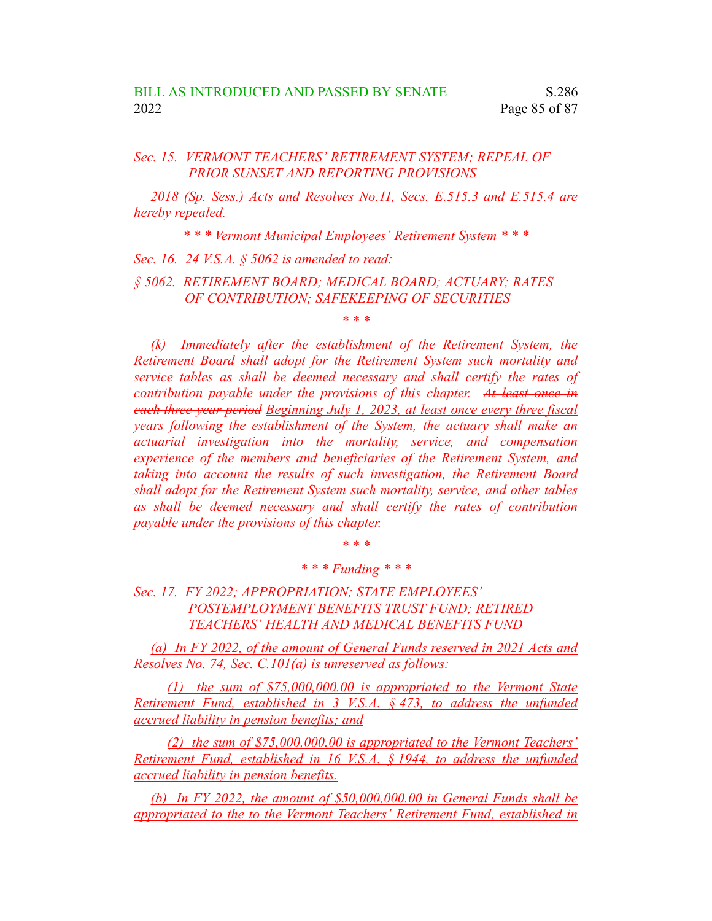*Sec. 15. VERMONT TEACHERS' RETIREMENT SYSTEM; REPEAL OF PRIOR SUNSET AND REPORTING PROVISIONS*

*2018 (Sp. Sess.) Acts and Resolves No.11, Secs. E.515.3 and E.515.4 are hereby repealed.*

*\* \* \* Vermont Municipal Employees' Retirement System \* \* \**

*Sec. 16. 24 V.S.A. § 5062 is amended to read:*

*§ 5062. RETIREMENT BOARD; MEDICAL BOARD; ACTUARY; RATES OF CONTRIBUTION; SAFEKEEPING OF SECURITIES*

*\* \* \**

*(k) Immediately after the establishment of the Retirement System, the Retirement Board shall adopt for the Retirement System such mortality and service tables as shall be deemed necessary and shall certify the rates of contribution payable under the provisions of this chapter. ~~At least once in each three-year period~~ Beginning July 1, 2023, at least once every three fiscal years following the establishment of the System, the actuary shall make an actuarial investigation into the mortality, service, and compensation experience of the members and beneficiaries of the Retirement System, and taking into account the results of such investigation, the Retirement Board shall adopt for the Retirement System such mortality, service, and other tables as shall be deemed necessary and shall certify the rates of contribution payable under the provisions of this chapter.*

*\* \* \**

*\* \* \* Funding \* \* \**

*Sec. 17. FY 2022; APPROPRIATION; STATE EMPLOYEES' POSTEMPLOYMENT BENEFITS TRUST FUND; RETIRED TEACHERS' HEALTH AND MEDICAL BENEFITS FUND*

*(a) In FY 2022, of the amount of General Funds reserved in 2021 Acts and Resolves No. 74, Sec. C.101(a) is unreserved as follows:*

*(1) the sum of $75,000,000.00 is appropriated to the Vermont State Retirement Fund, established in 3 V.S.A. § 473, to address the unfunded accrued liability in pension benefits; and*

*(2) the sum of $75,000,000.00 is appropriated to the Vermont Teachers' Retirement Fund, established in 16 V.S.A. § 1944, to address the unfunded accrued liability in pension benefits.*

*(b) In FY 2022, the amount of $50,000,000.00 in General Funds shall be appropriated to the to the Vermont Teachers' Retirement Fund, established in*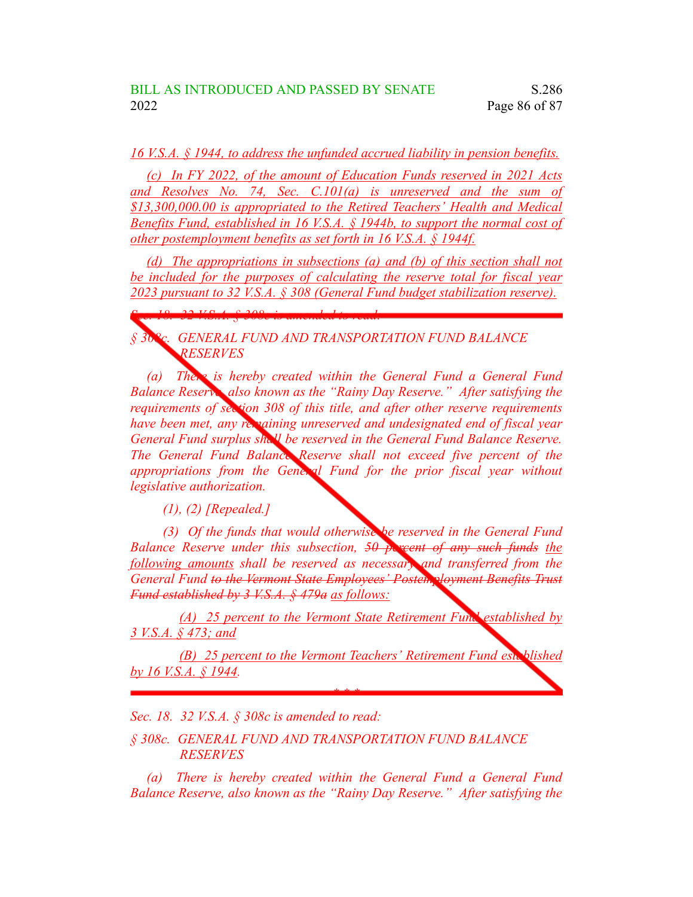<u>16 V.S.A. § 1944, to address the unfunded accrued liability in pension benefits.</u>

<u>(c) In FY 2022, of the amount of Education Funds reserved in 2021 Acts and Resolves No. 74, Sec. C.101(a) is unreserved and the sum of $13,300,000.00 is appropriated to the Retired Teachers' Health and Medical Benefits Fund, established in 16 V.S.A. § 1944b, to support the normal cost of other postemployment benefits as set forth in 16 V.S.A. § 1944f.</u>

<u>(d) The appropriations in subsections (a) and (b) of this section shall not be included for the purposes of calculating the reserve total for fiscal year 2023 pursuant to 32 V.S.A. § 308 (General Fund budget stabilization reserve).</u>

~~*Sec. 18. 32 V.S.A. § 308c is amended to read:*~~

*§ 308c. GENERAL FUND AND TRANSPORTATION FUND BALANCE RESERVES*

*(a) There is hereby created within the General Fund a General Fund Balance Reserve, also known as the "Rainy Day Reserve." After satisfying the requirements of section 308 of this title, and after other reserve requirements have been met, any remaining unreserved and undesignated end of fiscal year General Fund surplus shall be reserved in the General Fund Balance Reserve. The General Fund Balance Reserve shall not exceed five percent of the appropriations from the General Fund for the prior fiscal year without legislative authorization.*

*(1), (2) [Repealed.]*

*(3) Of the funds that would otherwise be reserved in the General Fund Balance Reserve under this subsection, ~~50 percent of any such funds~~ <u>the following amounts</u> shall be reserved as necessary and transferred from the General Fund ~~to the Vermont State Employees' Postemployment Benefits Trust Fund established by 3 V.S.A. § 479a~~ <u>as follows:</u>*

*<u>(A) 25 percent to the Vermont State Retirement Fund established by 3 V.S.A. § 473; and</u>*

*<u>(B) 25 percent to the Vermont Teachers' Retirement Fund established by 16 V.S.A. § 1944.</u>*

\* \* \*

*Sec. 18. 32 V.S.A. § 308c is amended to read:*

*§ 308c. GENERAL FUND AND TRANSPORTATION FUND BALANCE RESERVES*

*(a) There is hereby created within the General Fund a General Fund Balance Reserve, also known as the "Rainy Day Reserve." After satisfying the*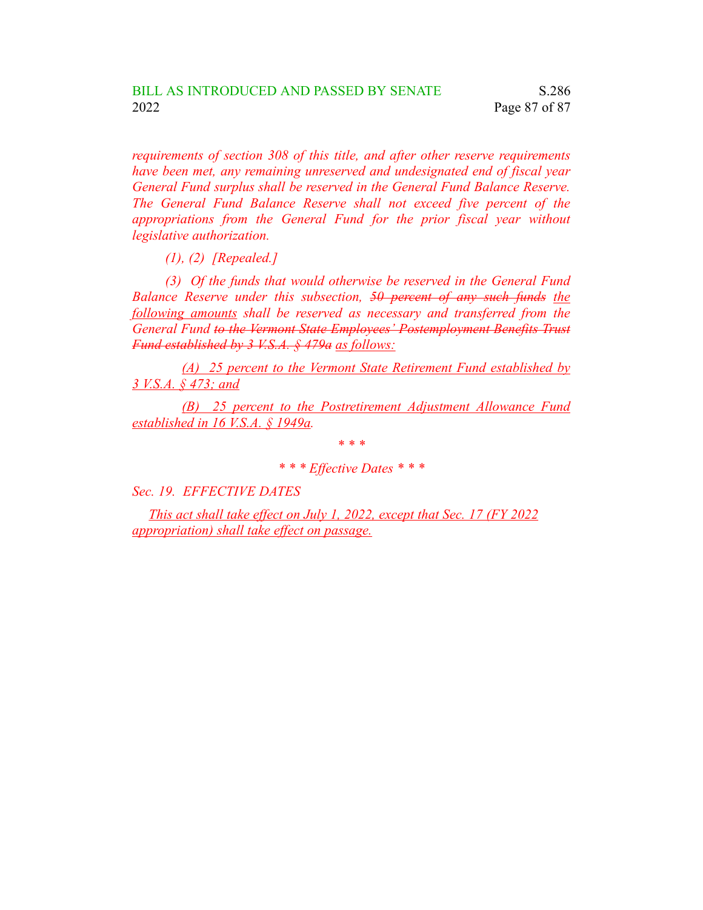*requirements of section 308 of this title, and after other reserve requirements have been met, any remaining unreserved and undesignated end of fiscal year General Fund surplus shall be reserved in the General Fund Balance Reserve. The General Fund Balance Reserve shall not exceed five percent of the appropriations from the General Fund for the prior fiscal year without legislative authorization.*

*(1), (2) [Repealed.]*

*(3) Of the funds that would otherwise be reserved in the General Fund Balance Reserve under this subsection, ~~50 percent of any such funds~~ <u>the following amounts</u> shall be reserved as necessary and transferred from the General Fund ~~to the Vermont State Employees' Postemployment Benefits Trust Fund established by 3 V.S.A. § 479a~~ <u>as follows:</u>*

*<u>(A) 25 percent to the Vermont State Retirement Fund established by 3 V.S.A. § 473; and</u>*

*<u>(B) 25 percent to the Postretirement Adjustment Allowance Fund established in 16 V.S.A. § 1949a</u>.*

*\* \* \**

*\* \* \* Effective Dates \* \* \**

*Sec. 19. EFFECTIVE DATES*

*<u>This act shall take effect on July 1, 2022, except that Sec. 17 (FY 2022 appropriation) shall take effect on passage.</u>*